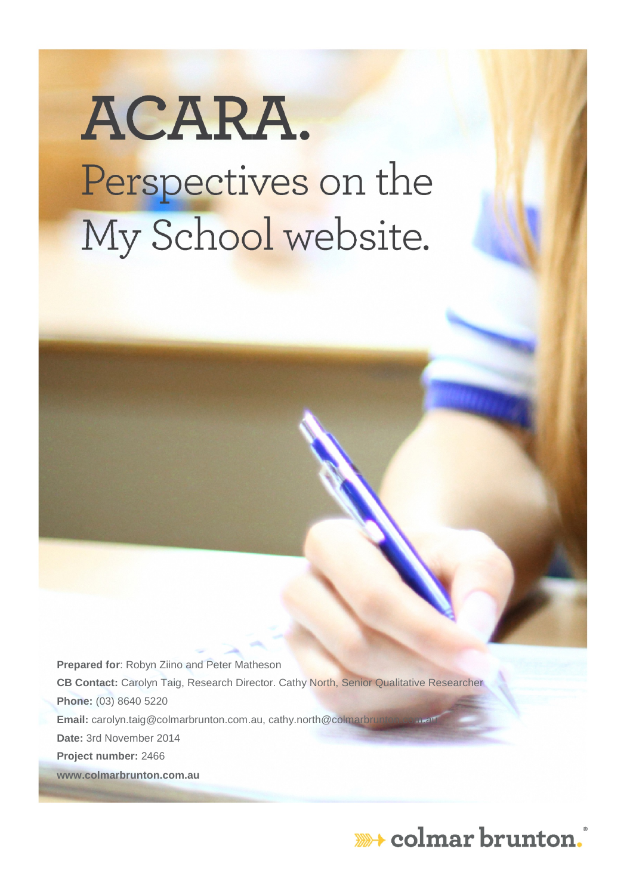# ACARA.

## Perspectives on the My School website.

**Prepared for**: Robyn Ziino and Peter Matheson

**CB Contact:** Carolyn Taig, Research Director. Cathy North, Senior Qualitative Researcher

**Phone:** (03) 8640 5220

**Email:** carolyn.taig@colmarbrunton.com.au, cathy.north@colmarbrunton.com.au

**Date:** 3rd November 2014

**Project number:** 2466

**www.colmarbrunton.com.au**

colmar brunton.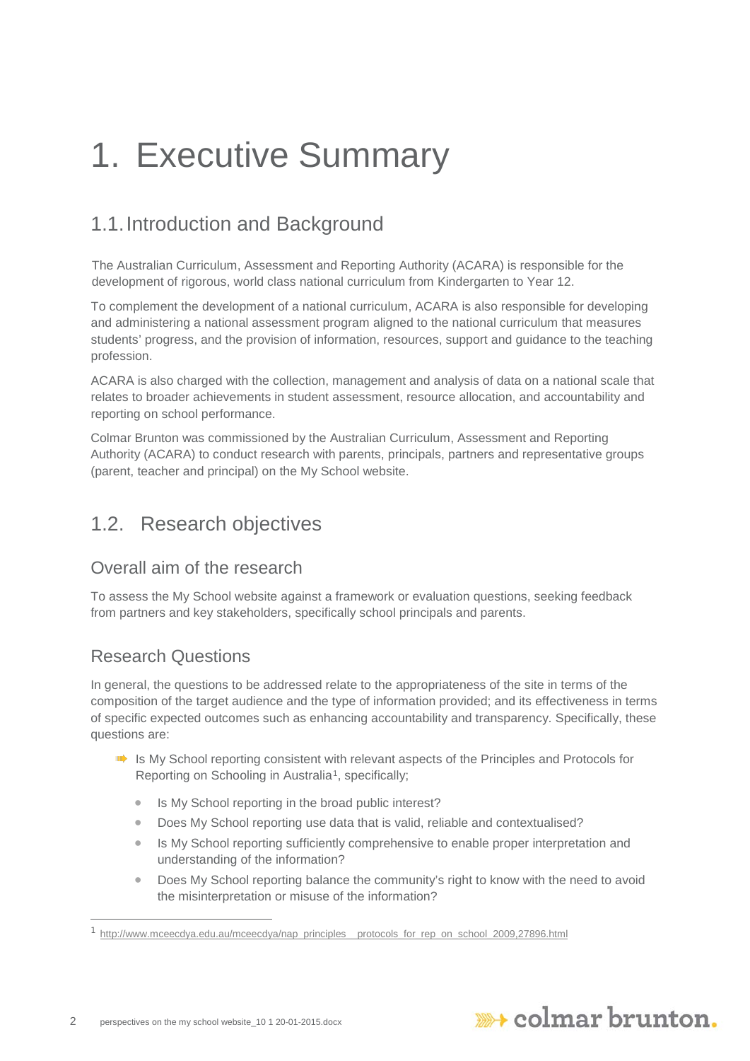# 1. Executive Summary

## 1.1. Introduction and Background

The Australian Curriculum, Assessment and Reporting Authority (ACARA) is responsible for the development of rigorous, world class national curriculum from Kindergarten to Year 12.

To complement the development of a national curriculum, ACARA is also responsible for developing and administering a national assessment program aligned to the national curriculum that measures students' progress, and the provision of information, resources, support and guidance to the teaching profession.

ACARA is also charged with the collection, management and analysis of data on a national scale that relates to broader achievements in student assessment, resource allocation, and accountability and reporting on school performance.

Colmar Brunton was commissioned by the Australian Curriculum, Assessment and Reporting Authority (ACARA) to conduct research with parents, principals, partners and representative groups (parent, teacher and principal) on the My School website.

## 1.2. Research objectives

### Overall aim of the research

To assess the My School website against a framework or evaluation questions, seeking feedback from partners and key stakeholders, specifically school principals and parents.

### Research Questions

In general, the questions to be addressed relate to the appropriateness of the site in terms of the composition of the target audience and the type of information provided; and its effectiveness in terms of specific expected outcomes such as enhancing accountability and transparency. Specifically, these questions are:

- Is My School reporting consistent with relevant aspects of the Principles and Protocols for Reporting on Schooling in Australia[1], specifically;
  - Is My School reporting in the broad public interest?
  - Does My School reporting use data that is valid, reliable and contextualised?
  - Is My School reporting sufficiently comprehensive to enable proper interpretation and understanding of the information?
  - Does My School reporting balance the community's right to know with the need to avoid the misinterpretation or misuse of the information?

[1] http://www.mceecdya.edu.au/mceecdya/nap_principles__protocols_for_rep_on_school_2009,27896.html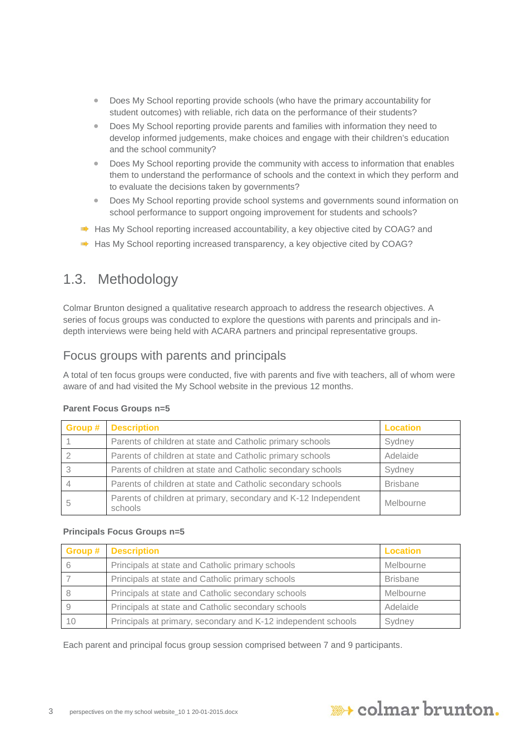- Does My School reporting provide schools (who have the primary accountability for student outcomes) with reliable, rich data on the performance of their students?
- Does My School reporting provide parents and families with information they need to develop informed judgements, make choices and engage with their children's education and the school community?
- Does My School reporting provide the community with access to information that enables them to understand the performance of schools and the context in which they perform and to evaluate the decisions taken by governments?
- Does My School reporting provide school systems and governments sound information on school performance to support ongoing improvement for students and schools?

- Has My School reporting increased accountability, a key objective cited by COAG? and
- Has My School reporting increased transparency, a key objective cited by COAG?

## 1.3. Methodology

Colmar Brunton designed a qualitative research approach to address the research objectives. A series of focus groups was conducted to explore the questions with parents and principals and in-depth interviews were being held with ACARA partners and principal representative groups.

### Focus groups with parents and principals

A total of ten focus groups were conducted, five with parents and five with teachers, all of whom were aware of and had visited the My School website in the previous 12 months.

**Parent Focus Groups n=5**

| Group # | Description | Location |
|---|---|---|
| 1 | Parents of children at state and Catholic primary schools | Sydney |
| 2 | Parents of children at state and Catholic primary schools | Adelaide |
| 3 | Parents of children at state and Catholic secondary schools | Sydney |
| 4 | Parents of children at state and Catholic secondary schools | Brisbane |
| 5 | Parents of children at primary, secondary and K-12 Independent schools | Melbourne |

**Principals Focus Groups n=5**

| Group # | Description | Location |
|---|---|---|
| 6 | Principals at state and Catholic primary schools | Melbourne |
| 7 | Principals at state and Catholic primary schools | Brisbane |
| 8 | Principals at state and Catholic secondary schools | Melbourne |
| 9 | Principals at state and Catholic secondary schools | Adelaide |
| 10 | Principals at primary, secondary and K-12 independent schools | Sydney |

Each parent and principal focus group session comprised between 7 and 9 participants.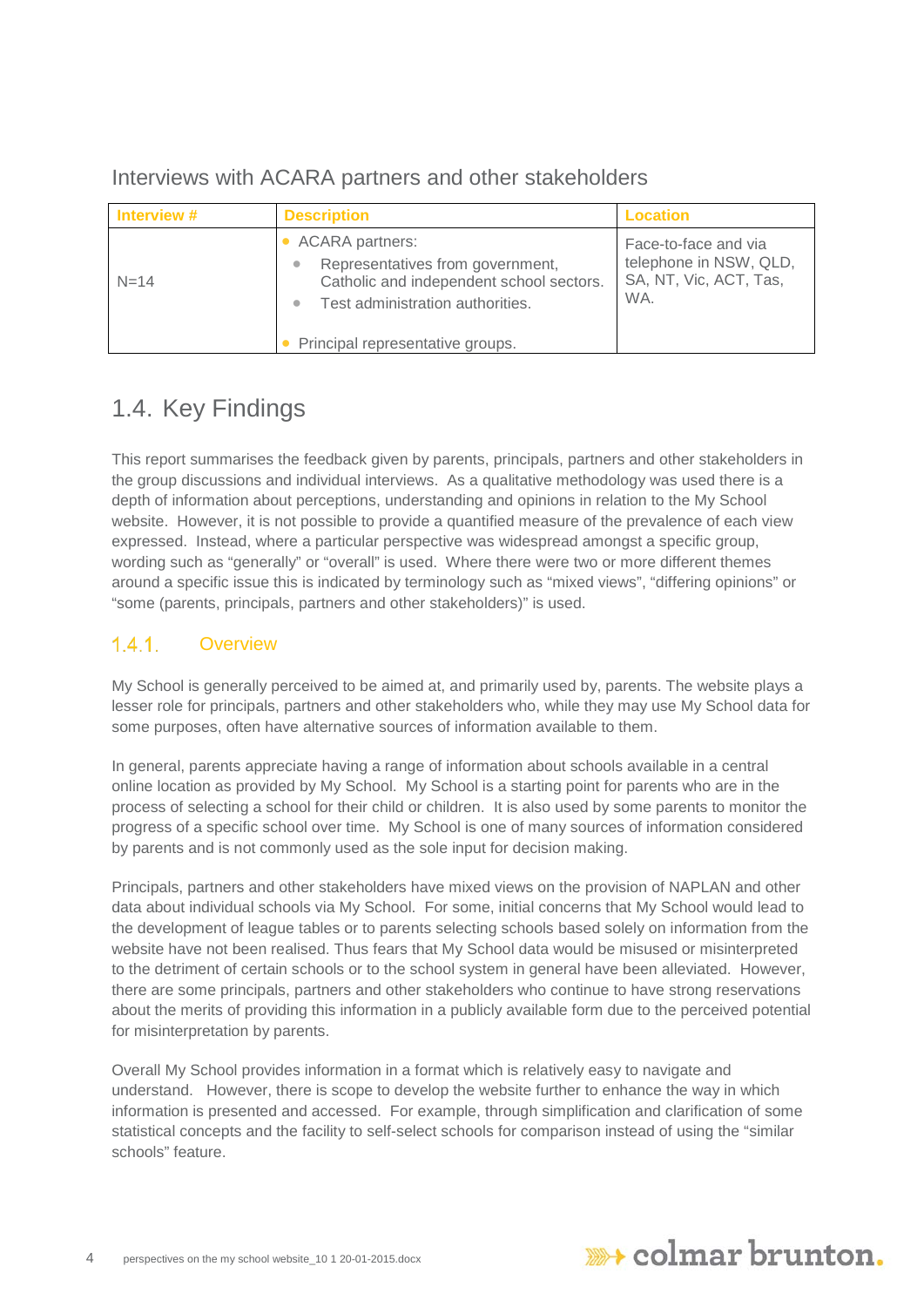### Interviews with ACARA partners and other stakeholders

| Interview # | Description | Location |
|---|---|---|
| N=14 | • ACARA partners:<br>  ◦ Representatives from government, Catholic and independent school sectors.<br>  ◦ Test administration authorities.<br>• Principal representative groups. | Face-to-face and via telephone in NSW, QLD, SA, NT, Vic, ACT, Tas, WA. |

## 1.4. Key Findings

This report summarises the feedback given by parents, principals, partners and other stakeholders in the group discussions and individual interviews. As a qualitative methodology was used there is a depth of information about perceptions, understanding and opinions in relation to the My School website. However, it is not possible to provide a quantified measure of the prevalence of each view expressed. Instead, where a particular perspective was widespread amongst a specific group, wording such as "generally" or "overall" is used. Where there were two or more different themes around a specific issue this is indicated by terminology such as "mixed views", "differing opinions" or "some (parents, principals, partners and other stakeholders)" is used.

### 1.4.1. Overview

My School is generally perceived to be aimed at, and primarily used by, parents. The website plays a lesser role for principals, partners and other stakeholders who, while they may use My School data for some purposes, often have alternative sources of information available to them.

In general, parents appreciate having a range of information about schools available in a central online location as provided by My School. My School is a starting point for parents who are in the process of selecting a school for their child or children. It is also used by some parents to monitor the progress of a specific school over time. My School is one of many sources of information considered by parents and is not commonly used as the sole input for decision making.

Principals, partners and other stakeholders have mixed views on the provision of NAPLAN and other data about individual schools via My School. For some, initial concerns that My School would lead to the development of league tables or to parents selecting schools based solely on information from the website have not been realised. Thus fears that My School data would be misused or misinterpreted to the detriment of certain schools or to the school system in general have been alleviated. However, there are some principals, partners and other stakeholders who continue to have strong reservations about the merits of providing this information in a publicly available form due to the perceived potential for misinterpretation by parents.

Overall My School provides information in a format which is relatively easy to navigate and understand. However, there is scope to develop the website further to enhance the way in which information is presented and accessed. For example, through simplification and clarification of some statistical concepts and the facility to self-select schools for comparison instead of using the "similar schools" feature.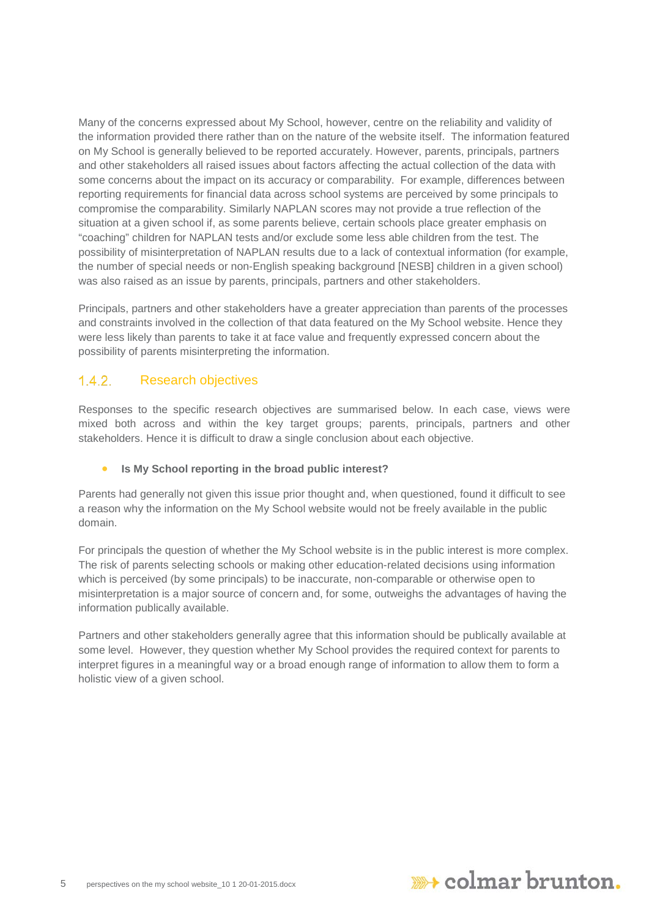Many of the concerns expressed about My School, however, centre on the reliability and validity of the information provided there rather than on the nature of the website itself. The information featured on My School is generally believed to be reported accurately. However, parents, principals, partners and other stakeholders all raised issues about factors affecting the actual collection of the data with some concerns about the impact on its accuracy or comparability. For example, differences between reporting requirements for financial data across school systems are perceived by some principals to compromise the comparability. Similarly NAPLAN scores may not provide a true reflection of the situation at a given school if, as some parents believe, certain schools place greater emphasis on "coaching" children for NAPLAN tests and/or exclude some less able children from the test. The possibility of misinterpretation of NAPLAN results due to a lack of contextual information (for example, the number of special needs or non-English speaking background [NESB] children in a given school) was also raised as an issue by parents, principals, partners and other stakeholders.

Principals, partners and other stakeholders have a greater appreciation than parents of the processes and constraints involved in the collection of that data featured on the My School website. Hence they were less likely than parents to take it at face value and frequently expressed concern about the possibility of parents misinterpreting the information.

### 1.4.2. Research objectives

Responses to the specific research objectives are summarised below. In each case, views were mixed both across and within the key target groups; parents, principals, partners and other stakeholders. Hence it is difficult to draw a single conclusion about each objective.

- **Is My School reporting in the broad public interest?**

Parents had generally not given this issue prior thought and, when questioned, found it difficult to see a reason why the information on the My School website would not be freely available in the public domain.

For principals the question of whether the My School website is in the public interest is more complex. The risk of parents selecting schools or making other education-related decisions using information which is perceived (by some principals) to be inaccurate, non-comparable or otherwise open to misinterpretation is a major source of concern and, for some, outweighs the advantages of having the information publically available.

Partners and other stakeholders generally agree that this information should be publically available at some level. However, they question whether My School provides the required context for parents to interpret figures in a meaningful way or a broad enough range of information to allow them to form a holistic view of a given school.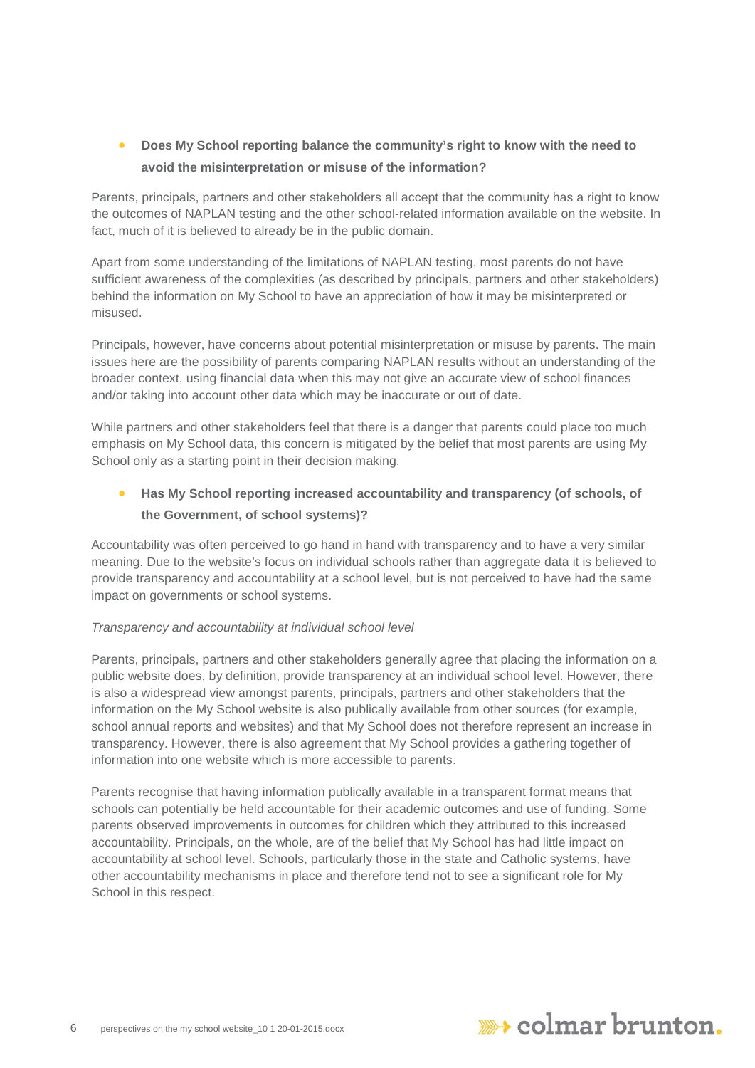- **Does My School reporting balance the community's right to know with the need to avoid the misinterpretation or misuse of the information?**

Parents, principals, partners and other stakeholders all accept that the community has a right to know the outcomes of NAPLAN testing and the other school-related information available on the website. In fact, much of it is believed to already be in the public domain.

Apart from some understanding of the limitations of NAPLAN testing, most parents do not have sufficient awareness of the complexities (as described by principals, partners and other stakeholders) behind the information on My School to have an appreciation of how it may be misinterpreted or misused.

Principals, however, have concerns about potential misinterpretation or misuse by parents. The main issues here are the possibility of parents comparing NAPLAN results without an understanding of the broader context, using financial data when this may not give an accurate view of school finances and/or taking into account other data which may be inaccurate or out of date.

While partners and other stakeholders feel that there is a danger that parents could place too much emphasis on My School data, this concern is mitigated by the belief that most parents are using My School only as a starting point in their decision making.

- **Has My School reporting increased accountability and transparency (of schools, of the Government, of school systems)?**

Accountability was often perceived to go hand in hand with transparency and to have a very similar meaning. Due to the website's focus on individual schools rather than aggregate data it is believed to provide transparency and accountability at a school level, but is not perceived to have had the same impact on governments or school systems.

*Transparency and accountability at individual school level*

Parents, principals, partners and other stakeholders generally agree that placing the information on a public website does, by definition, provide transparency at an individual school level. However, there is also a widespread view amongst parents, principals, partners and other stakeholders that the information on the My School website is also publically available from other sources (for example, school annual reports and websites) and that My School does not therefore represent an increase in transparency. However, there is also agreement that My School provides a gathering together of information into one website which is more accessible to parents.

Parents recognise that having information publically available in a transparent format means that schools can potentially be held accountable for their academic outcomes and use of funding. Some parents observed improvements in outcomes for children which they attributed to this increased accountability. Principals, on the whole, are of the belief that My School has had little impact on accountability at school level. Schools, particularly those in the state and Catholic systems, have other accountability mechanisms in place and therefore tend not to see a significant role for My School in this respect.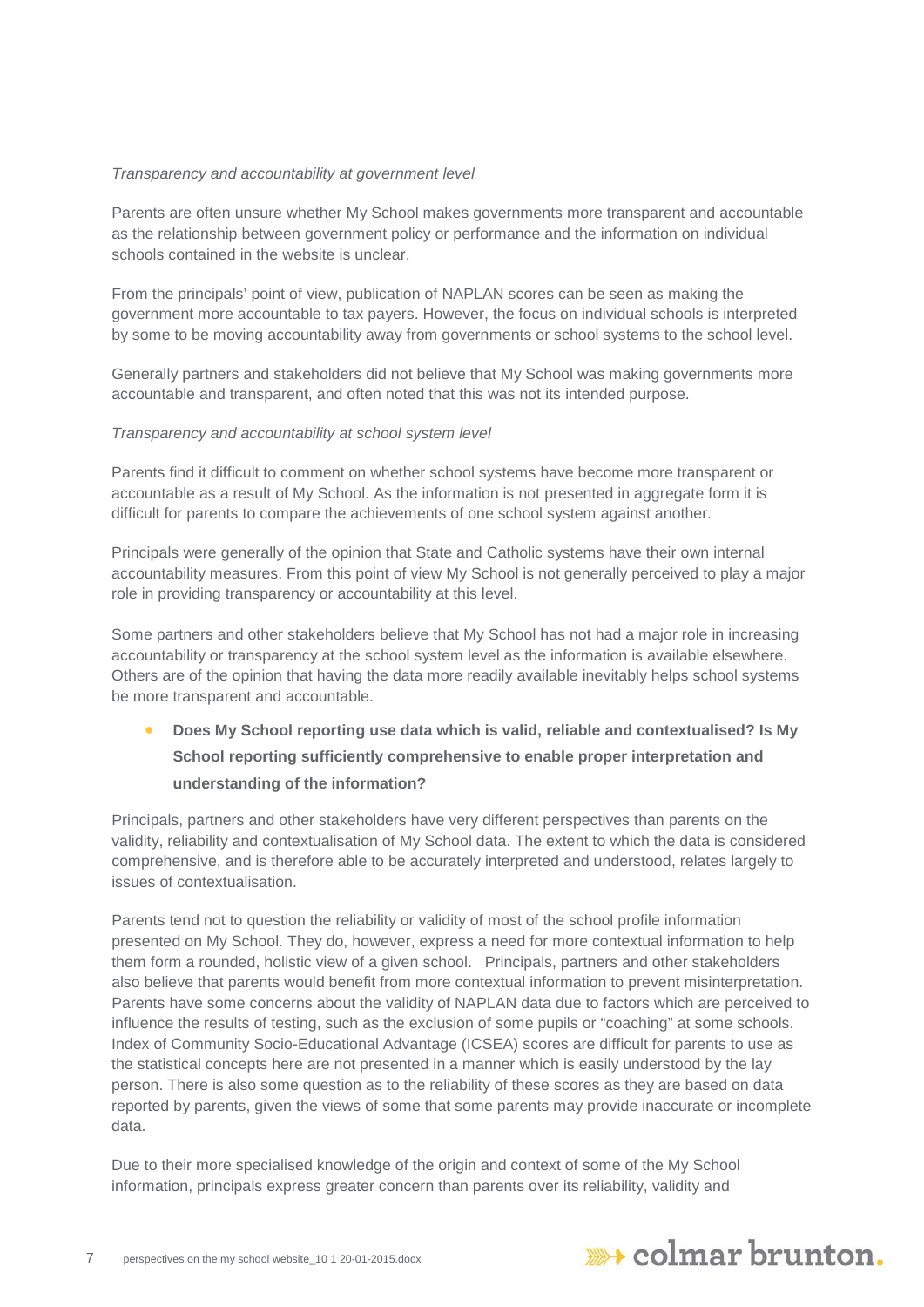*Transparency and accountability at government level*

Parents are often unsure whether My School makes governments more transparent and accountable as the relationship between government policy or performance and the information on individual schools contained in the website is unclear.

From the principals' point of view, publication of NAPLAN scores can be seen as making the government more accountable to tax payers. However, the focus on individual schools is interpreted by some to be moving accountability away from governments or school systems to the school level.

Generally partners and stakeholders did not believe that My School was making governments more accountable and transparent, and often noted that this was not its intended purpose.

*Transparency and accountability at school system level*

Parents find it difficult to comment on whether school systems have become more transparent or accountable as a result of My School. As the information is not presented in aggregate form it is difficult for parents to compare the achievements of one school system against another.

Principals were generally of the opinion that State and Catholic systems have their own internal accountability measures. From this point of view My School is not generally perceived to play a major role in providing transparency or accountability at this level.

Some partners and other stakeholders believe that My School has not had a major role in increasing accountability or transparency at the school system level as the information is available elsewhere. Others are of the opinion that having the data more readily available inevitably helps school systems be more transparent and accountable.

- **Does My School reporting use data which is valid, reliable and contextualised? Is My School reporting sufficiently comprehensive to enable proper interpretation and understanding of the information?**

Principals, partners and other stakeholders have very different perspectives than parents on the validity, reliability and contextualisation of My School data. The extent to which the data is considered comprehensive, and is therefore able to be accurately interpreted and understood, relates largely to issues of contextualisation.

Parents tend not to question the reliability or validity of most of the school profile information presented on My School. They do, however, express a need for more contextual information to help them form a rounded, holistic view of a given school. Principals, partners and other stakeholders also believe that parents would benefit from more contextual information to prevent misinterpretation. Parents have some concerns about the validity of NAPLAN data due to factors which are perceived to influence the results of testing, such as the exclusion of some pupils or "coaching" at some schools. Index of Community Socio-Educational Advantage (ICSEA) scores are difficult for parents to use as the statistical concepts here are not presented in a manner which is easily understood by the lay person. There is also some question as to the reliability of these scores as they are based on data reported by parents, given the views of some that some parents may provide inaccurate or incomplete data.

Due to their more specialised knowledge of the origin and context of some of the My School information, principals express greater concern than parents over its reliability, validity and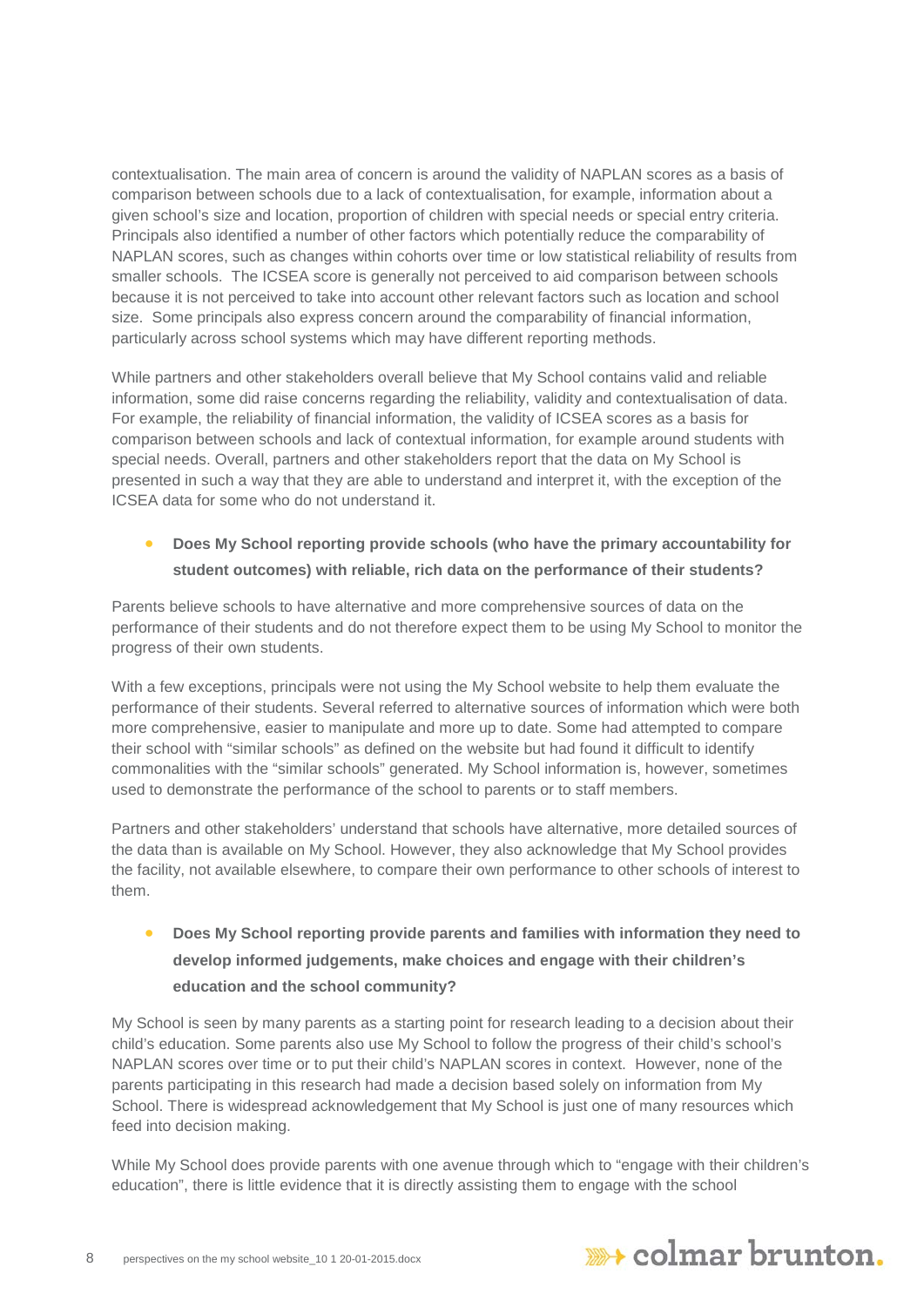contextualisation. The main area of concern is around the validity of NAPLAN scores as a basis of comparison between schools due to a lack of contextualisation, for example, information about a given school's size and location, proportion of children with special needs or special entry criteria. Principals also identified a number of other factors which potentially reduce the comparability of NAPLAN scores, such as changes within cohorts over time or low statistical reliability of results from smaller schools. The ICSEA score is generally not perceived to aid comparison between schools because it is not perceived to take into account other relevant factors such as location and school size. Some principals also express concern around the comparability of financial information, particularly across school systems which may have different reporting methods.

While partners and other stakeholders overall believe that My School contains valid and reliable information, some did raise concerns regarding the reliability, validity and contextualisation of data. For example, the reliability of financial information, the validity of ICSEA scores as a basis for comparison between schools and lack of contextual information, for example around students with special needs. Overall, partners and other stakeholders report that the data on My School is presented in such a way that they are able to understand and interpret it, with the exception of the ICSEA data for some who do not understand it.

- **Does My School reporting provide schools (who have the primary accountability for student outcomes) with reliable, rich data on the performance of their students?**

Parents believe schools to have alternative and more comprehensive sources of data on the performance of their students and do not therefore expect them to be using My School to monitor the progress of their own students.

With a few exceptions, principals were not using the My School website to help them evaluate the performance of their students. Several referred to alternative sources of information which were both more comprehensive, easier to manipulate and more up to date. Some had attempted to compare their school with "similar schools" as defined on the website but had found it difficult to identify commonalities with the "similar schools" generated. My School information is, however, sometimes used to demonstrate the performance of the school to parents or to staff members.

Partners and other stakeholders' understand that schools have alternative, more detailed sources of the data than is available on My School. However, they also acknowledge that My School provides the facility, not available elsewhere, to compare their own performance to other schools of interest to them.

- **Does My School reporting provide parents and families with information they need to develop informed judgements, make choices and engage with their children's education and the school community?**

My School is seen by many parents as a starting point for research leading to a decision about their child's education. Some parents also use My School to follow the progress of their child's school's NAPLAN scores over time or to put their child's NAPLAN scores in context. However, none of the parents participating in this research had made a decision based solely on information from My School. There is widespread acknowledgement that My School is just one of many resources which feed into decision making.

While My School does provide parents with one avenue through which to "engage with their children's education", there is little evidence that it is directly assisting them to engage with the school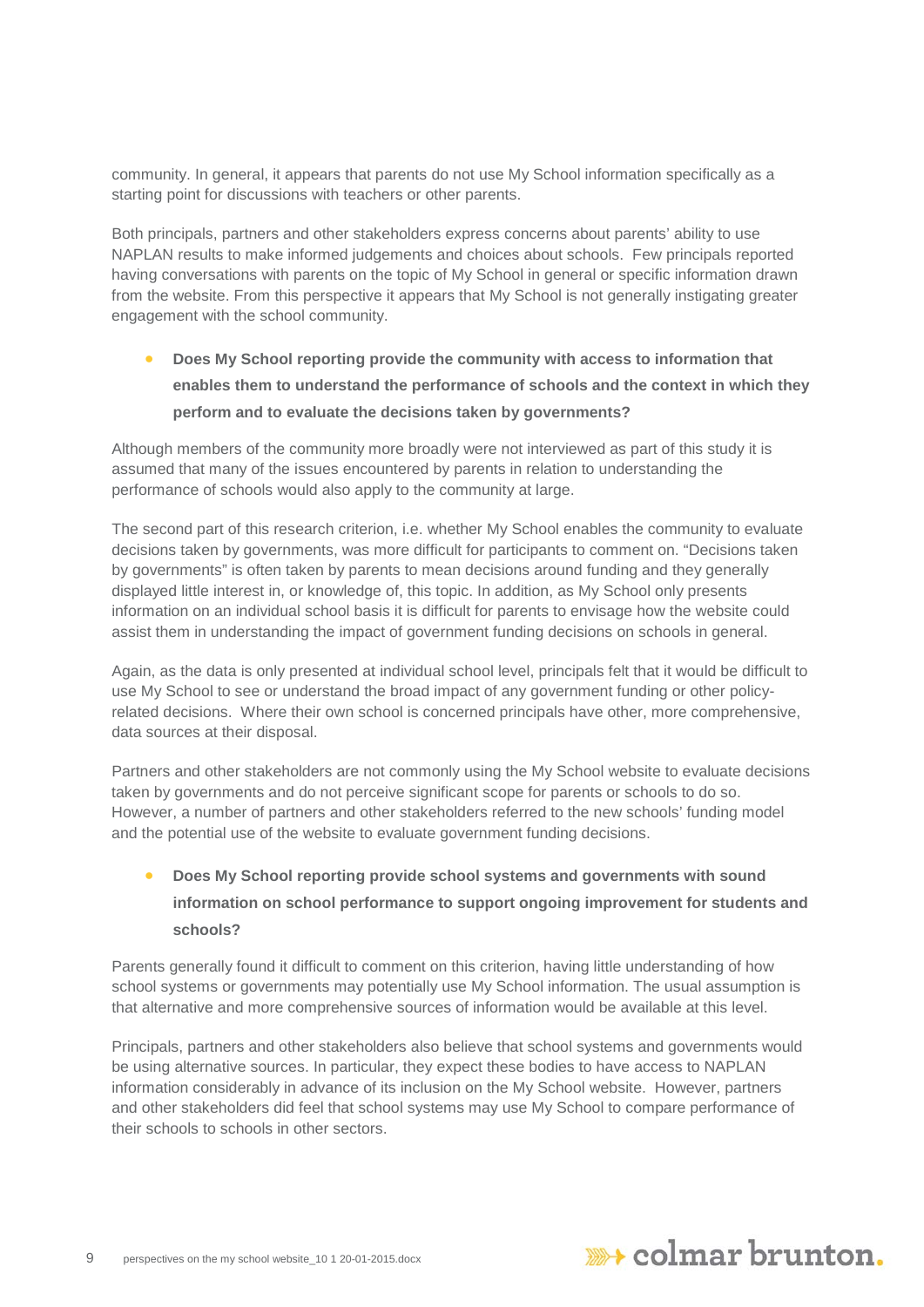community. In general, it appears that parents do not use My School information specifically as a starting point for discussions with teachers or other parents.

Both principals, partners and other stakeholders express concerns about parents' ability to use NAPLAN results to make informed judgements and choices about schools. Few principals reported having conversations with parents on the topic of My School in general or specific information drawn from the website. From this perspective it appears that My School is not generally instigating greater engagement with the school community.

- **Does My School reporting provide the community with access to information that enables them to understand the performance of schools and the context in which they perform and to evaluate the decisions taken by governments?**

Although members of the community more broadly were not interviewed as part of this study it is assumed that many of the issues encountered by parents in relation to understanding the performance of schools would also apply to the community at large.

The second part of this research criterion, i.e. whether My School enables the community to evaluate decisions taken by governments, was more difficult for participants to comment on. "Decisions taken by governments" is often taken by parents to mean decisions around funding and they generally displayed little interest in, or knowledge of, this topic. In addition, as My School only presents information on an individual school basis it is difficult for parents to envisage how the website could assist them in understanding the impact of government funding decisions on schools in general.

Again, as the data is only presented at individual school level, principals felt that it would be difficult to use My School to see or understand the broad impact of any government funding or other policy-related decisions. Where their own school is concerned principals have other, more comprehensive, data sources at their disposal.

Partners and other stakeholders are not commonly using the My School website to evaluate decisions taken by governments and do not perceive significant scope for parents or schools to do so. However, a number of partners and other stakeholders referred to the new schools' funding model and the potential use of the website to evaluate government funding decisions.

- **Does My School reporting provide school systems and governments with sound information on school performance to support ongoing improvement for students and schools?**

Parents generally found it difficult to comment on this criterion, having little understanding of how school systems or governments may potentially use My School information. The usual assumption is that alternative and more comprehensive sources of information would be available at this level.

Principals, partners and other stakeholders also believe that school systems and governments would be using alternative sources. In particular, they expect these bodies to have access to NAPLAN information considerably in advance of its inclusion on the My School website. However, partners and other stakeholders did feel that school systems may use My School to compare performance of their schools to schools in other sectors.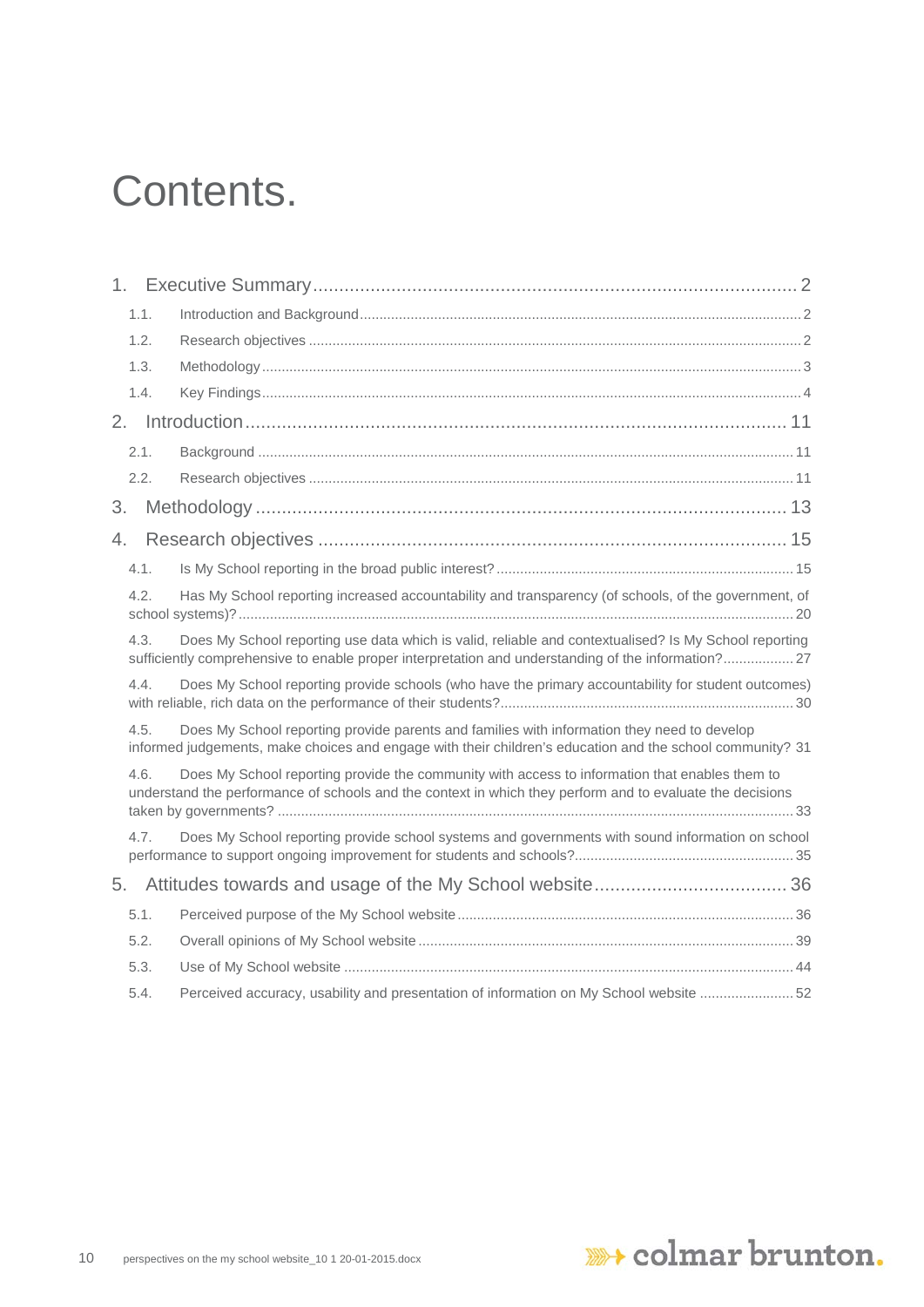# Contents.

1. Executive Summary ..... 2
   - 1.1. Introduction and Background ..... 2
   - 1.2. Research objectives ..... 2
   - 1.3. Methodology ..... 3
   - 1.4. Key Findings ..... 4
2. Introduction ..... 11
   - 2.1. Background ..... 11
   - 2.2. Research objectives ..... 11
3. Methodology ..... 13
4. Research objectives ..... 15
   - 4.1. Is My School reporting in the broad public interest? ..... 15
   - 4.2. Has My School reporting increased accountability and transparency (of schools, of the government, of school systems)? ..... 20
   - 4.3. Does My School reporting use data which is valid, reliable and contextualised? Is My School reporting sufficiently comprehensive to enable proper interpretation and understanding of the information? ..... 27
   - 4.4. Does My School reporting provide schools (who have the primary accountability for student outcomes) with reliable, rich data on the performance of their students? ..... 30
   - 4.5. Does My School reporting provide parents and families with information they need to develop informed judgements, make choices and engage with their children's education and the school community? 31
   - 4.6. Does My School reporting provide the community with access to information that enables them to understand the performance of schools and the context in which they perform and to evaluate the decisions taken by governments? ..... 33
   - 4.7. Does My School reporting provide school systems and governments with sound information on school performance to support ongoing improvement for students and schools? ..... 35
5. Attitudes towards and usage of the My School website ..... 36
   - 5.1. Perceived purpose of the My School website ..... 36
   - 5.2. Overall opinions of My School website ..... 39
   - 5.3. Use of My School website ..... 44
   - 5.4. Perceived accuracy, usability and presentation of information on My School website ..... 52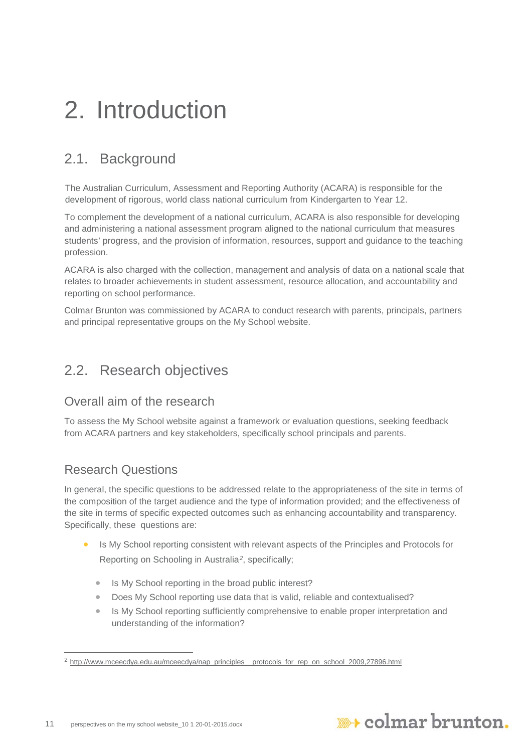# 2. Introduction

## 2.1. Background

The Australian Curriculum, Assessment and Reporting Authority (ACARA) is responsible for the development of rigorous, world class national curriculum from Kindergarten to Year 12.

To complement the development of a national curriculum, ACARA is also responsible for developing and administering a national assessment program aligned to the national curriculum that measures students' progress, and the provision of information, resources, support and guidance to the teaching profession.

ACARA is also charged with the collection, management and analysis of data on a national scale that relates to broader achievements in student assessment, resource allocation, and accountability and reporting on school performance.

Colmar Brunton was commissioned by ACARA to conduct research with parents, principals, partners and principal representative groups on the My School website.

## 2.2. Research objectives

### Overall aim of the research

To assess the My School website against a framework or evaluation questions, seeking feedback from ACARA partners and key stakeholders, specifically school principals and parents.

### Research Questions

In general, the specific questions to be addressed relate to the appropriateness of the site in terms of the composition of the target audience and the type of information provided; and the effectiveness of the site in terms of specific expected outcomes such as enhancing accountability and transparency. Specifically, these questions are:

- Is My School reporting consistent with relevant aspects of the Principles and Protocols for Reporting on Schooling in Australia[2], specifically;
  - Is My School reporting in the broad public interest?
  - Does My School reporting use data that is valid, reliable and contextualised?
  - Is My School reporting sufficiently comprehensive to enable proper interpretation and understanding of the information?

[2] http://www.mceecdya.edu.au/mceecdya/nap_principles__protocols_for_rep_on_school_2009,27896.html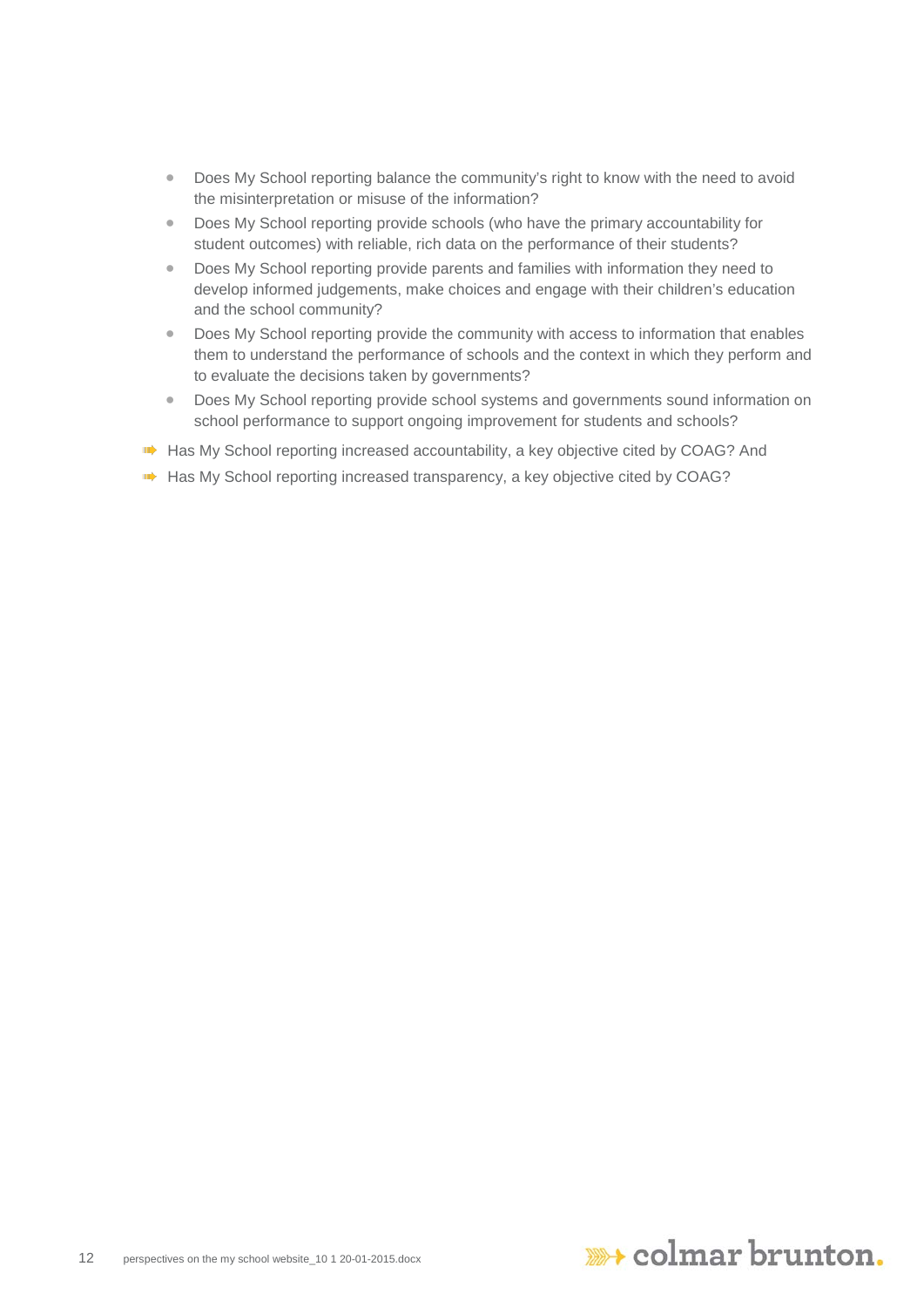- Does My School reporting balance the community's right to know with the need to avoid the misinterpretation or misuse of the information?
- Does My School reporting provide schools (who have the primary accountability for student outcomes) with reliable, rich data on the performance of their students?
- Does My School reporting provide parents and families with information they need to develop informed judgements, make choices and engage with their children's education and the school community?
- Does My School reporting provide the community with access to information that enables them to understand the performance of schools and the context in which they perform and to evaluate the decisions taken by governments?
- Does My School reporting provide school systems and governments sound information on school performance to support ongoing improvement for students and schools?

➡ Has My School reporting increased accountability, a key objective cited by COAG? And

➡ Has My School reporting increased transparency, a key objective cited by COAG?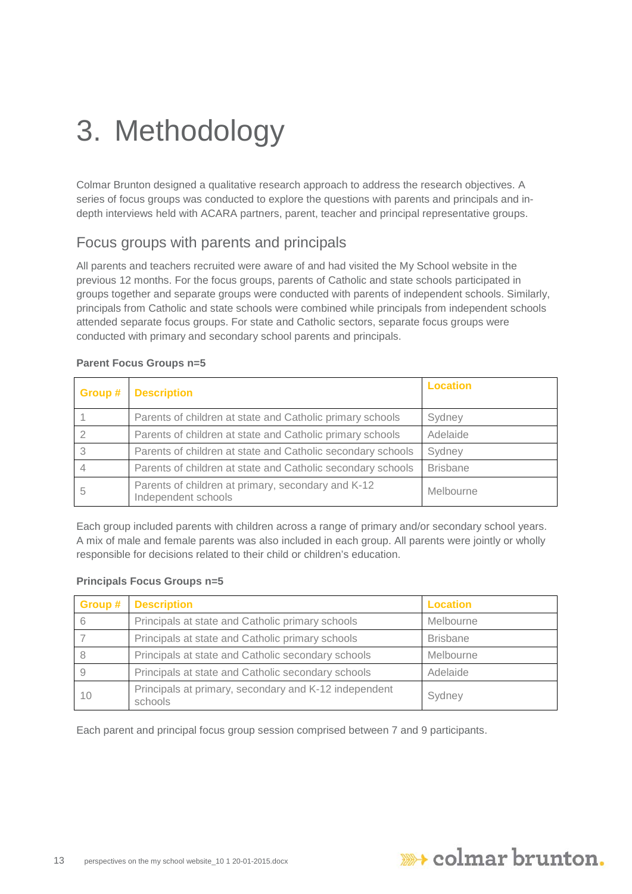# 3. Methodology

Colmar Brunton designed a qualitative research approach to address the research objectives. A series of focus groups was conducted to explore the questions with parents and principals and in-depth interviews held with ACARA partners, parent, teacher and principal representative groups.

## Focus groups with parents and principals

All parents and teachers recruited were aware of and had visited the My School website in the previous 12 months. For the focus groups, parents of Catholic and state schools participated in groups together and separate groups were conducted with parents of independent schools. Similarly, principals from Catholic and state schools were combined while principals from independent schools attended separate focus groups. For state and Catholic sectors, separate focus groups were conducted with primary and secondary school parents and principals.

**Parent Focus Groups n=5**

| Group # | Description | Location |
|---|---|---|
| 1 | Parents of children at state and Catholic primary schools | Sydney |
| 2 | Parents of children at state and Catholic primary schools | Adelaide |
| 3 | Parents of children at state and Catholic secondary schools | Sydney |
| 4 | Parents of children at state and Catholic secondary schools | Brisbane |
| 5 | Parents of children at primary, secondary and K-12 Independent schools | Melbourne |

Each group included parents with children across a range of primary and/or secondary school years. A mix of male and female parents was also included in each group. All parents were jointly or wholly responsible for decisions related to their child or children's education.

**Principals Focus Groups n=5**

| Group # | Description | Location |
|---|---|---|
| 6 | Principals at state and Catholic primary schools | Melbourne |
| 7 | Principals at state and Catholic primary schools | Brisbane |
| 8 | Principals at state and Catholic secondary schools | Melbourne |
| 9 | Principals at state and Catholic secondary schools | Adelaide |
| 10 | Principals at primary, secondary and K-12 independent schools | Sydney |

Each parent and principal focus group session comprised between 7 and 9 participants.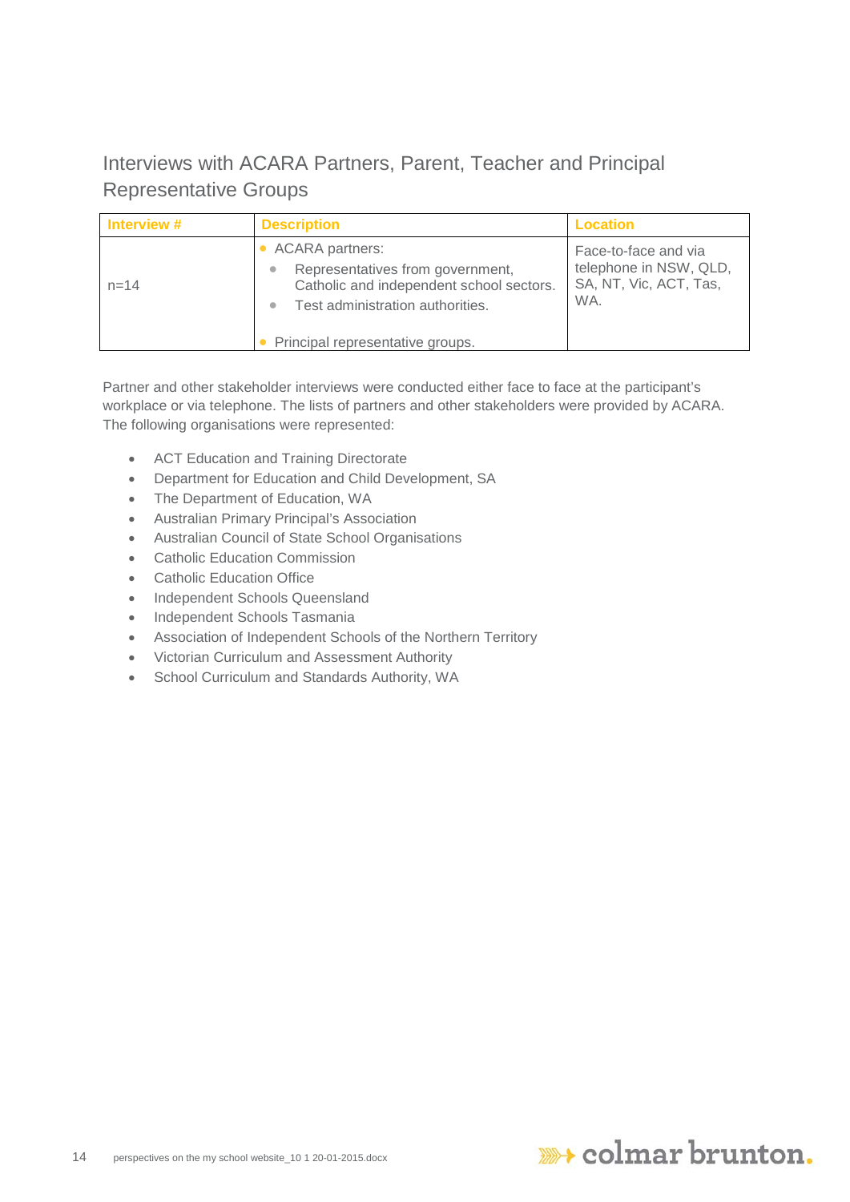## Interviews with ACARA Partners, Parent, Teacher and Principal Representative Groups

| Interview # | Description | Location |
|---|---|---|
| n=14 | • ACARA partners:<br>◦ Representatives from government, Catholic and independent school sectors.<br>◦ Test administration authorities.<br>• Principal representative groups. | Face-to-face and via telephone in NSW, QLD, SA, NT, Vic, ACT, Tas, WA. |

Partner and other stakeholder interviews were conducted either face to face at the participant's workplace or via telephone. The lists of partners and other stakeholders were provided by ACARA. The following organisations were represented:

- ACT Education and Training Directorate
- Department for Education and Child Development, SA
- The Department of Education, WA
- Australian Primary Principal's Association
- Australian Council of State School Organisations
- Catholic Education Commission
- Catholic Education Office
- Independent Schools Queensland
- Independent Schools Tasmania
- Association of Independent Schools of the Northern Territory
- Victorian Curriculum and Assessment Authority
- School Curriculum and Standards Authority, WA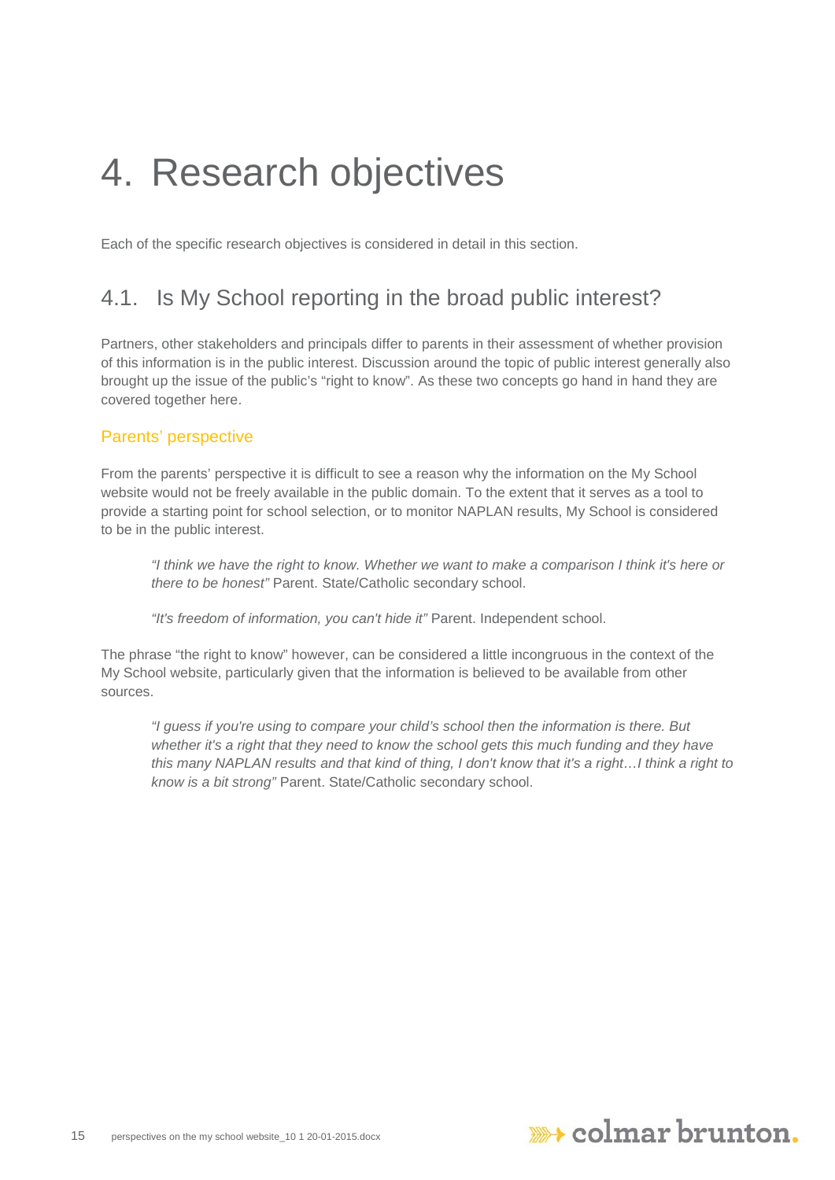# 4. Research objectives

Each of the specific research objectives is considered in detail in this section.

## 4.1. Is My School reporting in the broad public interest?

Partners, other stakeholders and principals differ to parents in their assessment of whether provision of this information is in the public interest. Discussion around the topic of public interest generally also brought up the issue of the public's "right to know". As these two concepts go hand in hand they are covered together here.

### Parents' perspective

From the parents' perspective it is difficult to see a reason why the information on the My School website would not be freely available in the public domain. To the extent that it serves as a tool to provide a starting point for school selection, or to monitor NAPLAN results, My School is considered to be in the public interest.

> *"I think we have the right to know. Whether we want to make a comparison I think it's here or there to be honest"* Parent. State/Catholic secondary school.

> *"It's freedom of information, you can't hide it"* Parent. Independent school.

The phrase "the right to know" however, can be considered a little incongruous in the context of the My School website, particularly given that the information is believed to be available from other sources.

> *"I guess if you're using to compare your child's school then the information is there. But whether it's a right that they need to know the school gets this much funding and they have this many NAPLAN results and that kind of thing, I don't know that it's a right…I think a right to know is a bit strong"* Parent. State/Catholic secondary school.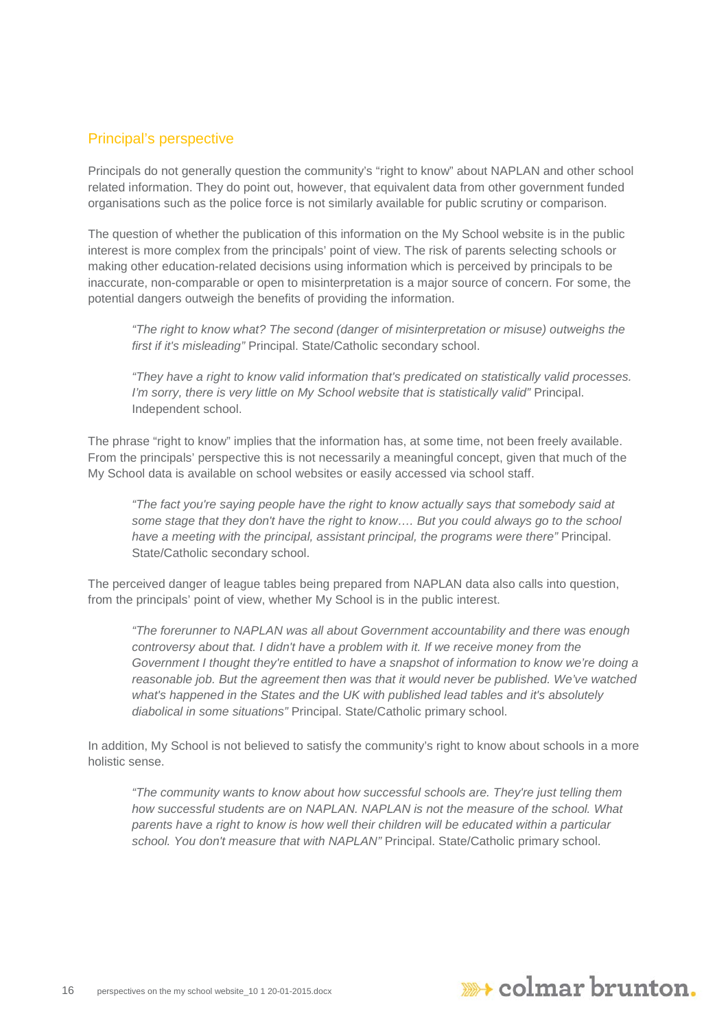## Principal's perspective

Principals do not generally question the community's "right to know" about NAPLAN and other school related information. They do point out, however, that equivalent data from other government funded organisations such as the police force is not similarly available for public scrutiny or comparison.

The question of whether the publication of this information on the My School website is in the public interest is more complex from the principals' point of view. The risk of parents selecting schools or making other education-related decisions using information which is perceived by principals to be inaccurate, non-comparable or open to misinterpretation is a major source of concern. For some, the potential dangers outweigh the benefits of providing the information.

> *"The right to know what? The second (danger of misinterpretation or misuse) outweighs the first if it's misleading"* Principal. State/Catholic secondary school.

> *"They have a right to know valid information that's predicated on statistically valid processes. I'm sorry, there is very little on My School website that is statistically valid"* Principal. Independent school.

The phrase "right to know" implies that the information has, at some time, not been freely available. From the principals' perspective this is not necessarily a meaningful concept, given that much of the My School data is available on school websites or easily accessed via school staff.

> *"The fact you're saying people have the right to know actually says that somebody said at some stage that they don't have the right to know…. But you could always go to the school have a meeting with the principal, assistant principal, the programs were there"* Principal. State/Catholic secondary school.

The perceived danger of league tables being prepared from NAPLAN data also calls into question, from the principals' point of view, whether My School is in the public interest.

> *"The forerunner to NAPLAN was all about Government accountability and there was enough controversy about that. I didn't have a problem with it. If we receive money from the Government I thought they're entitled to have a snapshot of information to know we're doing a reasonable job. But the agreement then was that it would never be published. We've watched what's happened in the States and the UK with published lead tables and it's absolutely diabolical in some situations"* Principal. State/Catholic primary school.

In addition, My School is not believed to satisfy the community's right to know about schools in a more holistic sense.

> *"The community wants to know about how successful schools are. They're just telling them how successful students are on NAPLAN. NAPLAN is not the measure of the school. What parents have a right to know is how well their children will be educated within a particular school. You don't measure that with NAPLAN"* Principal. State/Catholic primary school.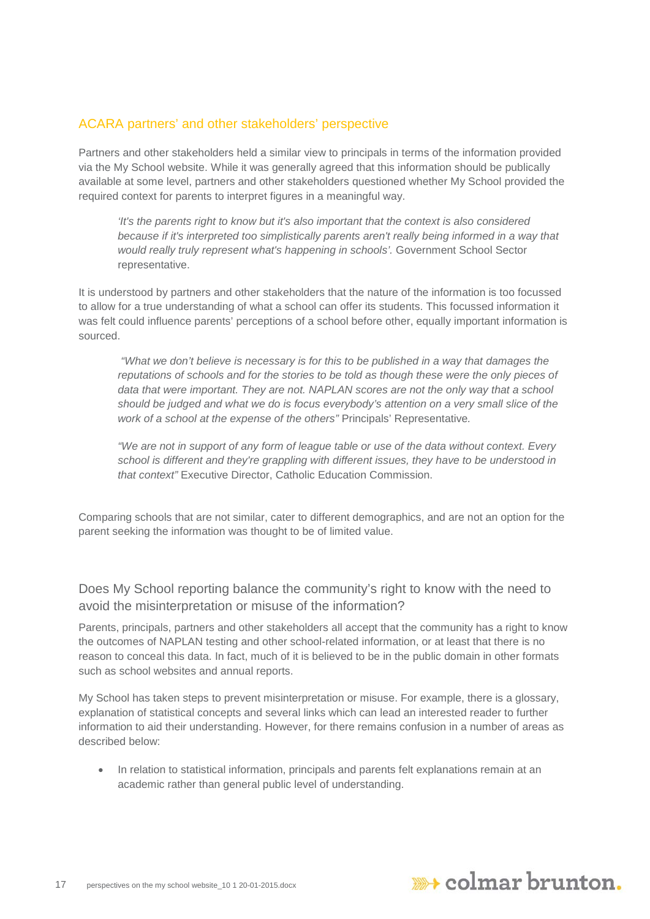## ACARA partners' and other stakeholders' perspective

Partners and other stakeholders held a similar view to principals in terms of the information provided via the My School website. While it was generally agreed that this information should be publically available at some level, partners and other stakeholders questioned whether My School provided the required context for parents to interpret figures in a meaningful way.

> *'It's the parents right to know but it's also important that the context is also considered because if it's interpreted too simplistically parents aren't really being informed in a way that would really truly represent what's happening in schools'.* Government School Sector representative.

It is understood by partners and other stakeholders that the nature of the information is too focussed to allow for a true understanding of what a school can offer its students. This focussed information it was felt could influence parents' perceptions of a school before other, equally important information is sourced.

> *"What we don't believe is necessary is for this to be published in a way that damages the reputations of schools and for the stories to be told as though these were the only pieces of data that were important. They are not. NAPLAN scores are not the only way that a school should be judged and what we do is focus everybody's attention on a very small slice of the work of a school at the expense of the others"* Principals' Representative.

> *"We are not in support of any form of league table or use of the data without context. Every school is different and they're grappling with different issues, they have to be understood in that context"* Executive Director, Catholic Education Commission.

Comparing schools that are not similar, cater to different demographics, and are not an option for the parent seeking the information was thought to be of limited value.

### Does My School reporting balance the community's right to know with the need to avoid the misinterpretation or misuse of the information?

Parents, principals, partners and other stakeholders all accept that the community has a right to know the outcomes of NAPLAN testing and other school-related information, or at least that there is no reason to conceal this data. In fact, much of it is believed to be in the public domain in other formats such as school websites and annual reports.

My School has taken steps to prevent misinterpretation or misuse. For example, there is a glossary, explanation of statistical concepts and several links which can lead an interested reader to further information to aid their understanding. However, for there remains confusion in a number of areas as described below:

- In relation to statistical information, principals and parents felt explanations remain at an academic rather than general public level of understanding.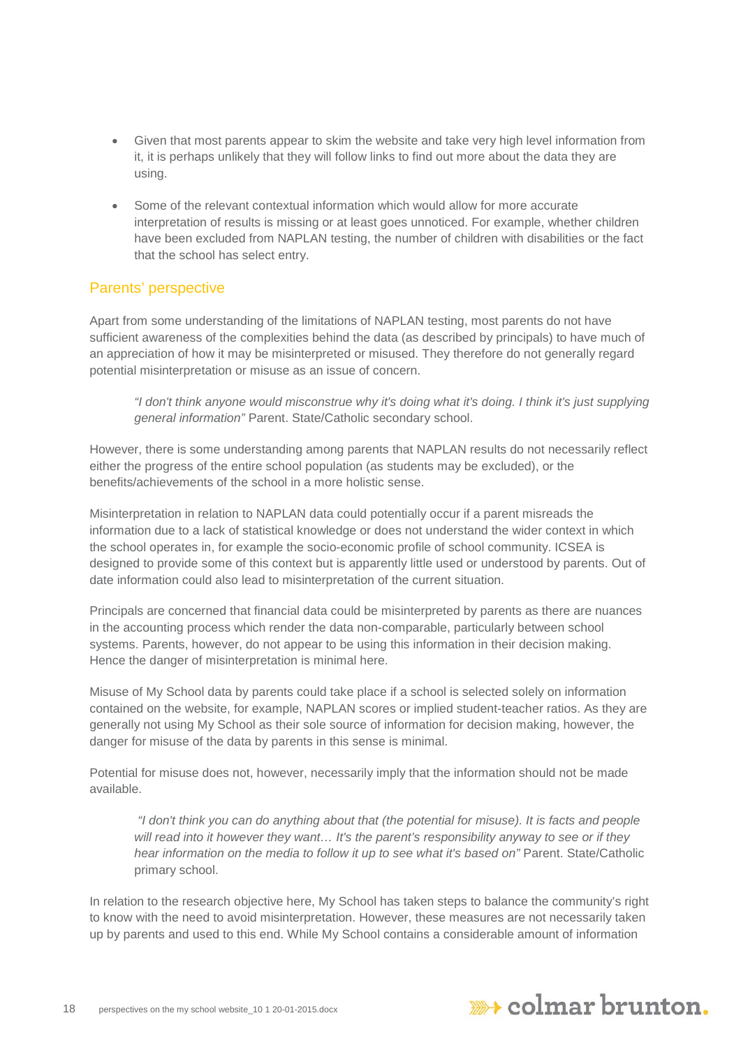- Given that most parents appear to skim the website and take very high level information from it, it is perhaps unlikely that they will follow links to find out more about the data they are using.
- Some of the relevant contextual information which would allow for more accurate interpretation of results is missing or at least goes unnoticed. For example, whether children have been excluded from NAPLAN testing, the number of children with disabilities or the fact that the school has select entry.

### Parents' perspective

Apart from some understanding of the limitations of NAPLAN testing, most parents do not have sufficient awareness of the complexities behind the data (as described by principals) to have much of an appreciation of how it may be misinterpreted or misused. They therefore do not generally regard potential misinterpretation or misuse as an issue of concern.

> *"I don't think anyone would misconstrue why it's doing what it's doing. I think it's just supplying general information"* Parent. State/Catholic secondary school.

However, there is some understanding among parents that NAPLAN results do not necessarily reflect either the progress of the entire school population (as students may be excluded), or the benefits/achievements of the school in a more holistic sense.

Misinterpretation in relation to NAPLAN data could potentially occur if a parent misreads the information due to a lack of statistical knowledge or does not understand the wider context in which the school operates in, for example the socio-economic profile of school community. ICSEA is designed to provide some of this context but is apparently little used or understood by parents. Out of date information could also lead to misinterpretation of the current situation.

Principals are concerned that financial data could be misinterpreted by parents as there are nuances in the accounting process which render the data non-comparable, particularly between school systems. Parents, however, do not appear to be using this information in their decision making. Hence the danger of misinterpretation is minimal here.

Misuse of My School data by parents could take place if a school is selected solely on information contained on the website, for example, NAPLAN scores or implied student-teacher ratios. As they are generally not using My School as their sole source of information for decision making, however, the danger for misuse of the data by parents in this sense is minimal.

Potential for misuse does not, however, necessarily imply that the information should not be made available.

> *"I don't think you can do anything about that (the potential for misuse). It is facts and people will read into it however they want… It's the parent's responsibility anyway to see or if they hear information on the media to follow it up to see what it's based on"* Parent. State/Catholic primary school.

In relation to the research objective here, My School has taken steps to balance the community's right to know with the need to avoid misinterpretation. However, these measures are not necessarily taken up by parents and used to this end. While My School contains a considerable amount of information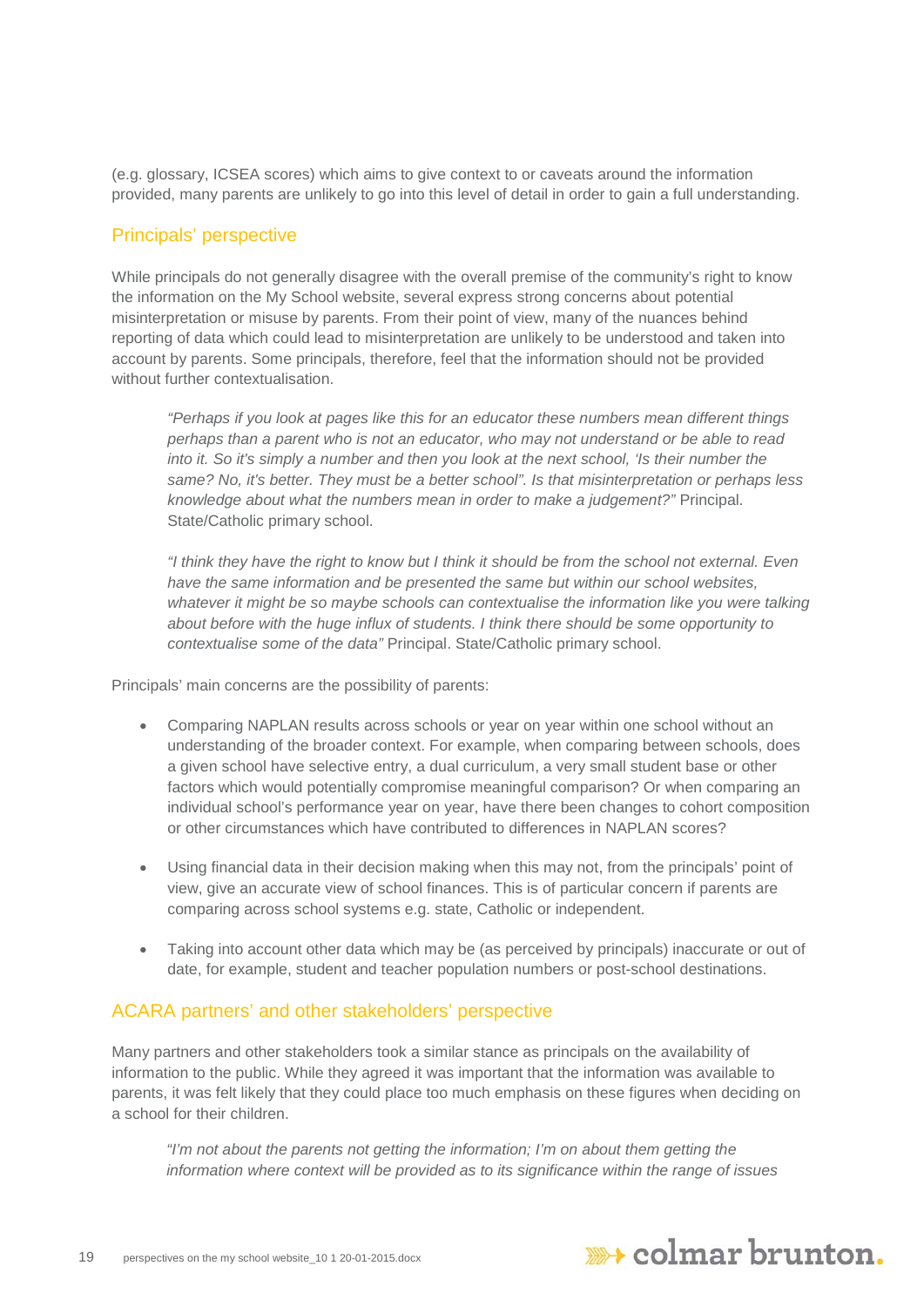(e.g. glossary, ICSEA scores) which aims to give context to or caveats around the information provided, many parents are unlikely to go into this level of detail in order to gain a full understanding.

## Principals' perspective

While principals do not generally disagree with the overall premise of the community's right to know the information on the My School website, several express strong concerns about potential misinterpretation or misuse by parents. From their point of view, many of the nuances behind reporting of data which could lead to misinterpretation are unlikely to be understood and taken into account by parents. Some principals, therefore, feel that the information should not be provided without further contextualisation.

> *"Perhaps if you look at pages like this for an educator these numbers mean different things perhaps than a parent who is not an educator, who may not understand or be able to read into it. So it's simply a number and then you look at the next school, 'Is their number the same? No, it's better. They must be a better school". Is that misinterpretation or perhaps less knowledge about what the numbers mean in order to make a judgement?"* Principal. State/Catholic primary school.

> *"I think they have the right to know but I think it should be from the school not external. Even have the same information and be presented the same but within our school websites, whatever it might be so maybe schools can contextualise the information like you were talking about before with the huge influx of students. I think there should be some opportunity to contextualise some of the data"* Principal. State/Catholic primary school.

Principals' main concerns are the possibility of parents:

- Comparing NAPLAN results across schools or year on year within one school without an understanding of the broader context. For example, when comparing between schools, does a given school have selective entry, a dual curriculum, a very small student base or other factors which would potentially compromise meaningful comparison? Or when comparing an individual school's performance year on year, have there been changes to cohort composition or other circumstances which have contributed to differences in NAPLAN scores?
- Using financial data in their decision making when this may not, from the principals' point of view, give an accurate view of school finances. This is of particular concern if parents are comparing across school systems e.g. state, Catholic or independent.
- Taking into account other data which may be (as perceived by principals) inaccurate or out of date, for example, student and teacher population numbers or post-school destinations.

## ACARA partners' and other stakeholders' perspective

Many partners and other stakeholders took a similar stance as principals on the availability of information to the public. While they agreed it was important that the information was available to parents, it was felt likely that they could place too much emphasis on these figures when deciding on a school for their children.

> *"I'm not about the parents not getting the information; I'm on about them getting the information where context will be provided as to its significance within the range of issues*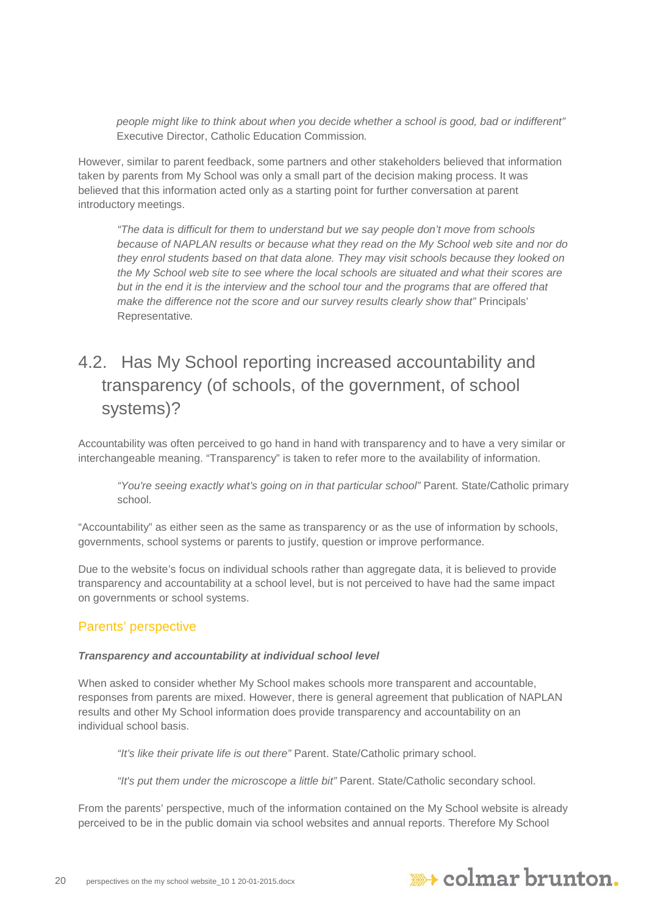*people might like to think about when you decide whether a school is good, bad or indifferent"* Executive Director, Catholic Education Commission.

However, similar to parent feedback, some partners and other stakeholders believed that information taken by parents from My School was only a small part of the decision making process. It was believed that this information acted only as a starting point for further conversation at parent introductory meetings.

> *"The data is difficult for them to understand but we say people don't move from schools because of NAPLAN results or because what they read on the My School web site and nor do they enrol students based on that data alone. They may visit schools because they looked on the My School web site to see where the local schools are situated and what their scores are but in the end it is the interview and the school tour and the programs that are offered that make the difference not the score and our survey results clearly show that"* Principals' Representative.

## 4.2. Has My School reporting increased accountability and transparency (of schools, of the government, of school systems)?

Accountability was often perceived to go hand in hand with transparency and to have a very similar or interchangeable meaning. "Transparency" is taken to refer more to the availability of information.

> *"You're seeing exactly what's going on in that particular school"* Parent. State/Catholic primary school.

"Accountability" as either seen as the same as transparency or as the use of information by schools, governments, school systems or parents to justify, question or improve performance.

Due to the website's focus on individual schools rather than aggregate data, it is believed to provide transparency and accountability at a school level, but is not perceived to have had the same impact on governments or school systems.

### Parents' perspective

***Transparency and accountability at individual school level***

When asked to consider whether My School makes schools more transparent and accountable, responses from parents are mixed. However, there is general agreement that publication of NAPLAN results and other My School information does provide transparency and accountability on an individual school basis.

> *"It's like their private life is out there"* Parent. State/Catholic primary school.

> *"It's put them under the microscope a little bit"* Parent. State/Catholic secondary school.

From the parents' perspective, much of the information contained on the My School website is already perceived to be in the public domain via school websites and annual reports. Therefore My School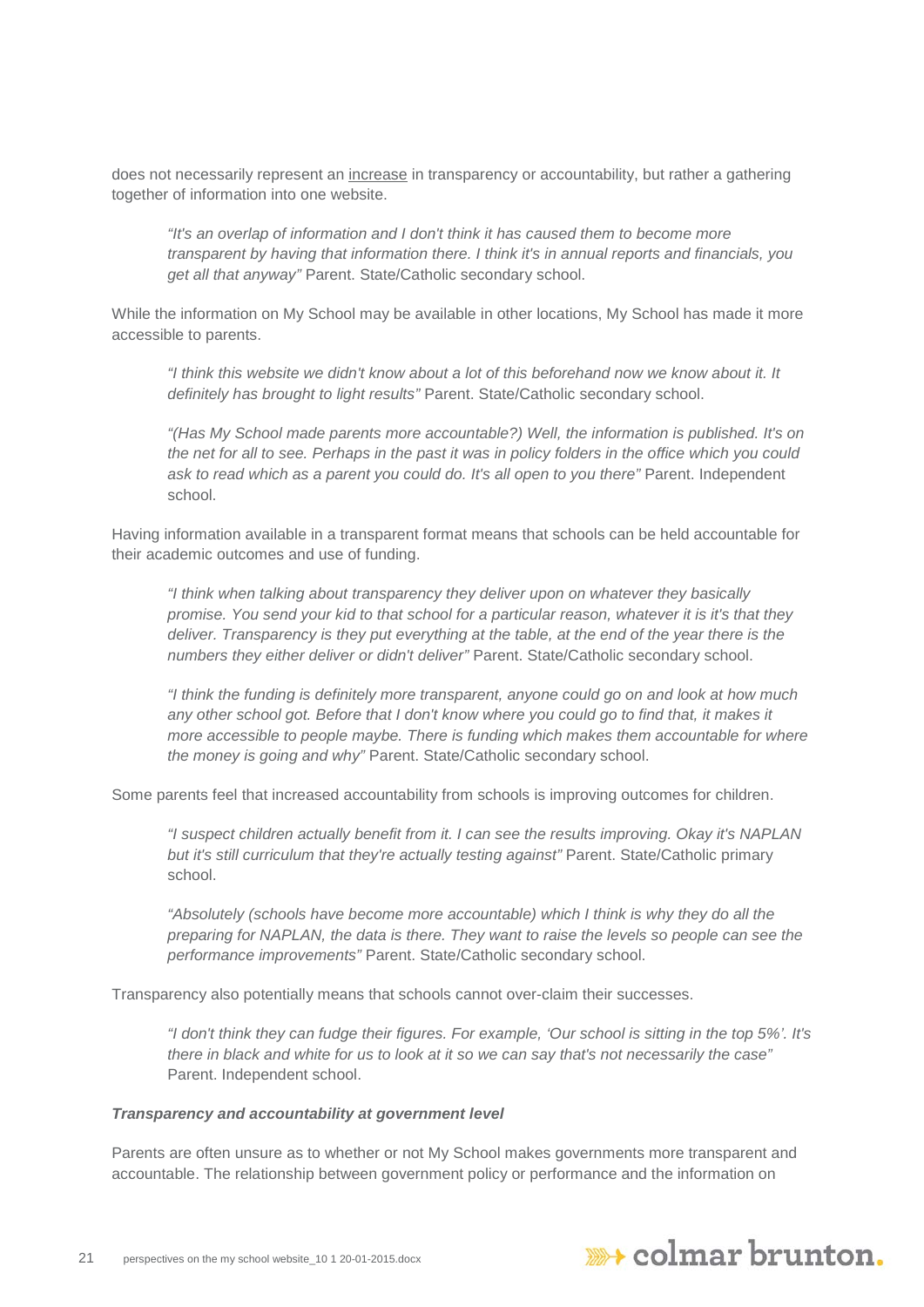does not necessarily represent an <u>increase</u> in transparency or accountability, but rather a gathering together of information into one website.

> *"It's an overlap of information and I don't think it has caused them to become more transparent by having that information there. I think it's in annual reports and financials, you get all that anyway"* Parent. State/Catholic secondary school.

While the information on My School may be available in other locations, My School has made it more accessible to parents.

> *"I think this website we didn't know about a lot of this beforehand now we know about it. It definitely has brought to light results"* Parent. State/Catholic secondary school.

> *"(Has My School made parents more accountable?) Well, the information is published. It's on the net for all to see. Perhaps in the past it was in policy folders in the office which you could ask to read which as a parent you could do. It's all open to you there"* Parent. Independent school.

Having information available in a transparent format means that schools can be held accountable for their academic outcomes and use of funding.

> *"I think when talking about transparency they deliver upon on whatever they basically promise. You send your kid to that school for a particular reason, whatever it is it's that they deliver. Transparency is they put everything at the table, at the end of the year there is the numbers they either deliver or didn't deliver"* Parent. State/Catholic secondary school.

> *"I think the funding is definitely more transparent, anyone could go on and look at how much any other school got. Before that I don't know where you could go to find that, it makes it more accessible to people maybe. There is funding which makes them accountable for where the money is going and why"* Parent. State/Catholic secondary school.

Some parents feel that increased accountability from schools is improving outcomes for children.

> *"I suspect children actually benefit from it. I can see the results improving. Okay it's NAPLAN but it's still curriculum that they're actually testing against"* Parent. State/Catholic primary school.

> *"Absolutely (schools have become more accountable) which I think is why they do all the preparing for NAPLAN, the data is there. They want to raise the levels so people can see the performance improvements"* Parent. State/Catholic secondary school.

Transparency also potentially means that schools cannot over-claim their successes.

> *"I don't think they can fudge their figures. For example, 'Our school is sitting in the top 5%'. It's there in black and white for us to look at it so we can say that's not necessarily the case"* Parent. Independent school.

#### ***Transparency and accountability at government level***

Parents are often unsure as to whether or not My School makes governments more transparent and accountable. The relationship between government policy or performance and the information on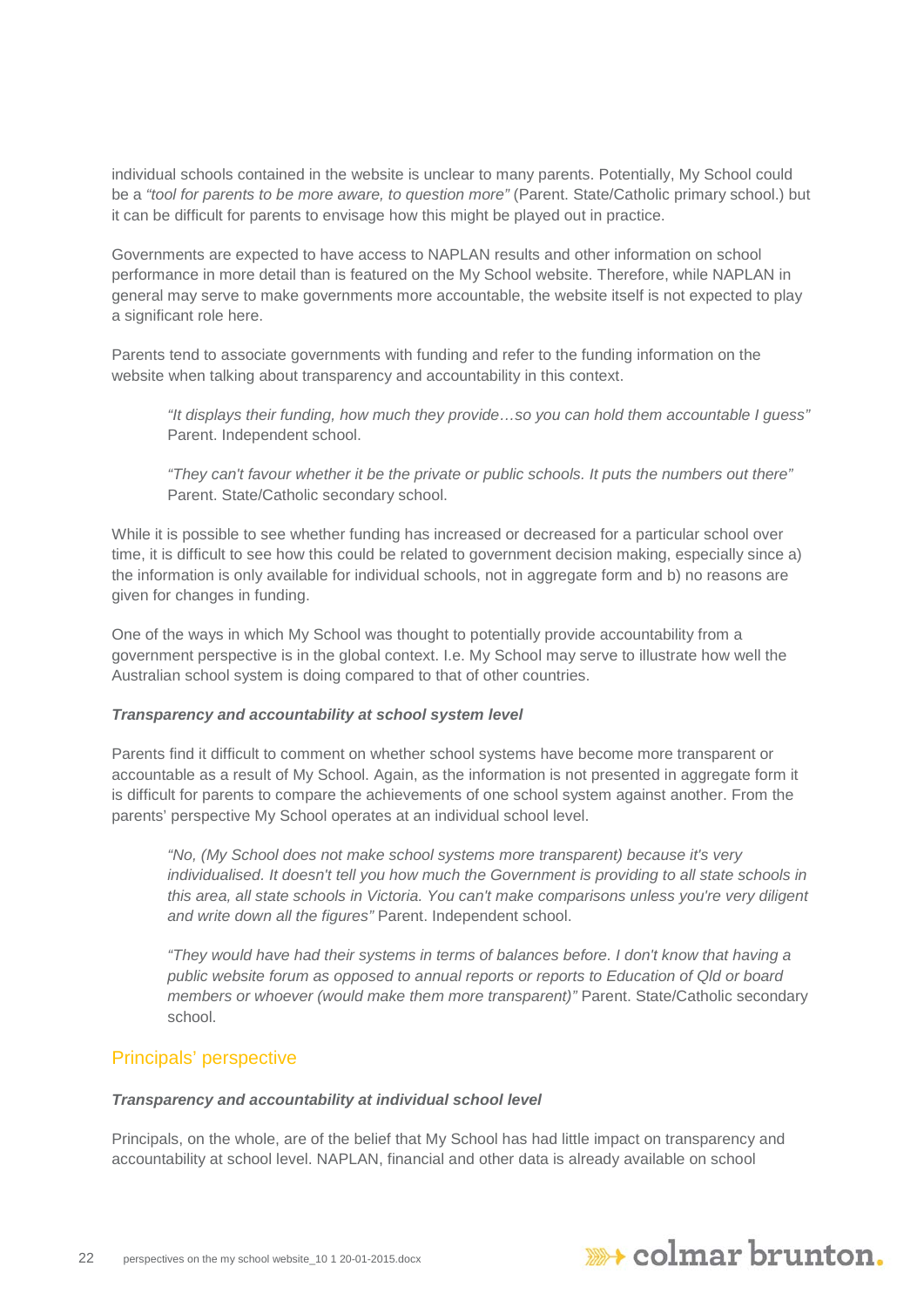individual schools contained in the website is unclear to many parents. Potentially, My School could be a *"tool for parents to be more aware, to question more"* (Parent. State/Catholic primary school.) but it can be difficult for parents to envisage how this might be played out in practice.

Governments are expected to have access to NAPLAN results and other information on school performance in more detail than is featured on the My School website. Therefore, while NAPLAN in general may serve to make governments more accountable, the website itself is not expected to play a significant role here.

Parents tend to associate governments with funding and refer to the funding information on the website when talking about transparency and accountability in this context.

> *"It displays their funding, how much they provide…so you can hold them accountable I guess"* Parent. Independent school.

> *"They can't favour whether it be the private or public schools. It puts the numbers out there"* Parent. State/Catholic secondary school.

While it is possible to see whether funding has increased or decreased for a particular school over time, it is difficult to see how this could be related to government decision making, especially since a) the information is only available for individual schools, not in aggregate form and b) no reasons are given for changes in funding.

One of the ways in which My School was thought to potentially provide accountability from a government perspective is in the global context. I.e. My School may serve to illustrate how well the Australian school system is doing compared to that of other countries.

***Transparency and accountability at school system level***

Parents find it difficult to comment on whether school systems have become more transparent or accountable as a result of My School. Again, as the information is not presented in aggregate form it is difficult for parents to compare the achievements of one school system against another. From the parents' perspective My School operates at an individual school level.

> *"No, (My School does not make school systems more transparent) because it's very individualised. It doesn't tell you how much the Government is providing to all state schools in this area, all state schools in Victoria. You can't make comparisons unless you're very diligent and write down all the figures"* Parent. Independent school.

> *"They would have had their systems in terms of balances before. I don't know that having a public website forum as opposed to annual reports or reports to Education of Qld or board members or whoever (would make them more transparent)"* Parent. State/Catholic secondary school.

## Principals' perspective

***Transparency and accountability at individual school level***

Principals, on the whole, are of the belief that My School has had little impact on transparency and accountability at school level. NAPLAN, financial and other data is already available on school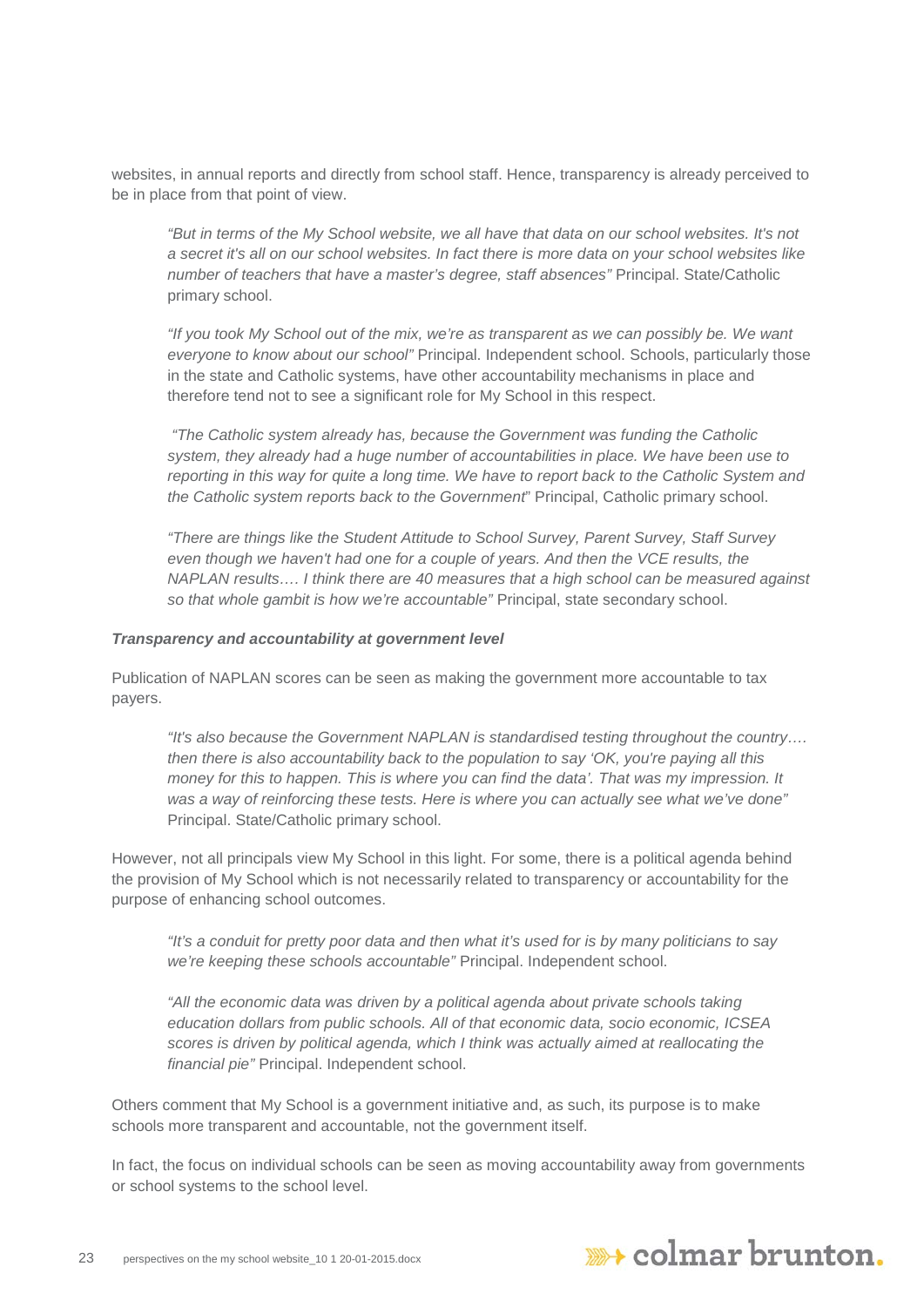websites, in annual reports and directly from school staff. Hence, transparency is already perceived to be in place from that point of view.

> *"But in terms of the My School website, we all have that data on our school websites. It's not a secret it's all on our school websites. In fact there is more data on your school websites like number of teachers that have a master's degree, staff absences"* Principal. State/Catholic primary school.
>
> *"If you took My School out of the mix, we're as transparent as we can possibly be. We want everyone to know about our school"* Principal. Independent school. Schools, particularly those in the state and Catholic systems, have other accountability mechanisms in place and therefore tend not to see a significant role for My School in this respect.
>
> *"The Catholic system already has, because the Government was funding the Catholic system, they already had a huge number of accountabilities in place. We have been use to reporting in this way for quite a long time. We have to report back to the Catholic System and the Catholic system reports back to the Government"* Principal, Catholic primary school.
>
> *"There are things like the Student Attitude to School Survey, Parent Survey, Staff Survey even though we haven't had one for a couple of years. And then the VCE results, the NAPLAN results…. I think there are 40 measures that a high school can be measured against so that whole gambit is how we're accountable"* Principal, state secondary school.

***Transparency and accountability at government level***

Publication of NAPLAN scores can be seen as making the government more accountable to tax payers.

> *"It's also because the Government NAPLAN is standardised testing throughout the country…. then there is also accountability back to the population to say 'OK, you're paying all this money for this to happen. This is where you can find the data'. That was my impression. It was a way of reinforcing these tests. Here is where you can actually see what we've done"* Principal. State/Catholic primary school.

However, not all principals view My School in this light. For some, there is a political agenda behind the provision of My School which is not necessarily related to transparency or accountability for the purpose of enhancing school outcomes.

> *"It's a conduit for pretty poor data and then what it's used for is by many politicians to say we're keeping these schools accountable"* Principal. Independent school.
>
> *"All the economic data was driven by a political agenda about private schools taking education dollars from public schools. All of that economic data, socio economic, ICSEA scores is driven by political agenda, which I think was actually aimed at reallocating the financial pie"* Principal. Independent school.

Others comment that My School is a government initiative and, as such, its purpose is to make schools more transparent and accountable, not the government itself.

In fact, the focus on individual schools can be seen as moving accountability away from governments or school systems to the school level.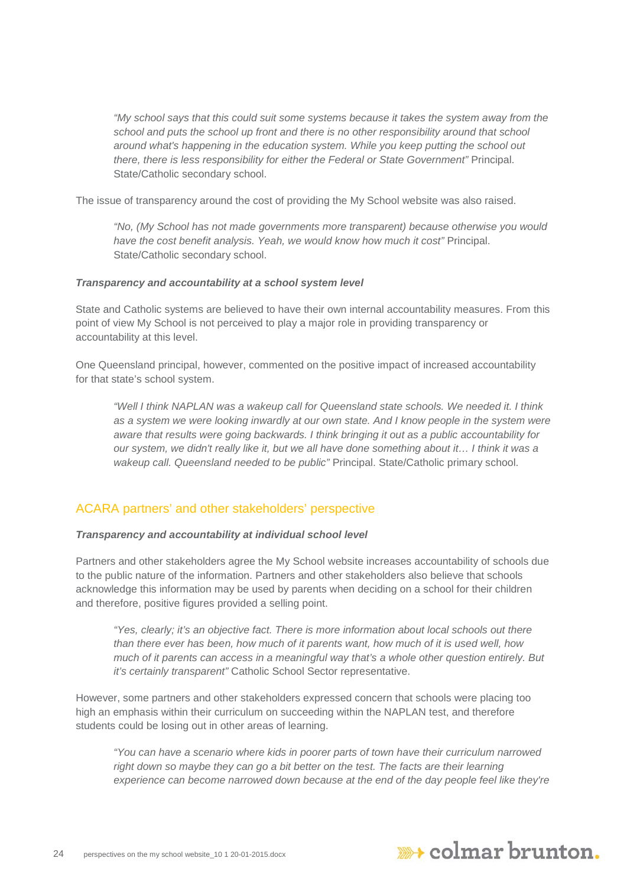*"My school says that this could suit some systems because it takes the system away from the school and puts the school up front and there is no other responsibility around that school around what's happening in the education system. While you keep putting the school out there, there is less responsibility for either the Federal or State Government"* Principal. State/Catholic secondary school.

The issue of transparency around the cost of providing the My School website was also raised.

*"No, (My School has not made governments more transparent) because otherwise you would have the cost benefit analysis. Yeah, we would know how much it cost"* Principal. State/Catholic secondary school.

***Transparency and accountability at a school system level***

State and Catholic systems are believed to have their own internal accountability measures. From this point of view My School is not perceived to play a major role in providing transparency or accountability at this level.

One Queensland principal, however, commented on the positive impact of increased accountability for that state's school system.

*"Well I think NAPLAN was a wakeup call for Queensland state schools. We needed it. I think as a system we were looking inwardly at our own state. And I know people in the system were aware that results were going backwards. I think bringing it out as a public accountability for our system, we didn't really like it, but we all have done something about it… I think it was a wakeup call. Queensland needed to be public"* Principal. State/Catholic primary school.

## ACARA partners' and other stakeholders' perspective

***Transparency and accountability at individual school level***

Partners and other stakeholders agree the My School website increases accountability of schools due to the public nature of the information. Partners and other stakeholders also believe that schools acknowledge this information may be used by parents when deciding on a school for their children and therefore, positive figures provided a selling point.

*"Yes, clearly; it's an objective fact. There is more information about local schools out there than there ever has been, how much of it parents want, how much of it is used well, how much of it parents can access in a meaningful way that's a whole other question entirely. But it's certainly transparent"* Catholic School Sector representative.

However, some partners and other stakeholders expressed concern that schools were placing too high an emphasis within their curriculum on succeeding within the NAPLAN test, and therefore students could be losing out in other areas of learning.

*"You can have a scenario where kids in poorer parts of town have their curriculum narrowed right down so maybe they can go a bit better on the test. The facts are their learning experience can become narrowed down because at the end of the day people feel like they're*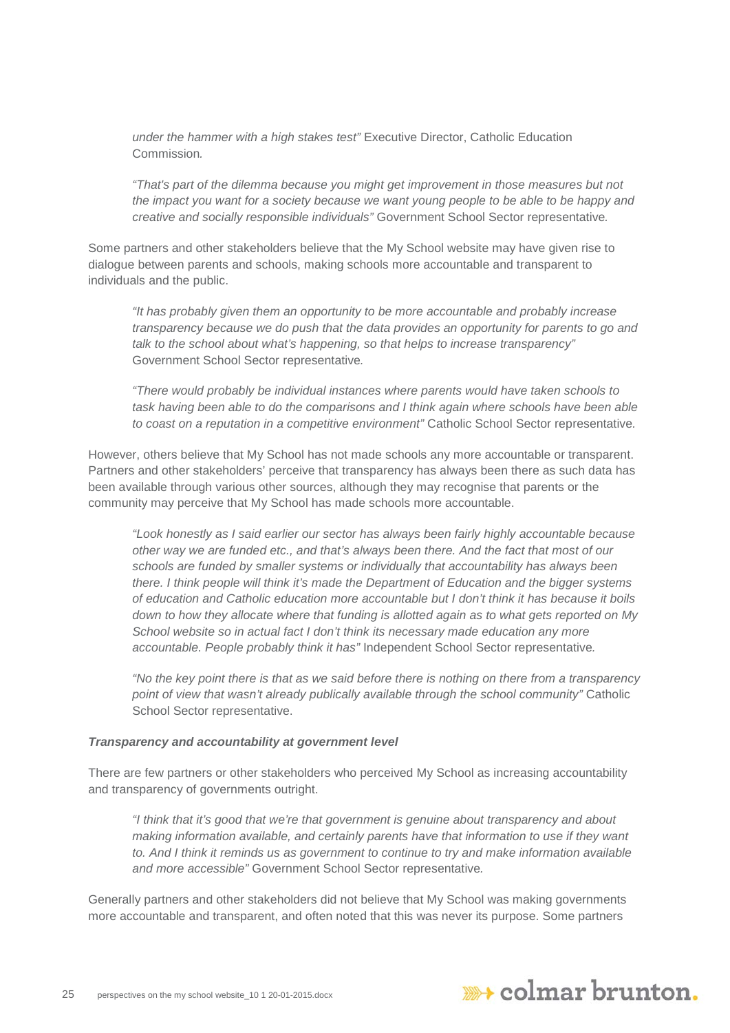*under the hammer with a high stakes test"* Executive Director, Catholic Education Commission.

*"That's part of the dilemma because you might get improvement in those measures but not the impact you want for a society because we want young people to be able to be happy and creative and socially responsible individuals"* Government School Sector representative.

Some partners and other stakeholders believe that the My School website may have given rise to dialogue between parents and schools, making schools more accountable and transparent to individuals and the public.

*"It has probably given them an opportunity to be more accountable and probably increase transparency because we do push that the data provides an opportunity for parents to go and talk to the school about what's happening, so that helps to increase transparency"* Government School Sector representative.

*"There would probably be individual instances where parents would have taken schools to task having been able to do the comparisons and I think again where schools have been able to coast on a reputation in a competitive environment"* Catholic School Sector representative.

However, others believe that My School has not made schools any more accountable or transparent. Partners and other stakeholders' perceive that transparency has always been there as such data has been available through various other sources, although they may recognise that parents or the community may perceive that My School has made schools more accountable.

*"Look honestly as I said earlier our sector has always been fairly highly accountable because other way we are funded etc., and that's always been there. And the fact that most of our schools are funded by smaller systems or individually that accountability has always been there. I think people will think it's made the Department of Education and the bigger systems of education and Catholic education more accountable but I don't think it has because it boils down to how they allocate where that funding is allotted again as to what gets reported on My School website so in actual fact I don't think its necessary made education any more accountable. People probably think it has"* Independent School Sector representative.

*"No the key point there is that as we said before there is nothing on there from a transparency point of view that wasn't already publically available through the school community"* Catholic School Sector representative.

***Transparency and accountability at government level***

There are few partners or other stakeholders who perceived My School as increasing accountability and transparency of governments outright.

*"I think that it's good that we're that government is genuine about transparency and about making information available, and certainly parents have that information to use if they want to. And I think it reminds us as government to continue to try and make information available and more accessible"* Government School Sector representative.

Generally partners and other stakeholders did not believe that My School was making governments more accountable and transparent, and often noted that this was never its purpose. Some partners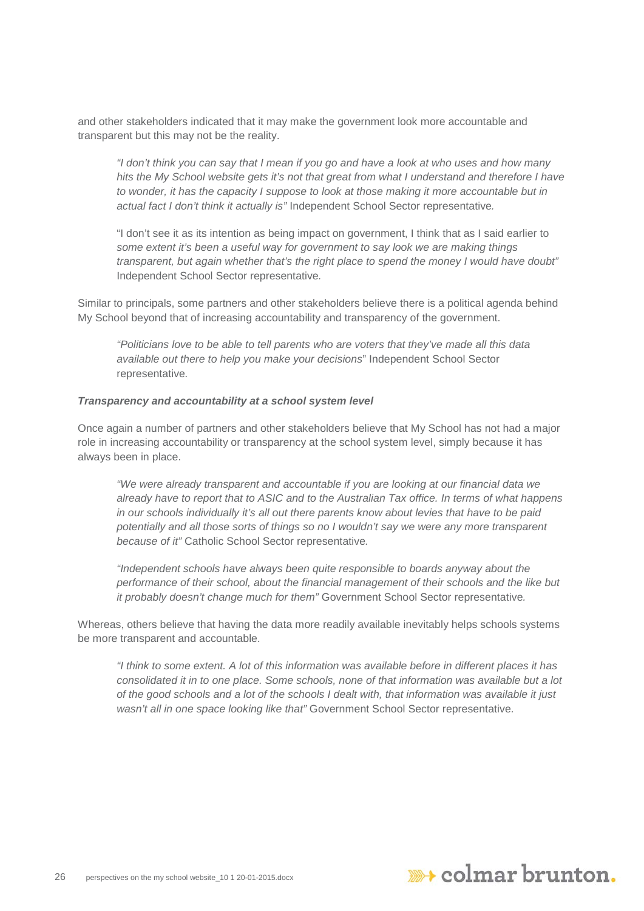and other stakeholders indicated that it may make the government look more accountable and transparent but this may not be the reality.

> *"I don't think you can say that I mean if you go and have a look at who uses and how many hits the My School website gets it's not that great from what I understand and therefore I have to wonder, it has the capacity I suppose to look at those making it more accountable but in actual fact I don't think it actually is"* Independent School Sector representative*.*

> "I don't see it as its intention as being impact on government, I think that as I said earlier to *some extent it's been a useful way for government to say look we are making things transparent, but again whether that's the right place to spend the money I would have doubt"* Independent School Sector representative*.*

Similar to principals, some partners and other stakeholders believe there is a political agenda behind My School beyond that of increasing accountability and transparency of the government.

> *"Politicians love to be able to tell parents who are voters that they've made all this data available out there to help you make your decisions*" Independent School Sector representative*.*

***Transparency and accountability at a school system level***

Once again a number of partners and other stakeholders believe that My School has not had a major role in increasing accountability or transparency at the school system level, simply because it has always been in place.

> *"We were already transparent and accountable if you are looking at our financial data we already have to report that to ASIC and to the Australian Tax office. In terms of what happens in our schools individually it's all out there parents know about levies that have to be paid potentially and all those sorts of things so no I wouldn't say we were any more transparent because of it"* Catholic School Sector representative*.*

> *"Independent schools have always been quite responsible to boards anyway about the performance of their school, about the financial management of their schools and the like but it probably doesn't change much for them"* Government School Sector representative*.*

Whereas, others believe that having the data more readily available inevitably helps schools systems be more transparent and accountable.

> *"I think to some extent. A lot of this information was available before in different places it has consolidated it in to one place. Some schools, none of that information was available but a lot of the good schools and a lot of the schools I dealt with, that information was available it just wasn't all in one space looking like that"* Government School Sector representative.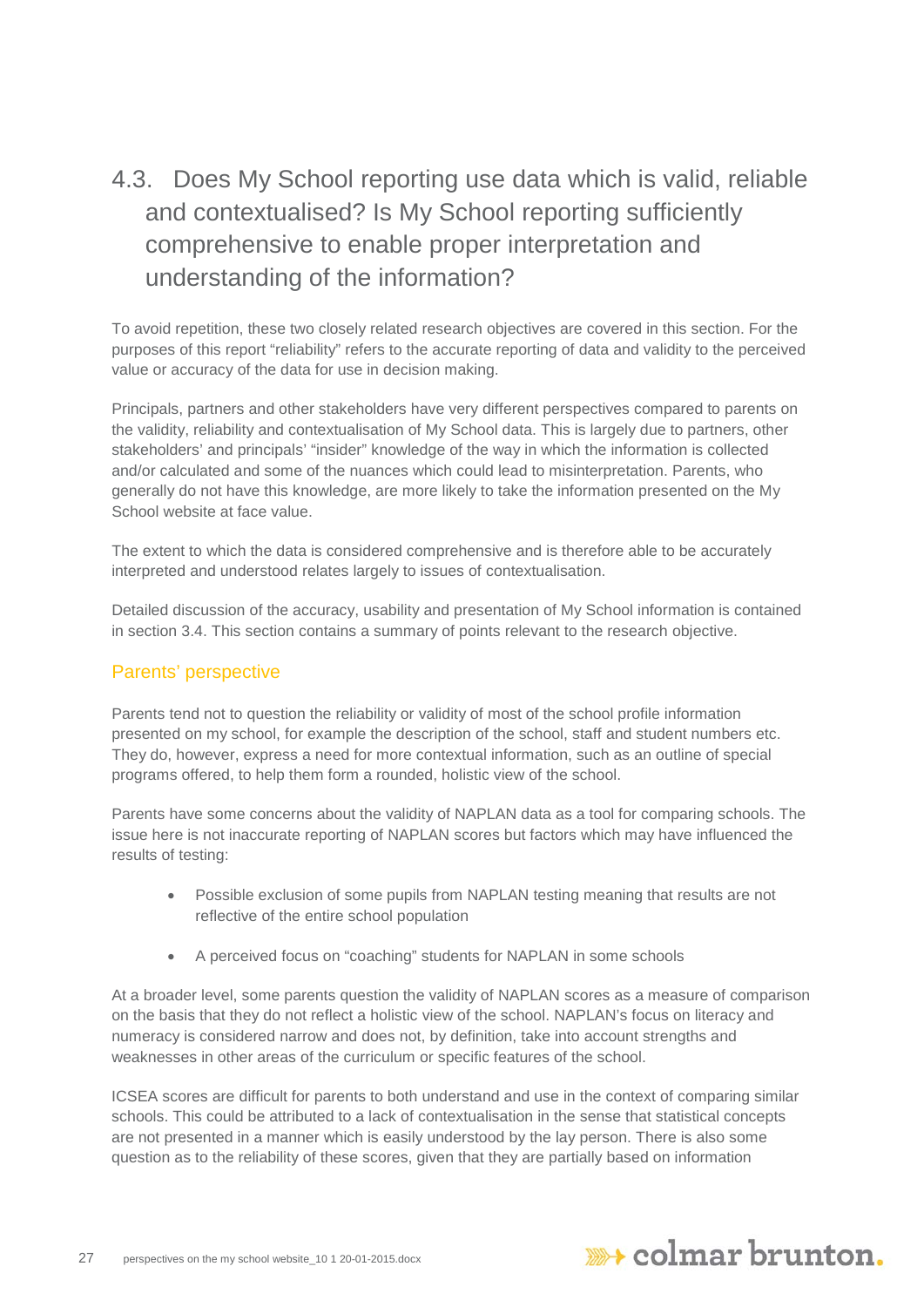## 4.3. Does My School reporting use data which is valid, reliable and contextualised? Is My School reporting sufficiently comprehensive to enable proper interpretation and understanding of the information?

To avoid repetition, these two closely related research objectives are covered in this section. For the purposes of this report "reliability" refers to the accurate reporting of data and validity to the perceived value or accuracy of the data for use in decision making.

Principals, partners and other stakeholders have very different perspectives compared to parents on the validity, reliability and contextualisation of My School data. This is largely due to partners, other stakeholders' and principals' "insider" knowledge of the way in which the information is collected and/or calculated and some of the nuances which could lead to misinterpretation. Parents, who generally do not have this knowledge, are more likely to take the information presented on the My School website at face value.

The extent to which the data is considered comprehensive and is therefore able to be accurately interpreted and understood relates largely to issues of contextualisation.

Detailed discussion of the accuracy, usability and presentation of My School information is contained in section 3.4. This section contains a summary of points relevant to the research objective.

### Parents' perspective

Parents tend not to question the reliability or validity of most of the school profile information presented on my school, for example the description of the school, staff and student numbers etc. They do, however, express a need for more contextual information, such as an outline of special programs offered, to help them form a rounded, holistic view of the school.

Parents have some concerns about the validity of NAPLAN data as a tool for comparing schools. The issue here is not inaccurate reporting of NAPLAN scores but factors which may have influenced the results of testing:

- Possible exclusion of some pupils from NAPLAN testing meaning that results are not reflective of the entire school population
- A perceived focus on "coaching" students for NAPLAN in some schools

At a broader level, some parents question the validity of NAPLAN scores as a measure of comparison on the basis that they do not reflect a holistic view of the school. NAPLAN's focus on literacy and numeracy is considered narrow and does not, by definition, take into account strengths and weaknesses in other areas of the curriculum or specific features of the school.

ICSEA scores are difficult for parents to both understand and use in the context of comparing similar schools. This could be attributed to a lack of contextualisation in the sense that statistical concepts are not presented in a manner which is easily understood by the lay person. There is also some question as to the reliability of these scores, given that they are partially based on information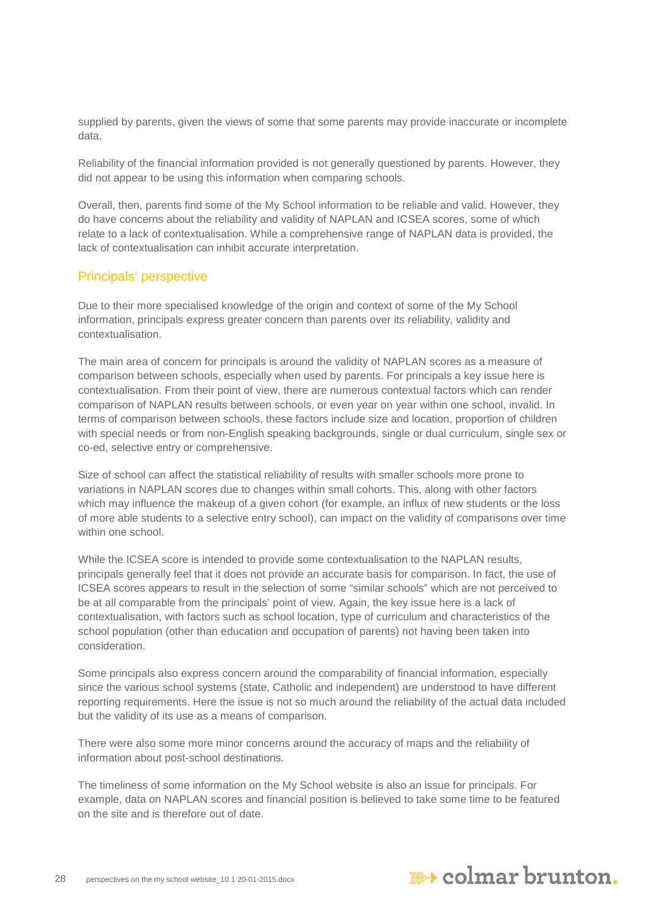supplied by parents, given the views of some that some parents may provide inaccurate or incomplete data.

Reliability of the financial information provided is not generally questioned by parents. However, they did not appear to be using this information when comparing schools.

Overall, then, parents find some of the My School information to be reliable and valid. However, they do have concerns about the reliability and validity of NAPLAN and ICSEA scores, some of which relate to a lack of contextualisation. While a comprehensive range of NAPLAN data is provided, the lack of contextualisation can inhibit accurate interpretation.

## Principals' perspective

Due to their more specialised knowledge of the origin and context of some of the My School information, principals express greater concern than parents over its reliability, validity and contextualisation.

The main area of concern for principals is around the validity of NAPLAN scores as a measure of comparison between schools, especially when used by parents. For principals a key issue here is contextualisation. From their point of view, there are numerous contextual factors which can render comparison of NAPLAN results between schools, or even year on year within one school, invalid. In terms of comparison between schools, these factors include size and location, proportion of children with special needs or from non-English speaking backgrounds, single or dual curriculum, single sex or co-ed, selective entry or comprehensive.

Size of school can affect the statistical reliability of results with smaller schools more prone to variations in NAPLAN scores due to changes within small cohorts. This, along with other factors which may influence the makeup of a given cohort (for example, an influx of new students or the loss of more able students to a selective entry school), can impact on the validity of comparisons over time within one school.

While the ICSEA score is intended to provide some contextualisation to the NAPLAN results, principals generally feel that it does not provide an accurate basis for comparison. In fact, the use of ICSEA scores appears to result in the selection of some "similar schools" which are not perceived to be at all comparable from the principals' point of view. Again, the key issue here is a lack of contextualisation, with factors such as school location, type of curriculum and characteristics of the school population (other than education and occupation of parents) not having been taken into consideration.

Some principals also express concern around the comparability of financial information, especially since the various school systems (state, Catholic and independent) are understood to have different reporting requirements. Here the issue is not so much around the reliability of the actual data included but the validity of its use as a means of comparison.

There were also some more minor concerns around the accuracy of maps and the reliability of information about post-school destinations.

The timeliness of some information on the My School website is also an issue for principals. For example, data on NAPLAN scores and financial position is believed to take some time to be featured on the site and is therefore out of date.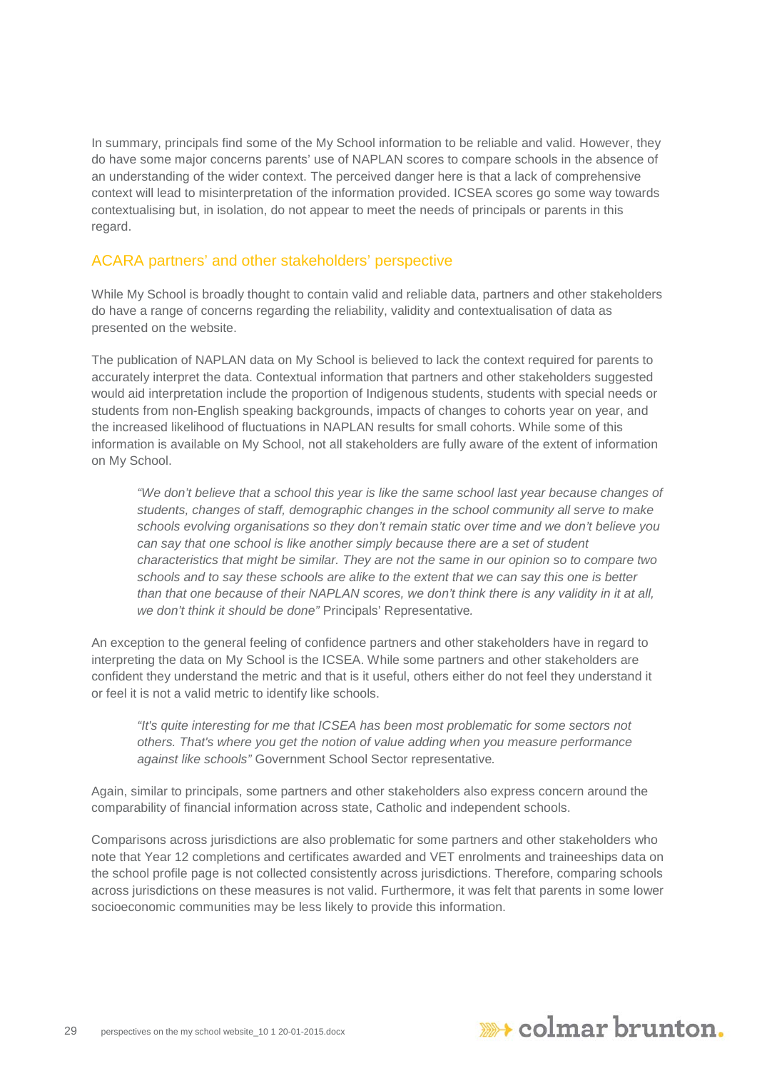In summary, principals find some of the My School information to be reliable and valid. However, they do have some major concerns parents' use of NAPLAN scores to compare schools in the absence of an understanding of the wider context. The perceived danger here is that a lack of comprehensive context will lead to misinterpretation of the information provided. ICSEA scores go some way towards contextualising but, in isolation, do not appear to meet the needs of principals or parents in this regard.

## ACARA partners' and other stakeholders' perspective

While My School is broadly thought to contain valid and reliable data, partners and other stakeholders do have a range of concerns regarding the reliability, validity and contextualisation of data as presented on the website.

The publication of NAPLAN data on My School is believed to lack the context required for parents to accurately interpret the data. Contextual information that partners and other stakeholders suggested would aid interpretation include the proportion of Indigenous students, students with special needs or students from non-English speaking backgrounds, impacts of changes to cohorts year on year, and the increased likelihood of fluctuations in NAPLAN results for small cohorts. While some of this information is available on My School, not all stakeholders are fully aware of the extent of information on My School.

> *"We don't believe that a school this year is like the same school last year because changes of students, changes of staff, demographic changes in the school community all serve to make schools evolving organisations so they don't remain static over time and we don't believe you can say that one school is like another simply because there are a set of student characteristics that might be similar. They are not the same in our opinion so to compare two schools and to say these schools are alike to the extent that we can say this one is better than that one because of their NAPLAN scores, we don't think there is any validity in it at all, we don't think it should be done"* Principals' Representative.

An exception to the general feeling of confidence partners and other stakeholders have in regard to interpreting the data on My School is the ICSEA. While some partners and other stakeholders are confident they understand the metric and that is it useful, others either do not feel they understand it or feel it is not a valid metric to identify like schools.

> *"It's quite interesting for me that ICSEA has been most problematic for some sectors not others. That's where you get the notion of value adding when you measure performance against like schools"* Government School Sector representative.

Again, similar to principals, some partners and other stakeholders also express concern around the comparability of financial information across state, Catholic and independent schools.

Comparisons across jurisdictions are also problematic for some partners and other stakeholders who note that Year 12 completions and certificates awarded and VET enrolments and traineeships data on the school profile page is not collected consistently across jurisdictions. Therefore, comparing schools across jurisdictions on these measures is not valid. Furthermore, it was felt that parents in some lower socioeconomic communities may be less likely to provide this information.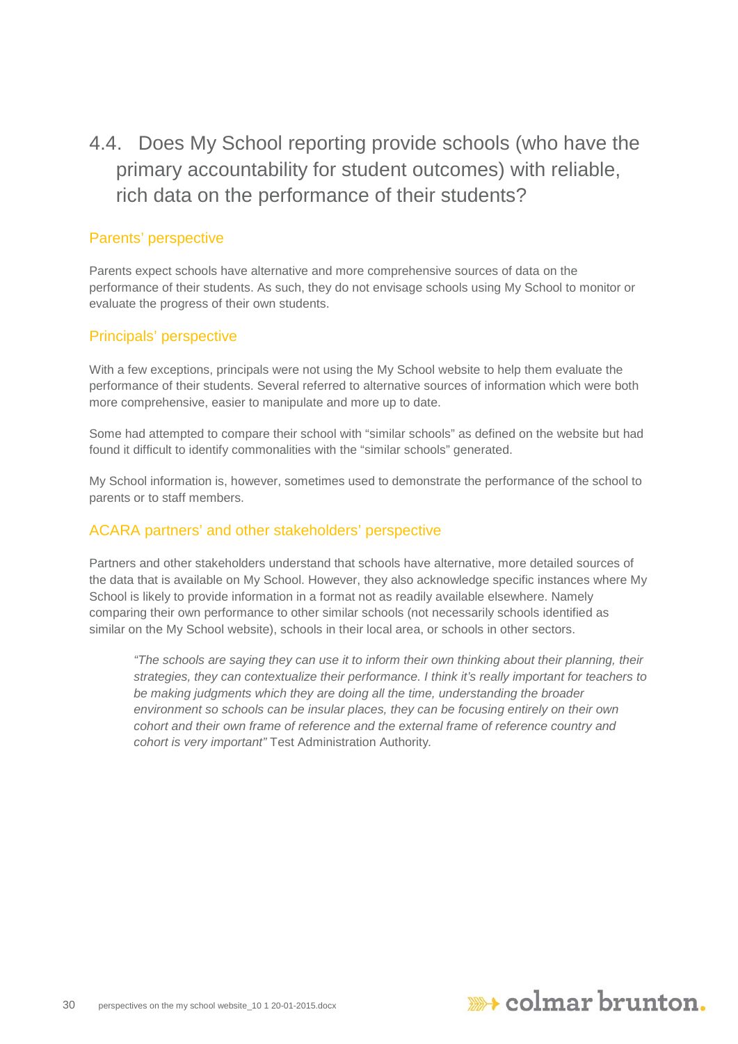## 4.4. Does My School reporting provide schools (who have the primary accountability for student outcomes) with reliable, rich data on the performance of their students?

### Parents' perspective

Parents expect schools have alternative and more comprehensive sources of data on the performance of their students. As such, they do not envisage schools using My School to monitor or evaluate the progress of their own students.

### Principals' perspective

With a few exceptions, principals were not using the My School website to help them evaluate the performance of their students. Several referred to alternative sources of information which were both more comprehensive, easier to manipulate and more up to date.

Some had attempted to compare their school with "similar schools" as defined on the website but had found it difficult to identify commonalities with the "similar schools" generated.

My School information is, however, sometimes used to demonstrate the performance of the school to parents or to staff members.

### ACARA partners' and other stakeholders' perspective

Partners and other stakeholders understand that schools have alternative, more detailed sources of the data that is available on My School. However, they also acknowledge specific instances where My School is likely to provide information in a format not as readily available elsewhere. Namely comparing their own performance to other similar schools (not necessarily schools identified as similar on the My School website), schools in their local area, or schools in other sectors.

> *"The schools are saying they can use it to inform their own thinking about their planning, their strategies, they can contextualize their performance. I think it's really important for teachers to be making judgments which they are doing all the time, understanding the broader environment so schools can be insular places, they can be focusing entirely on their own cohort and their own frame of reference and the external frame of reference country and cohort is very important"* Test Administration Authority.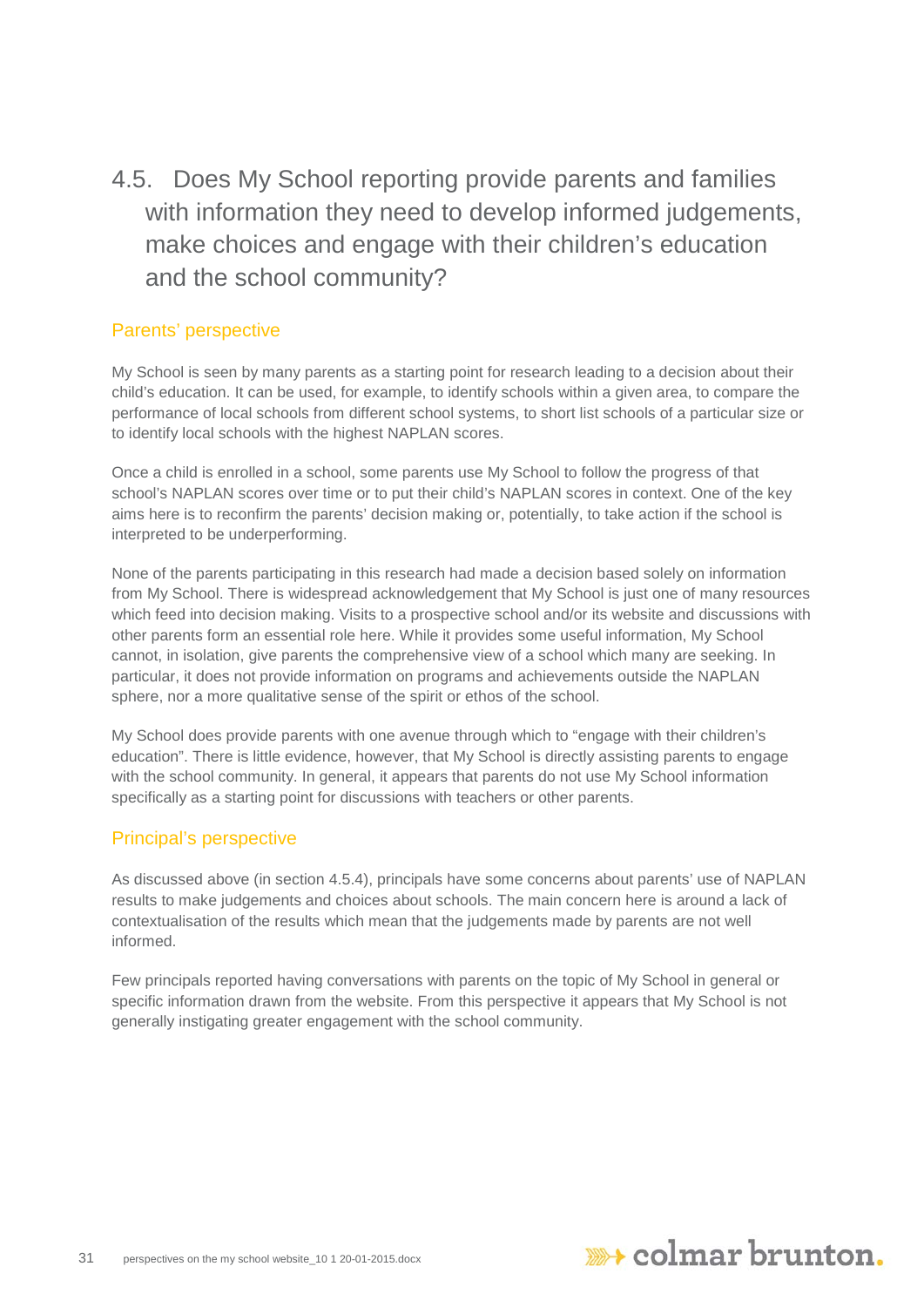## 4.5. Does My School reporting provide parents and families with information they need to develop informed judgements, make choices and engage with their children's education and the school community?

### Parents' perspective

My School is seen by many parents as a starting point for research leading to a decision about their child's education. It can be used, for example, to identify schools within a given area, to compare the performance of local schools from different school systems, to short list schools of a particular size or to identify local schools with the highest NAPLAN scores.

Once a child is enrolled in a school, some parents use My School to follow the progress of that school's NAPLAN scores over time or to put their child's NAPLAN scores in context. One of the key aims here is to reconfirm the parents' decision making or, potentially, to take action if the school is interpreted to be underperforming.

None of the parents participating in this research had made a decision based solely on information from My School. There is widespread acknowledgement that My School is just one of many resources which feed into decision making. Visits to a prospective school and/or its website and discussions with other parents form an essential role here. While it provides some useful information, My School cannot, in isolation, give parents the comprehensive view of a school which many are seeking. In particular, it does not provide information on programs and achievements outside the NAPLAN sphere, nor a more qualitative sense of the spirit or ethos of the school.

My School does provide parents with one avenue through which to "engage with their children's education". There is little evidence, however, that My School is directly assisting parents to engage with the school community. In general, it appears that parents do not use My School information specifically as a starting point for discussions with teachers or other parents.

### Principal's perspective

As discussed above (in section 4.5.4), principals have some concerns about parents' use of NAPLAN results to make judgements and choices about schools. The main concern here is around a lack of contextualisation of the results which mean that the judgements made by parents are not well informed.

Few principals reported having conversations with parents on the topic of My School in general or specific information drawn from the website. From this perspective it appears that My School is not generally instigating greater engagement with the school community.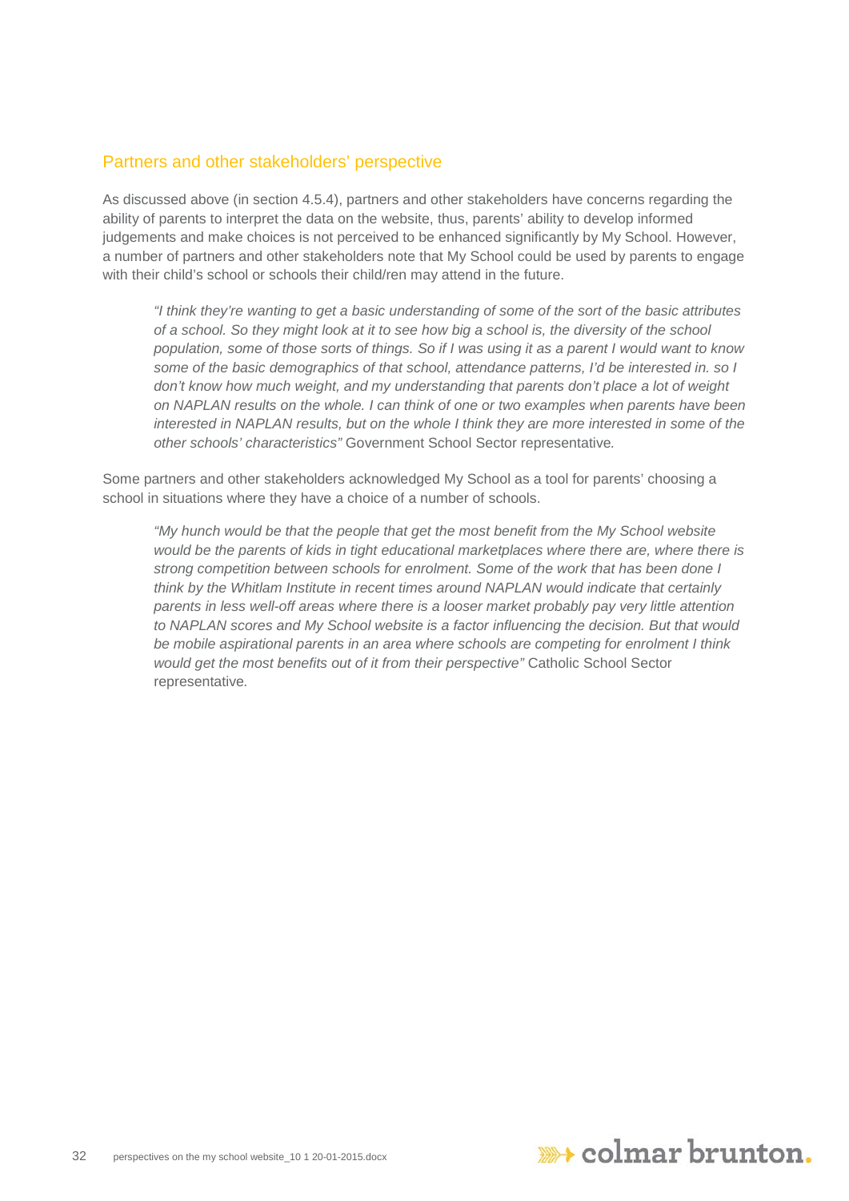### Partners and other stakeholders' perspective

As discussed above (in section 4.5.4), partners and other stakeholders have concerns regarding the ability of parents to interpret the data on the website, thus, parents' ability to develop informed judgements and make choices is not perceived to be enhanced significantly by My School. However, a number of partners and other stakeholders note that My School could be used by parents to engage with their child's school or schools their child/ren may attend in the future.

> *"I think they're wanting to get a basic understanding of some of the sort of the basic attributes of a school. So they might look at it to see how big a school is, the diversity of the school population, some of those sorts of things. So if I was using it as a parent I would want to know some of the basic demographics of that school, attendance patterns, I'd be interested in. so I don't know how much weight, and my understanding that parents don't place a lot of weight on NAPLAN results on the whole. I can think of one or two examples when parents have been interested in NAPLAN results, but on the whole I think they are more interested in some of the other schools' characteristics"* Government School Sector representative.

Some partners and other stakeholders acknowledged My School as a tool for parents' choosing a school in situations where they have a choice of a number of schools.

> *"My hunch would be that the people that get the most benefit from the My School website would be the parents of kids in tight educational marketplaces where there are, where there is strong competition between schools for enrolment. Some of the work that has been done I think by the Whitlam Institute in recent times around NAPLAN would indicate that certainly parents in less well-off areas where there is a looser market probably pay very little attention to NAPLAN scores and My School website is a factor influencing the decision. But that would be mobile aspirational parents in an area where schools are competing for enrolment I think would get the most benefits out of it from their perspective"* Catholic School Sector representative.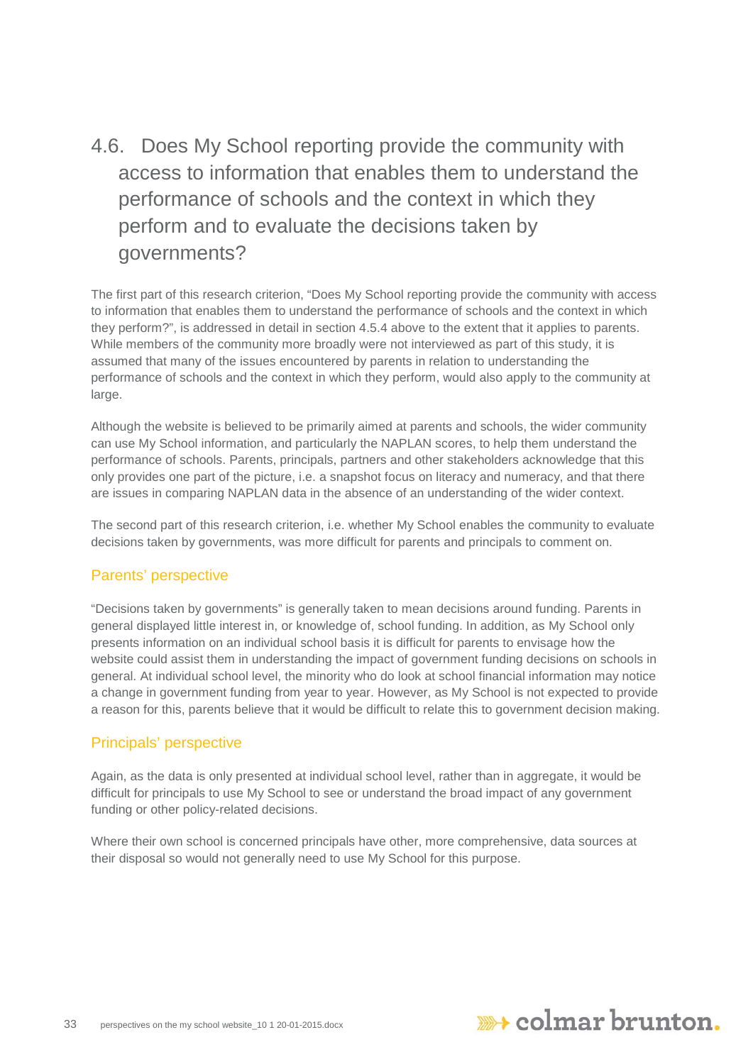## 4.6. Does My School reporting provide the community with access to information that enables them to understand the performance of schools and the context in which they perform and to evaluate the decisions taken by governments?

The first part of this research criterion, “Does My School reporting provide the community with access to information that enables them to understand the performance of schools and the context in which they perform?”, is addressed in detail in section 4.5.4 above to the extent that it applies to parents. While members of the community more broadly were not interviewed as part of this study, it is assumed that many of the issues encountered by parents in relation to understanding the performance of schools and the context in which they perform, would also apply to the community at large.

Although the website is believed to be primarily aimed at parents and schools, the wider community can use My School information, and particularly the NAPLAN scores, to help them understand the performance of schools. Parents, principals, partners and other stakeholders acknowledge that this only provides one part of the picture, i.e. a snapshot focus on literacy and numeracy, and that there are issues in comparing NAPLAN data in the absence of an understanding of the wider context.

The second part of this research criterion, i.e. whether My School enables the community to evaluate decisions taken by governments, was more difficult for parents and principals to comment on.

### Parents’ perspective

“Decisions taken by governments” is generally taken to mean decisions around funding. Parents in general displayed little interest in, or knowledge of, school funding. In addition, as My School only presents information on an individual school basis it is difficult for parents to envisage how the website could assist them in understanding the impact of government funding decisions on schools in general. At individual school level, the minority who do look at school financial information may notice a change in government funding from year to year. However, as My School is not expected to provide a reason for this, parents believe that it would be difficult to relate this to government decision making.

### Principals’ perspective

Again, as the data is only presented at individual school level, rather than in aggregate, it would be difficult for principals to use My School to see or understand the broad impact of any government funding or other policy-related decisions.

Where their own school is concerned principals have other, more comprehensive, data sources at their disposal so would not generally need to use My School for this purpose.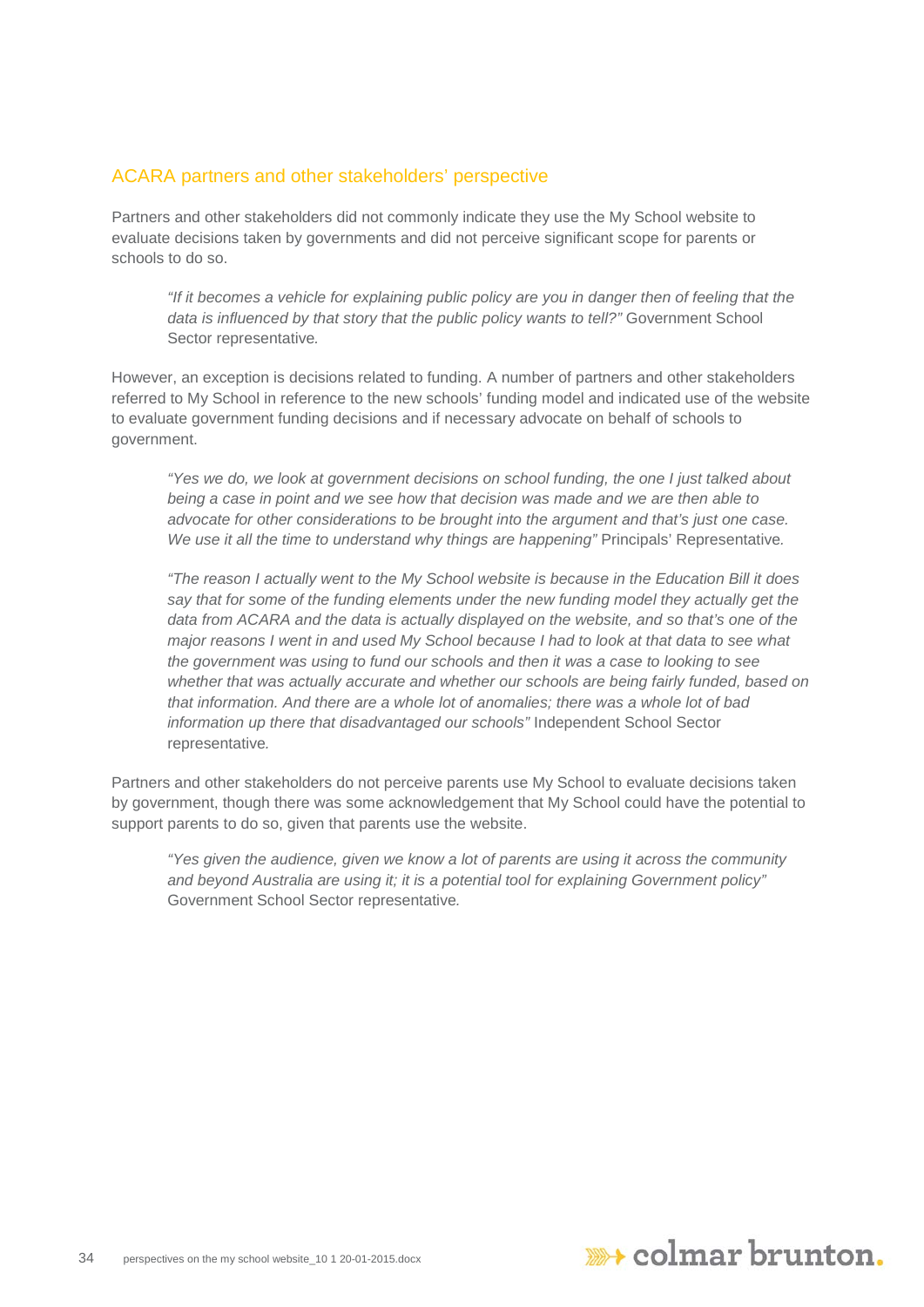## ACARA partners and other stakeholders' perspective

Partners and other stakeholders did not commonly indicate they use the My School website to evaluate decisions taken by governments and did not perceive significant scope for parents or schools to do so.

> *"If it becomes a vehicle for explaining public policy are you in danger then of feeling that the data is influenced by that story that the public policy wants to tell?"* Government School Sector representative.

However, an exception is decisions related to funding. A number of partners and other stakeholders referred to My School in reference to the new schools' funding model and indicated use of the website to evaluate government funding decisions and if necessary advocate on behalf of schools to government.

> *"Yes we do, we look at government decisions on school funding, the one I just talked about being a case in point and we see how that decision was made and we are then able to advocate for other considerations to be brought into the argument and that's just one case. We use it all the time to understand why things are happening"* Principals' Representative.

> *"The reason I actually went to the My School website is because in the Education Bill it does say that for some of the funding elements under the new funding model they actually get the data from ACARA and the data is actually displayed on the website, and so that's one of the major reasons I went in and used My School because I had to look at that data to see what the government was using to fund our schools and then it was a case to looking to see whether that was actually accurate and whether our schools are being fairly funded, based on that information. And there are a whole lot of anomalies; there was a whole lot of bad information up there that disadvantaged our schools"* Independent School Sector representative.

Partners and other stakeholders do not perceive parents use My School to evaluate decisions taken by government, though there was some acknowledgement that My School could have the potential to support parents to do so, given that parents use the website.

> *"Yes given the audience, given we know a lot of parents are using it across the community and beyond Australia are using it; it is a potential tool for explaining Government policy"* Government School Sector representative.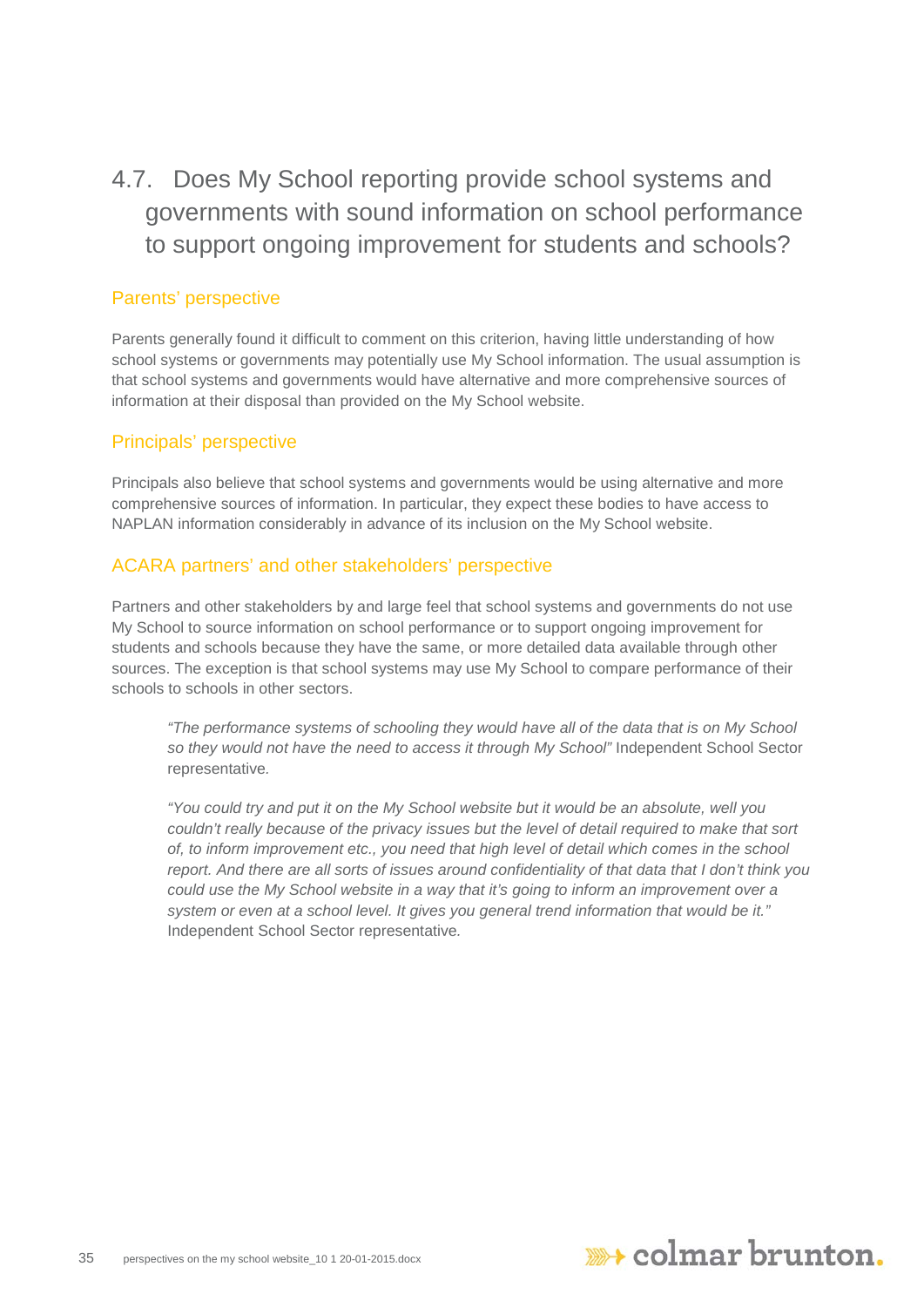## 4.7. Does My School reporting provide school systems and governments with sound information on school performance to support ongoing improvement for students and schools?

### Parents' perspective

Parents generally found it difficult to comment on this criterion, having little understanding of how school systems or governments may potentially use My School information. The usual assumption is that school systems and governments would have alternative and more comprehensive sources of information at their disposal than provided on the My School website.

### Principals' perspective

Principals also believe that school systems and governments would be using alternative and more comprehensive sources of information. In particular, they expect these bodies to have access to NAPLAN information considerably in advance of its inclusion on the My School website.

### ACARA partners' and other stakeholders' perspective

Partners and other stakeholders by and large feel that school systems and governments do not use My School to source information on school performance or to support ongoing improvement for students and schools because they have the same, or more detailed data available through other sources. The exception is that school systems may use My School to compare performance of their schools to schools in other sectors.

> *"The performance systems of schooling they would have all of the data that is on My School so they would not have the need to access it through My School"* Independent School Sector representative.

> *"You could try and put it on the My School website but it would be an absolute, well you couldn't really because of the privacy issues but the level of detail required to make that sort of, to inform improvement etc., you need that high level of detail which comes in the school report. And there are all sorts of issues around confidentiality of that data that I don't think you could use the My School website in a way that it's going to inform an improvement over a system or even at a school level. It gives you general trend information that would be it."* Independent School Sector representative.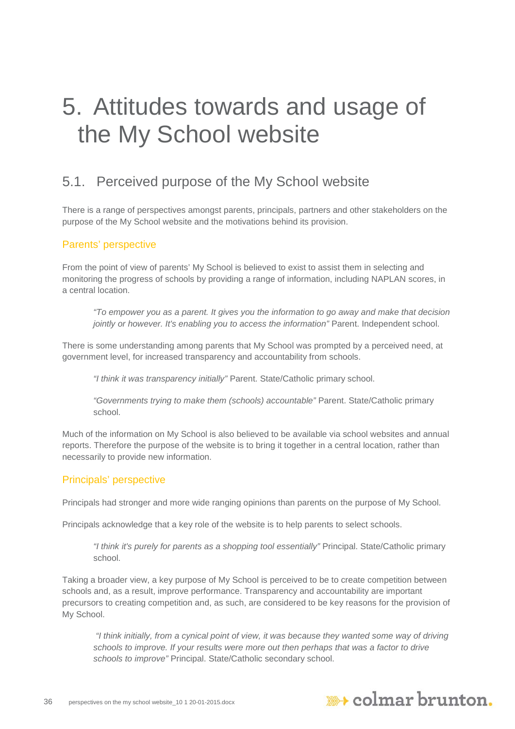# 5. Attitudes towards and usage of the My School website

## 5.1. Perceived purpose of the My School website

There is a range of perspectives amongst parents, principals, partners and other stakeholders on the purpose of the My School website and the motivations behind its provision.

### Parents' perspective

From the point of view of parents' My School is believed to exist to assist them in selecting and monitoring the progress of schools by providing a range of information, including NAPLAN scores, in a central location.

> *"To empower you as a parent. It gives you the information to go away and make that decision jointly or however. It's enabling you to access the information"* Parent. Independent school.

There is some understanding among parents that My School was prompted by a perceived need, at government level, for increased transparency and accountability from schools.

> *"I think it was transparency initially"* Parent. State/Catholic primary school.

> *"Governments trying to make them (schools) accountable"* Parent. State/Catholic primary school.

Much of the information on My School is also believed to be available via school websites and annual reports. Therefore the purpose of the website is to bring it together in a central location, rather than necessarily to provide new information.

### Principals' perspective

Principals had stronger and more wide ranging opinions than parents on the purpose of My School.

Principals acknowledge that a key role of the website is to help parents to select schools.

> *"I think it's purely for parents as a shopping tool essentially"* Principal. State/Catholic primary school.

Taking a broader view, a key purpose of My School is perceived to be to create competition between schools and, as a result, improve performance. Transparency and accountability are important precursors to creating competition and, as such, are considered to be key reasons for the provision of My School.

> *"I think initially, from a cynical point of view, it was because they wanted some way of driving schools to improve. If your results were more out then perhaps that was a factor to drive schools to improve"* Principal. State/Catholic secondary school.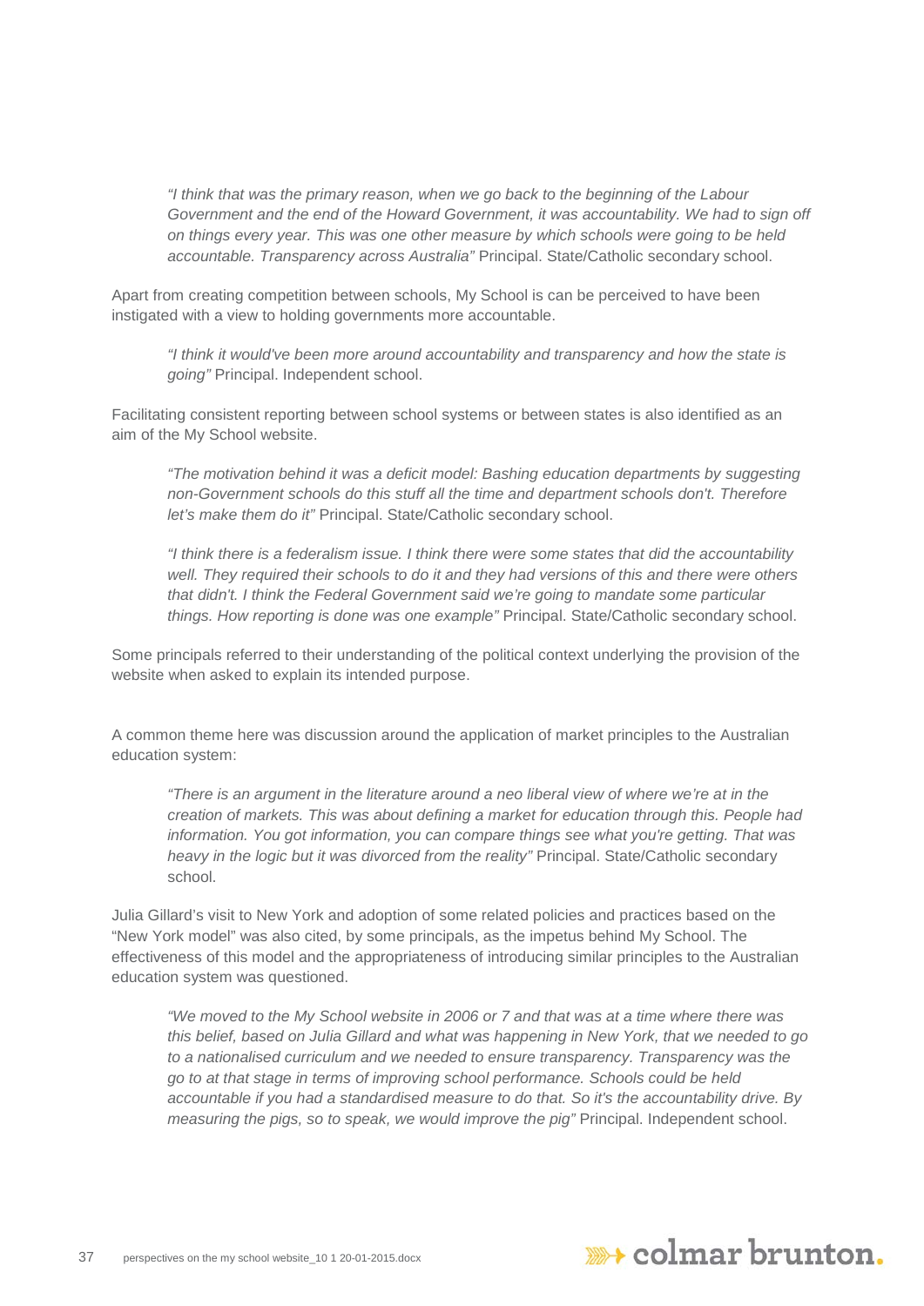> *"I think that was the primary reason, when we go back to the beginning of the Labour Government and the end of the Howard Government, it was accountability. We had to sign off on things every year. This was one other measure by which schools were going to be held accountable. Transparency across Australia"* Principal. State/Catholic secondary school.

Apart from creating competition between schools, My School is can be perceived to have been instigated with a view to holding governments more accountable.

> *"I think it would've been more around accountability and transparency and how the state is going"* Principal. Independent school.

Facilitating consistent reporting between school systems or between states is also identified as an aim of the My School website.

> *"The motivation behind it was a deficit model: Bashing education departments by suggesting non-Government schools do this stuff all the time and department schools don't. Therefore let's make them do it"* Principal. State/Catholic secondary school.

> *"I think there is a federalism issue. I think there were some states that did the accountability well. They required their schools to do it and they had versions of this and there were others that didn't. I think the Federal Government said we're going to mandate some particular things. How reporting is done was one example"* Principal. State/Catholic secondary school.

Some principals referred to their understanding of the political context underlying the provision of the website when asked to explain its intended purpose.

A common theme here was discussion around the application of market principles to the Australian education system:

> *"There is an argument in the literature around a neo liberal view of where we're at in the creation of markets. This was about defining a market for education through this. People had information. You got information, you can compare things see what you're getting. That was heavy in the logic but it was divorced from the reality"* Principal. State/Catholic secondary school.

Julia Gillard's visit to New York and adoption of some related policies and practices based on the "New York model" was also cited, by some principals, as the impetus behind My School. The effectiveness of this model and the appropriateness of introducing similar principles to the Australian education system was questioned.

> *"We moved to the My School website in 2006 or 7 and that was at a time where there was this belief, based on Julia Gillard and what was happening in New York, that we needed to go to a nationalised curriculum and we needed to ensure transparency. Transparency was the go to at that stage in terms of improving school performance. Schools could be held accountable if you had a standardised measure to do that. So it's the accountability drive. By measuring the pigs, so to speak, we would improve the pig"* Principal. Independent school.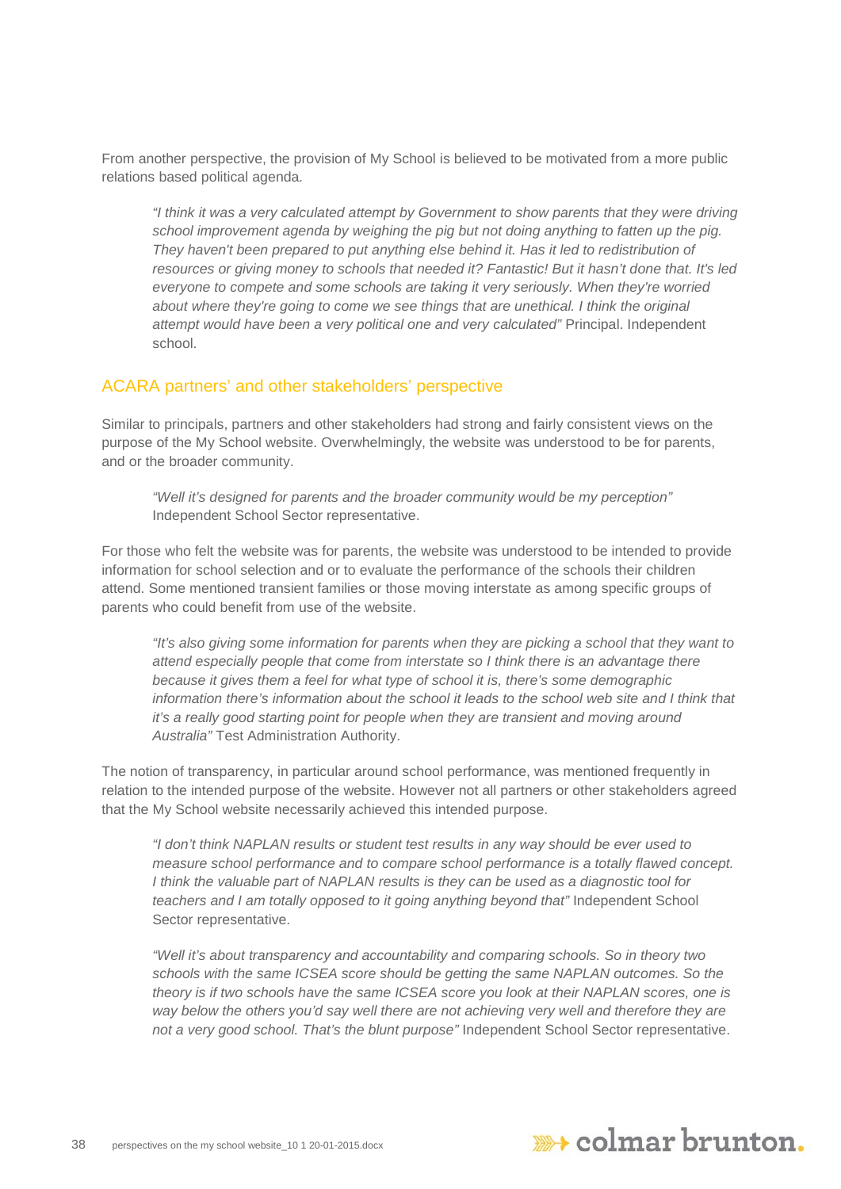From another perspective, the provision of My School is believed to be motivated from a more public relations based political agenda.

> *"I think it was a very calculated attempt by Government to show parents that they were driving school improvement agenda by weighing the pig but not doing anything to fatten up the pig. They haven't been prepared to put anything else behind it. Has it led to redistribution of resources or giving money to schools that needed it? Fantastic! But it hasn't done that. It's led everyone to compete and some schools are taking it very seriously. When they're worried about where they're going to come we see things that are unethical. I think the original attempt would have been a very political one and very calculated"* Principal. Independent school.

## ACARA partners' and other stakeholders' perspective

Similar to principals, partners and other stakeholders had strong and fairly consistent views on the purpose of the My School website. Overwhelmingly, the website was understood to be for parents, and or the broader community.

> *"Well it's designed for parents and the broader community would be my perception"* Independent School Sector representative.

For those who felt the website was for parents, the website was understood to be intended to provide information for school selection and or to evaluate the performance of the schools their children attend. Some mentioned transient families or those moving interstate as among specific groups of parents who could benefit from use of the website.

> *"It's also giving some information for parents when they are picking a school that they want to attend especially people that come from interstate so I think there is an advantage there because it gives them a feel for what type of school it is, there's some demographic information there's information about the school it leads to the school web site and I think that it's a really good starting point for people when they are transient and moving around Australia"* Test Administration Authority.

The notion of transparency, in particular around school performance, was mentioned frequently in relation to the intended purpose of the website. However not all partners or other stakeholders agreed that the My School website necessarily achieved this intended purpose.

> *"I don't think NAPLAN results or student test results in any way should be ever used to measure school performance and to compare school performance is a totally flawed concept. I think the valuable part of NAPLAN results is they can be used as a diagnostic tool for teachers and I am totally opposed to it going anything beyond that"* Independent School Sector representative.

> *"Well it's about transparency and accountability and comparing schools. So in theory two schools with the same ICSEA score should be getting the same NAPLAN outcomes. So the theory is if two schools have the same ICSEA score you look at their NAPLAN scores, one is way below the others you'd say well there are not achieving very well and therefore they are not a very good school. That's the blunt purpose"* Independent School Sector representative.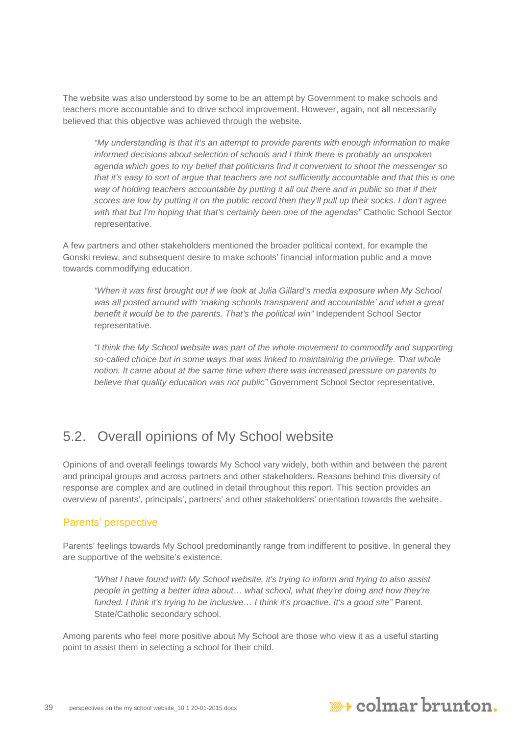The website was also understood by some to be an attempt by Government to make schools and teachers more accountable and to drive school improvement. However, again, not all necessarily believed that this objective was achieved through the website.

> *"My understanding is that it's an attempt to provide parents with enough information to make informed decisions about selection of schools and I think there is probably an unspoken agenda which goes to my belief that politicians find it convenient to shoot the messenger so that it's easy to sort of argue that teachers are not sufficiently accountable and that this is one way of holding teachers accountable by putting it all out there and in public so that if their scores are low by putting it on the public record then they'll pull up their socks. I don't agree with that but I'm hoping that that's certainly been one of the agendas"* Catholic School Sector representative.

A few partners and other stakeholders mentioned the broader political context, for example the Gonski review, and subsequent desire to make schools' financial information public and a move towards commodifying education.

> *"When it was first brought out if we look at Julia Gillard's media exposure when My School was all posted around with 'making schools transparent and accountable' and what a great benefit it would be to the parents. That's the political win"* Independent School Sector representative.

> *"I think the My School website was part of the whole movement to commodify and supporting so-called choice but in some ways that was linked to maintaining the privilege. That whole notion. It came about at the same time when there was increased pressure on parents to believe that quality education was not public"* Government School Sector representative.

## 5.2. Overall opinions of My School website

Opinions of and overall feelings towards My School vary widely, both within and between the parent and principal groups and across partners and other stakeholders. Reasons behind this diversity of response are complex and are outlined in detail throughout this report. This section provides an overview of parents', principals', partners' and other stakeholders' orientation towards the website.

### Parents' perspective

Parents' feelings towards My School predominantly range from indifferent to positive. In general they are supportive of the website's existence.

> *"What I have found with My School website, it's trying to inform and trying to also assist people in getting a better idea about… what school, what they're doing and how they're funded. I think it's trying to be inclusive… I think it's proactive. It's a good site"* Parent. State/Catholic secondary school.

Among parents who feel more positive about My School are those who view it as a useful starting point to assist them in selecting a school for their child.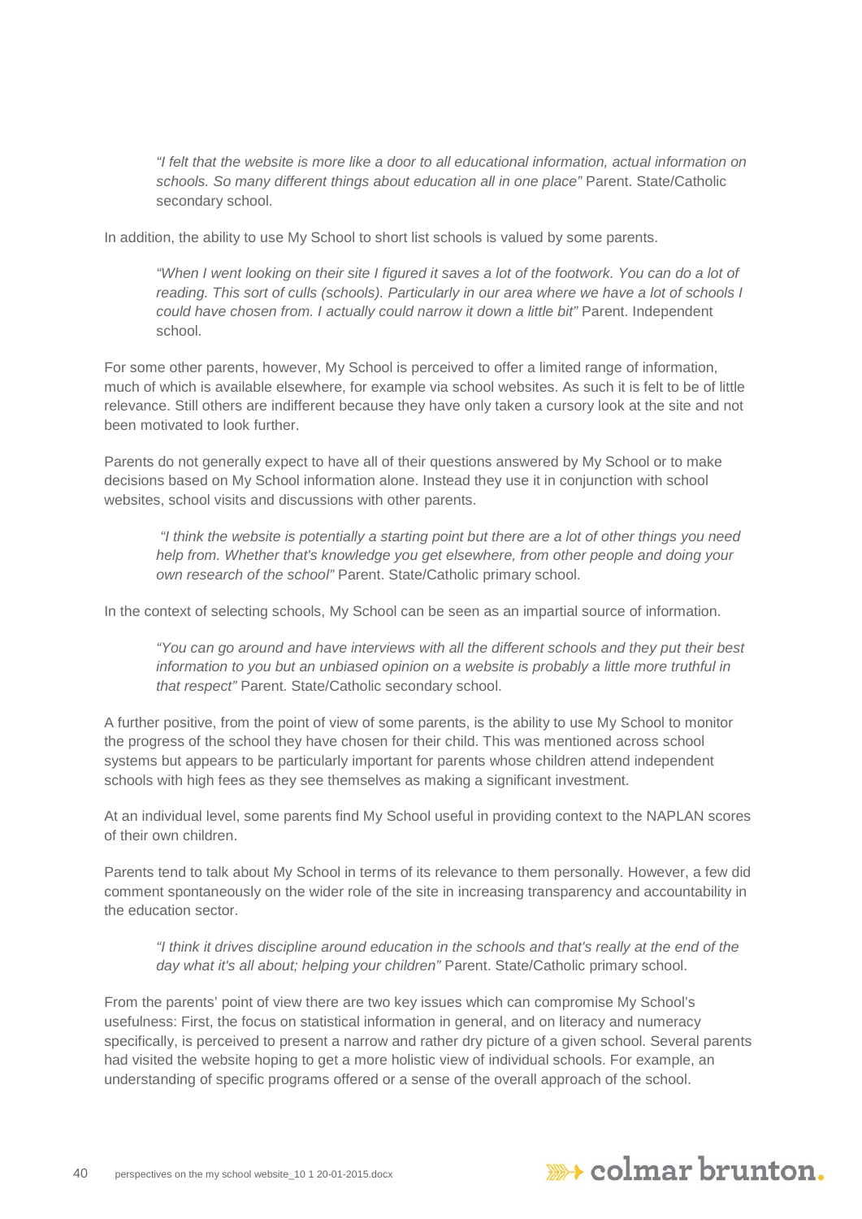> *"I felt that the website is more like a door to all educational information, actual information on schools. So many different things about education all in one place"* Parent. State/Catholic secondary school.

In addition, the ability to use My School to short list schools is valued by some parents.

> *"When I went looking on their site I figured it saves a lot of the footwork. You can do a lot of reading. This sort of culls (schools). Particularly in our area where we have a lot of schools I could have chosen from. I actually could narrow it down a little bit"* Parent. Independent school.

For some other parents, however, My School is perceived to offer a limited range of information, much of which is available elsewhere, for example via school websites. As such it is felt to be of little relevance. Still others are indifferent because they have only taken a cursory look at the site and not been motivated to look further.

Parents do not generally expect to have all of their questions answered by My School or to make decisions based on My School information alone. Instead they use it in conjunction with school websites, school visits and discussions with other parents.

> *"I think the website is potentially a starting point but there are a lot of other things you need help from. Whether that's knowledge you get elsewhere, from other people and doing your own research of the school"* Parent. State/Catholic primary school.

In the context of selecting schools, My School can be seen as an impartial source of information.

> *"You can go around and have interviews with all the different schools and they put their best information to you but an unbiased opinion on a website is probably a little more truthful in that respect"* Parent. State/Catholic secondary school.

A further positive, from the point of view of some parents, is the ability to use My School to monitor the progress of the school they have chosen for their child. This was mentioned across school systems but appears to be particularly important for parents whose children attend independent schools with high fees as they see themselves as making a significant investment.

At an individual level, some parents find My School useful in providing context to the NAPLAN scores of their own children.

Parents tend to talk about My School in terms of its relevance to them personally. However, a few did comment spontaneously on the wider role of the site in increasing transparency and accountability in the education sector.

> *"I think it drives discipline around education in the schools and that's really at the end of the day what it's all about; helping your children"* Parent. State/Catholic primary school.

From the parents' point of view there are two key issues which can compromise My School's usefulness: First, the focus on statistical information in general, and on literacy and numeracy specifically, is perceived to present a narrow and rather dry picture of a given school. Several parents had visited the website hoping to get a more holistic view of individual schools. For example, an understanding of specific programs offered or a sense of the overall approach of the school.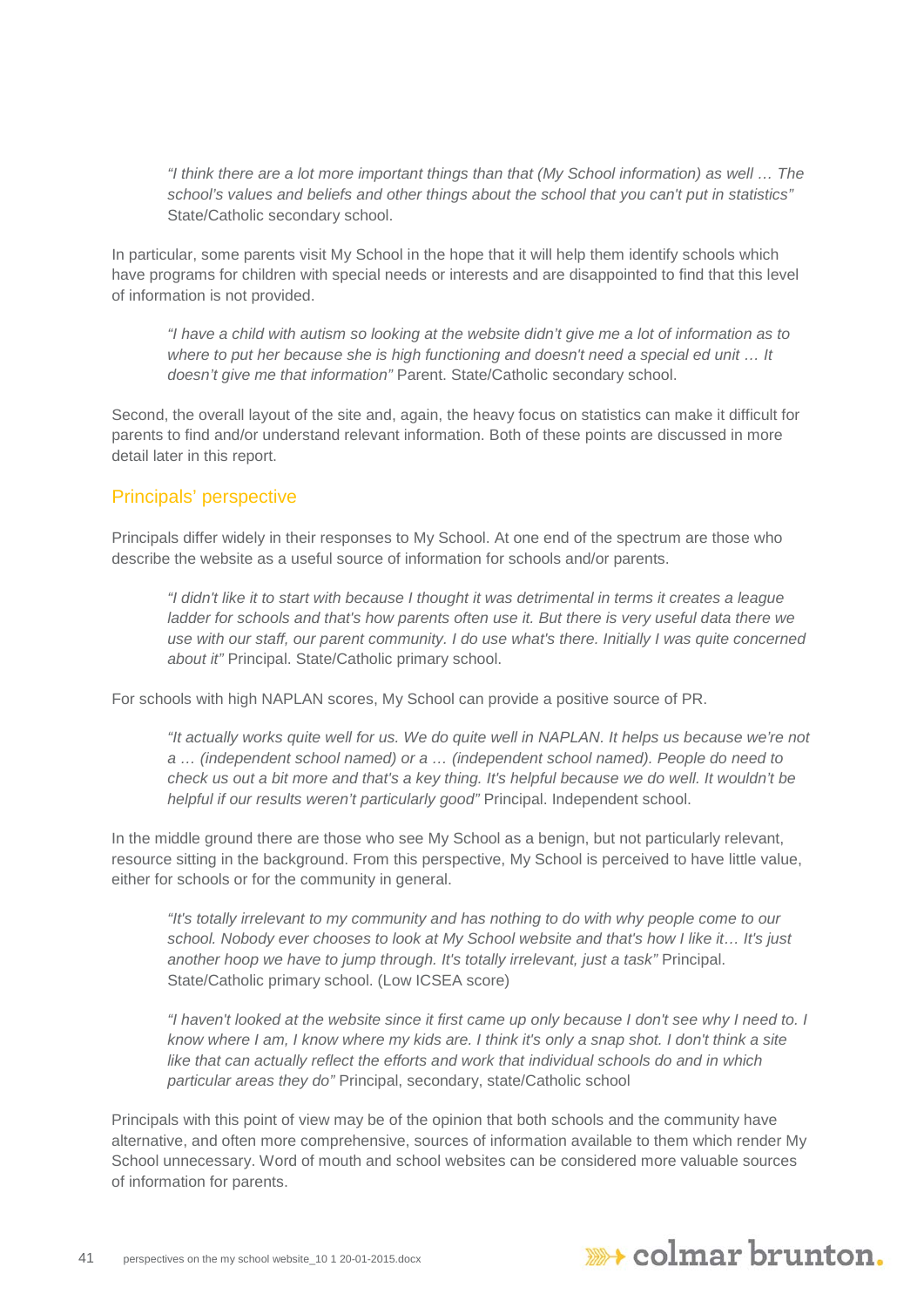*"I think there are a lot more important things than that (My School information) as well … The school's values and beliefs and other things about the school that you can't put in statistics"* State/Catholic secondary school.

In particular, some parents visit My School in the hope that it will help them identify schools which have programs for children with special needs or interests and are disappointed to find that this level of information is not provided.

*"I have a child with autism so looking at the website didn't give me a lot of information as to where to put her because she is high functioning and doesn't need a special ed unit … It doesn't give me that information"* Parent. State/Catholic secondary school.

Second, the overall layout of the site and, again, the heavy focus on statistics can make it difficult for parents to find and/or understand relevant information. Both of these points are discussed in more detail later in this report.

## Principals' perspective

Principals differ widely in their responses to My School. At one end of the spectrum are those who describe the website as a useful source of information for schools and/or parents.

*"I didn't like it to start with because I thought it was detrimental in terms it creates a league ladder for schools and that's how parents often use it. But there is very useful data there we use with our staff, our parent community. I do use what's there. Initially I was quite concerned about it"* Principal. State/Catholic primary school.

For schools with high NAPLAN scores, My School can provide a positive source of PR.

*"It actually works quite well for us. We do quite well in NAPLAN. It helps us because we're not a … (independent school named) or a … (independent school named). People do need to check us out a bit more and that's a key thing. It's helpful because we do well. It wouldn't be helpful if our results weren't particularly good"* Principal. Independent school.

In the middle ground there are those who see My School as a benign, but not particularly relevant, resource sitting in the background. From this perspective, My School is perceived to have little value, either for schools or for the community in general.

*"It's totally irrelevant to my community and has nothing to do with why people come to our school. Nobody ever chooses to look at My School website and that's how I like it… It's just another hoop we have to jump through. It's totally irrelevant, just a task"* Principal. State/Catholic primary school. (Low ICSEA score)

*"I haven't looked at the website since it first came up only because I don't see why I need to. I know where I am, I know where my kids are. I think it's only a snap shot. I don't think a site like that can actually reflect the efforts and work that individual schools do and in which particular areas they do"* Principal, secondary, state/Catholic school

Principals with this point of view may be of the opinion that both schools and the community have alternative, and often more comprehensive, sources of information available to them which render My School unnecessary. Word of mouth and school websites can be considered more valuable sources of information for parents.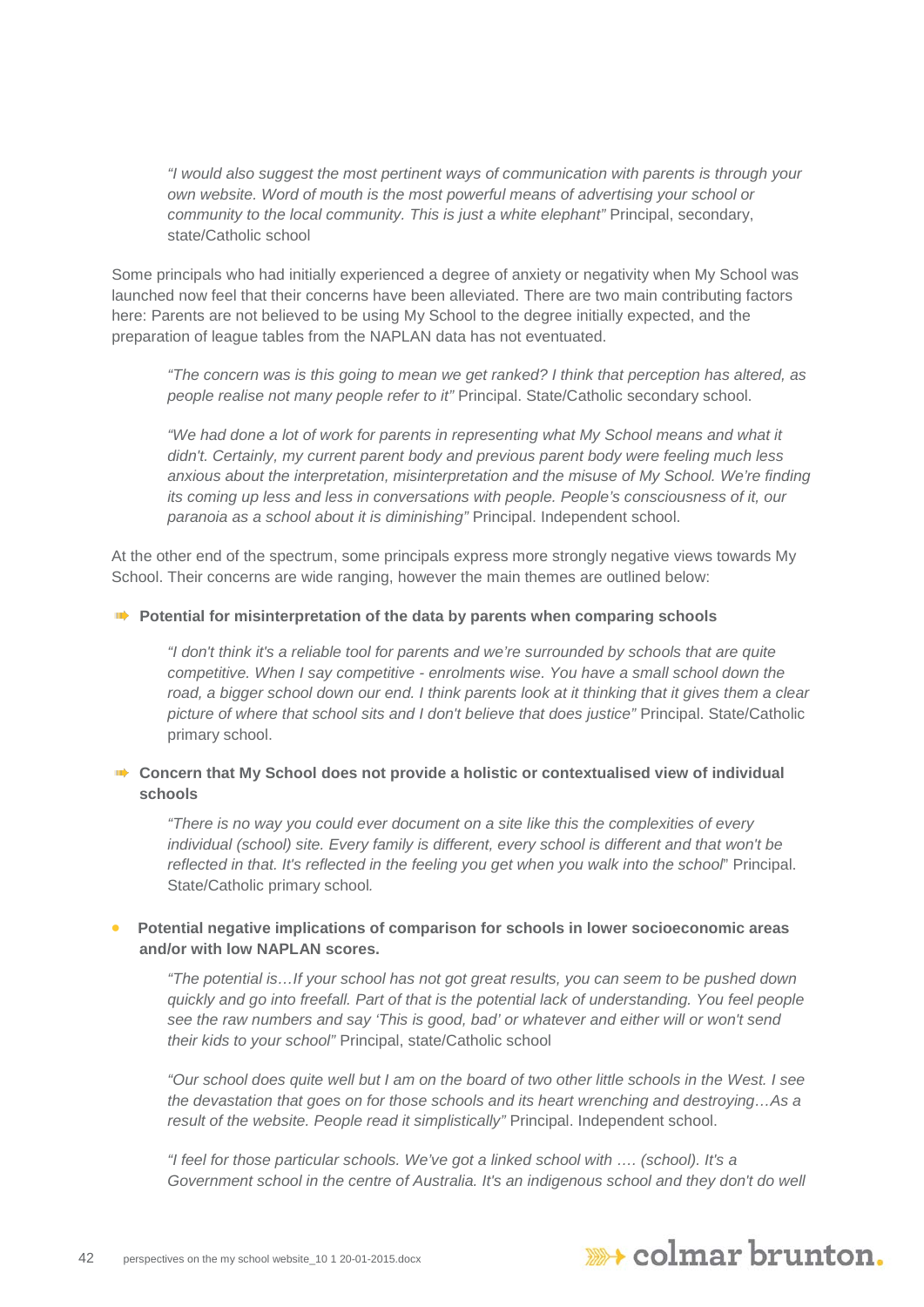*"I would also suggest the most pertinent ways of communication with parents is through your own website. Word of mouth is the most powerful means of advertising your school or community to the local community. This is just a white elephant"* Principal, secondary, state/Catholic school

Some principals who had initially experienced a degree of anxiety or negativity when My School was launched now feel that their concerns have been alleviated. There are two main contributing factors here: Parents are not believed to be using My School to the degree initially expected, and the preparation of league tables from the NAPLAN data has not eventuated.

*"The concern was is this going to mean we get ranked? I think that perception has altered, as people realise not many people refer to it"* Principal. State/Catholic secondary school.

*"We had done a lot of work for parents in representing what My School means and what it didn't. Certainly, my current parent body and previous parent body were feeling much less anxious about the interpretation, misinterpretation and the misuse of My School. We're finding its coming up less and less in conversations with people. People's consciousness of it, our paranoia as a school about it is diminishing"* Principal. Independent school.

At the other end of the spectrum, some principals express more strongly negative views towards My School. Their concerns are wide ranging, however the main themes are outlined below:

- **Potential for misinterpretation of the data by parents when comparing schools**

*"I don't think it's a reliable tool for parents and we're surrounded by schools that are quite competitive. When I say competitive - enrolments wise. You have a small school down the road, a bigger school down our end. I think parents look at it thinking that it gives them a clear picture of where that school sits and I don't believe that does justice"* Principal. State/Catholic primary school.

- **Concern that My School does not provide a holistic or contextualised view of individual schools**

*"There is no way you could ever document on a site like this the complexities of every individual (school) site. Every family is different, every school is different and that won't be reflected in that. It's reflected in the feeling you get when you walk into the school"* Principal. State/Catholic primary school.

- **Potential negative implications of comparison for schools in lower socioeconomic areas and/or with low NAPLAN scores.**

*"The potential is…If your school has not got great results, you can seem to be pushed down quickly and go into freefall. Part of that is the potential lack of understanding. You feel people see the raw numbers and say 'This is good, bad' or whatever and either will or won't send their kids to your school"* Principal, state/Catholic school

*"Our school does quite well but I am on the board of two other little schools in the West. I see the devastation that goes on for those schools and its heart wrenching and destroying…As a result of the website. People read it simplistically"* Principal. Independent school.

*"I feel for those particular schools. We've got a linked school with …. (school). It's a Government school in the centre of Australia. It's an indigenous school and they don't do well*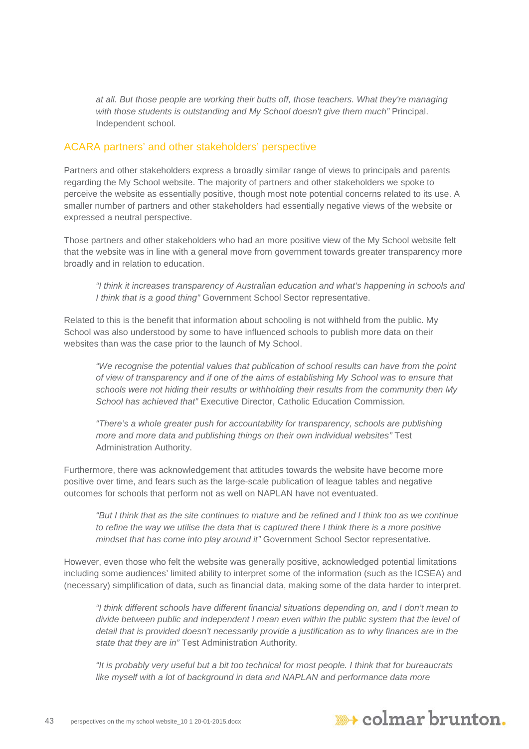*at all. But those people are working their butts off, those teachers. What they're managing with those students is outstanding and My School doesn't give them much"* Principal. Independent school.

## ACARA partners' and other stakeholders' perspective

Partners and other stakeholders express a broadly similar range of views to principals and parents regarding the My School website. The majority of partners and other stakeholders we spoke to perceive the website as essentially positive, though most note potential concerns related to its use. A smaller number of partners and other stakeholders had essentially negative views of the website or expressed a neutral perspective.

Those partners and other stakeholders who had an more positive view of the My School website felt that the website was in line with a general move from government towards greater transparency more broadly and in relation to education.

> *"I think it increases transparency of Australian education and what's happening in schools and I think that is a good thing"* Government School Sector representative.

Related to this is the benefit that information about schooling is not withheld from the public. My School was also understood by some to have influenced schools to publish more data on their websites than was the case prior to the launch of My School.

> *"We recognise the potential values that publication of school results can have from the point of view of transparency and if one of the aims of establishing My School was to ensure that schools were not hiding their results or withholding their results from the community then My School has achieved that"* Executive Director, Catholic Education Commission.

> *"There's a whole greater push for accountability for transparency, schools are publishing more and more data and publishing things on their own individual websites"* Test Administration Authority.

Furthermore, there was acknowledgement that attitudes towards the website have become more positive over time, and fears such as the large-scale publication of league tables and negative outcomes for schools that perform not as well on NAPLAN have not eventuated.

> *"But I think that as the site continues to mature and be refined and I think too as we continue to refine the way we utilise the data that is captured there I think there is a more positive mindset that has come into play around it"* Government School Sector representative.

However, even those who felt the website was generally positive, acknowledged potential limitations including some audiences' limited ability to interpret some of the information (such as the ICSEA) and (necessary) simplification of data, such as financial data, making some of the data harder to interpret.

> *"I think different schools have different financial situations depending on, and I don't mean to divide between public and independent I mean even within the public system that the level of detail that is provided doesn't necessarily provide a justification as to why finances are in the state that they are in"* Test Administration Authority.

> *"It is probably very useful but a bit too technical for most people. I think that for bureaucrats like myself with a lot of background in data and NAPLAN and performance data more*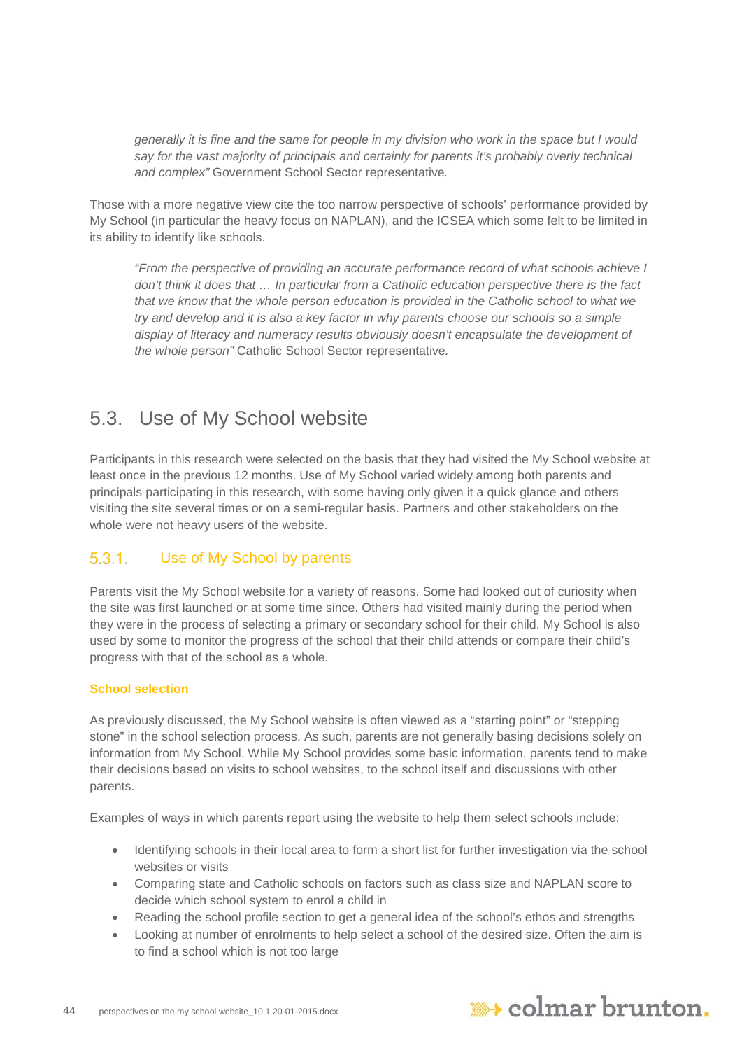> *generally it is fine and the same for people in my division who work in the space but I would say for the vast majority of principals and certainly for parents it's probably overly technical and complex"* Government School Sector representative*.*

Those with a more negative view cite the too narrow perspective of schools' performance provided by My School (in particular the heavy focus on NAPLAN), and the ICSEA which some felt to be limited in its ability to identify like schools.

> *"From the perspective of providing an accurate performance record of what schools achieve I don't think it does that … In particular from a Catholic education perspective there is the fact that we know that the whole person education is provided in the Catholic school to what we try and develop and it is also a key factor in why parents choose our schools so a simple display of literacy and numeracy results obviously doesn't encapsulate the development of the whole person"* Catholic School Sector representative*.*

## 5.3. Use of My School website

Participants in this research were selected on the basis that they had visited the My School website at least once in the previous 12 months. Use of My School varied widely among both parents and principals participating in this research, with some having only given it a quick glance and others visiting the site several times or on a semi-regular basis. Partners and other stakeholders on the whole were not heavy users of the website.

### 5.3.1. Use of My School by parents

Parents visit the My School website for a variety of reasons. Some had looked out of curiosity when the site was first launched or at some time since. Others had visited mainly during the period when they were in the process of selecting a primary or secondary school for their child. My School is also used by some to monitor the progress of the school that their child attends or compare their child's progress with that of the school as a whole.

**School selection**

As previously discussed, the My School website is often viewed as a "starting point" or "stepping stone" in the school selection process. As such, parents are not generally basing decisions solely on information from My School. While My School provides some basic information, parents tend to make their decisions based on visits to school websites, to the school itself and discussions with other parents.

Examples of ways in which parents report using the website to help them select schools include:

- Identifying schools in their local area to form a short list for further investigation via the school websites or visits
- Comparing state and Catholic schools on factors such as class size and NAPLAN score to decide which school system to enrol a child in
- Reading the school profile section to get a general idea of the school's ethos and strengths
- Looking at number of enrolments to help select a school of the desired size. Often the aim is to find a school which is not too large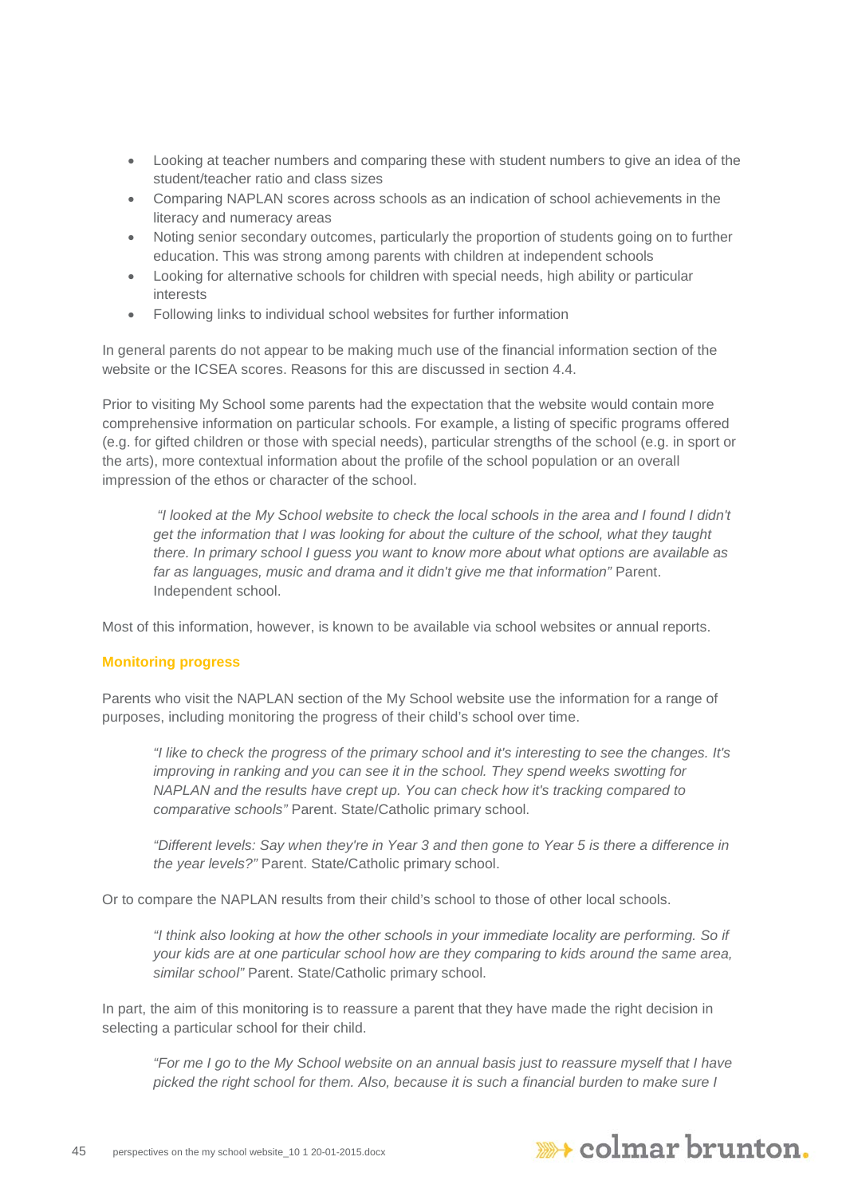- Looking at teacher numbers and comparing these with student numbers to give an idea of the student/teacher ratio and class sizes
- Comparing NAPLAN scores across schools as an indication of school achievements in the literacy and numeracy areas
- Noting senior secondary outcomes, particularly the proportion of students going on to further education. This was strong among parents with children at independent schools
- Looking for alternative schools for children with special needs, high ability or particular interests
- Following links to individual school websites for further information

In general parents do not appear to be making much use of the financial information section of the website or the ICSEA scores. Reasons for this are discussed in section 4.4.

Prior to visiting My School some parents had the expectation that the website would contain more comprehensive information on particular schools. For example, a listing of specific programs offered (e.g. for gifted children or those with special needs), particular strengths of the school (e.g. in sport or the arts), more contextual information about the profile of the school population or an overall impression of the ethos or character of the school.

> *"I looked at the My School website to check the local schools in the area and I found I didn't get the information that I was looking for about the culture of the school, what they taught there. In primary school I guess you want to know more about what options are available as far as languages, music and drama and it didn't give me that information"* Parent. Independent school.

Most of this information, however, is known to be available via school websites or annual reports.

**Monitoring progress**

Parents who visit the NAPLAN section of the My School website use the information for a range of purposes, including monitoring the progress of their child's school over time.

> *"I like to check the progress of the primary school and it's interesting to see the changes. It's improving in ranking and you can see it in the school. They spend weeks swotting for NAPLAN and the results have crept up. You can check how it's tracking compared to comparative schools"* Parent. State/Catholic primary school.

> *"Different levels: Say when they're in Year 3 and then gone to Year 5 is there a difference in the year levels?"* Parent. State/Catholic primary school.

Or to compare the NAPLAN results from their child's school to those of other local schools.

> *"I think also looking at how the other schools in your immediate locality are performing. So if your kids are at one particular school how are they comparing to kids around the same area, similar school"* Parent. State/Catholic primary school.

In part, the aim of this monitoring is to reassure a parent that they have made the right decision in selecting a particular school for their child.

> *"For me I go to the My School website on an annual basis just to reassure myself that I have picked the right school for them. Also, because it is such a financial burden to make sure I*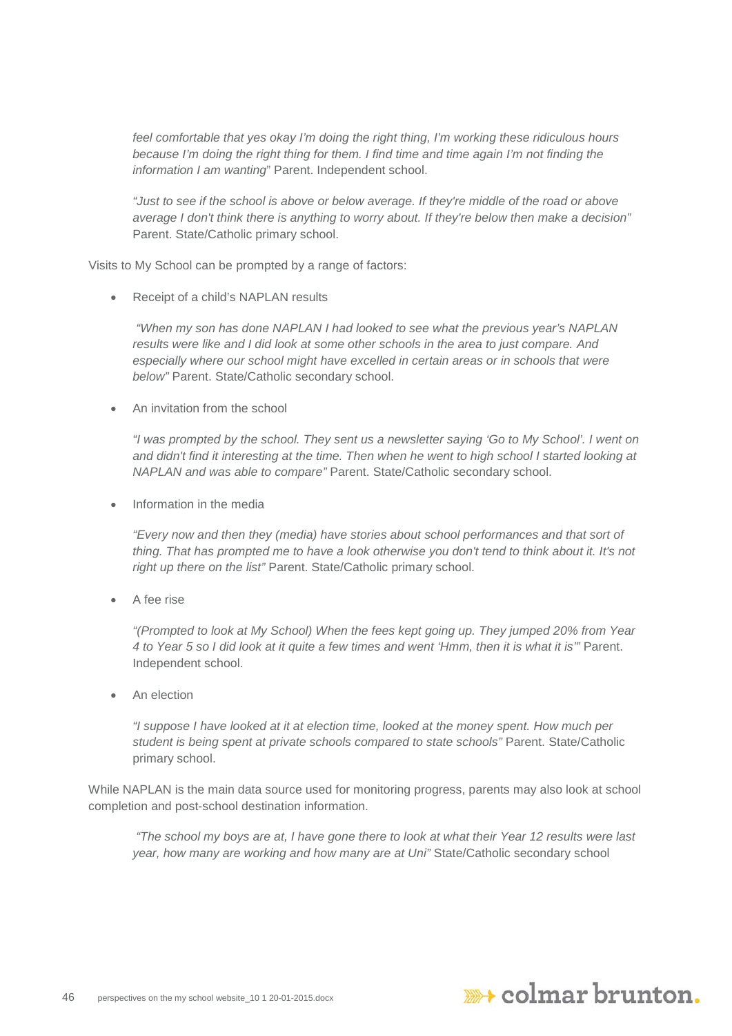*feel comfortable that yes okay I'm doing the right thing, I'm working these ridiculous hours because I'm doing the right thing for them. I find time and time again I'm not finding the information I am wanting*" Parent. Independent school.

*"Just to see if the school is above or below average. If they're middle of the road or above average I don't think there is anything to worry about. If they're below then make a decision"* Parent. State/Catholic primary school.

Visits to My School can be prompted by a range of factors:

- Receipt of a child's NAPLAN results

  *"When my son has done NAPLAN I had looked to see what the previous year's NAPLAN results were like and I did look at some other schools in the area to just compare. And especially where our school might have excelled in certain areas or in schools that were below"* Parent. State/Catholic secondary school.

- An invitation from the school

  *"I was prompted by the school. They sent us a newsletter saying 'Go to My School'. I went on and didn't find it interesting at the time. Then when he went to high school I started looking at NAPLAN and was able to compare"* Parent. State/Catholic secondary school.

- Information in the media

  *"Every now and then they (media) have stories about school performances and that sort of thing. That has prompted me to have a look otherwise you don't tend to think about it. It's not right up there on the list"* Parent. State/Catholic primary school.

- A fee rise

  *"(Prompted to look at My School) When the fees kept going up. They jumped 20% from Year 4 to Year 5 so I did look at it quite a few times and went 'Hmm, then it is what it is'"* Parent. Independent school.

- An election

  *"I suppose I have looked at it at election time, looked at the money spent. How much per student is being spent at private schools compared to state schools"* Parent. State/Catholic primary school.

While NAPLAN is the main data source used for monitoring progress, parents may also look at school completion and post-school destination information.

*"The school my boys are at, I have gone there to look at what their Year 12 results were last year, how many are working and how many are at Uni"* State/Catholic secondary school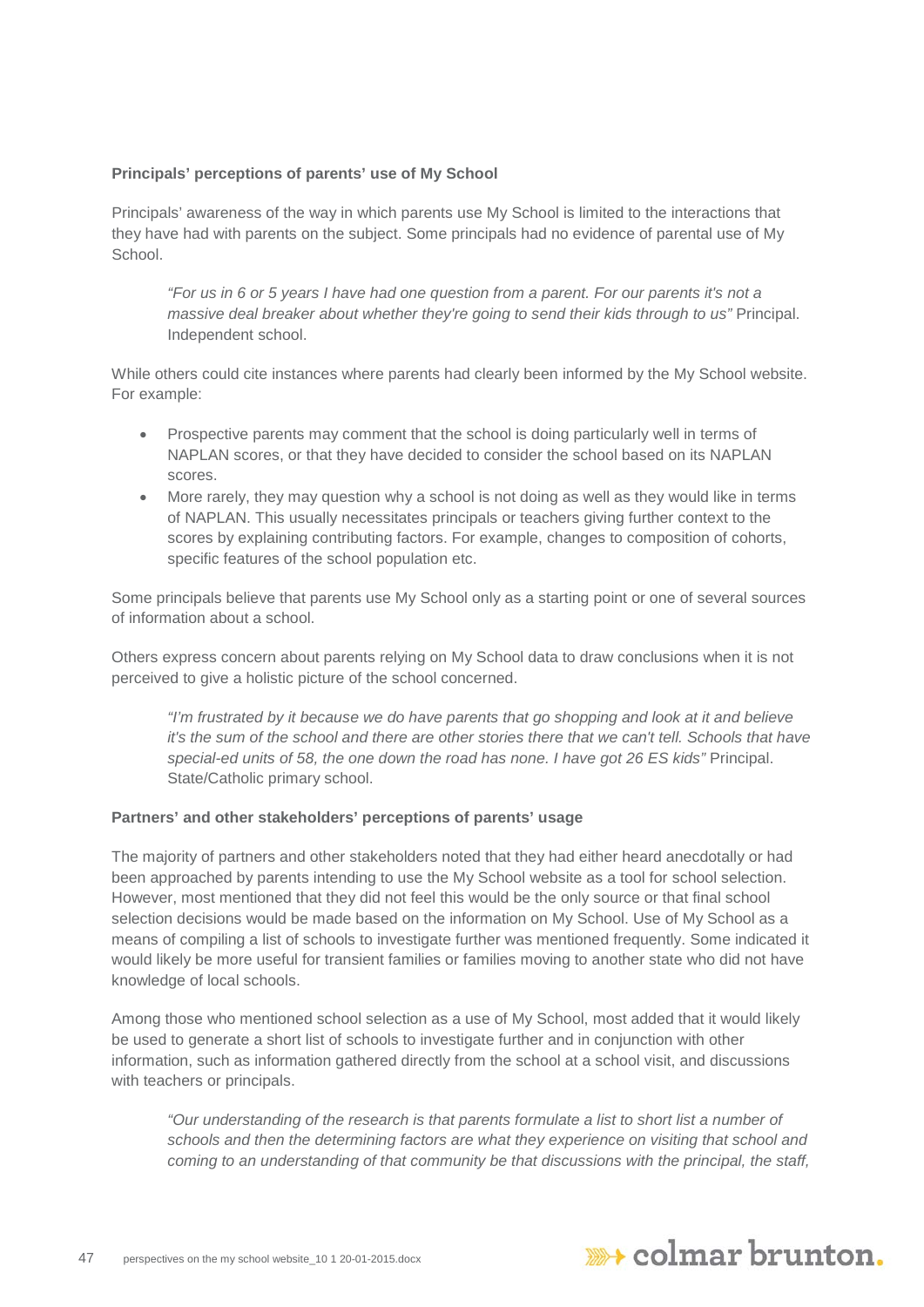**Principals' perceptions of parents' use of My School**

Principals' awareness of the way in which parents use My School is limited to the interactions that they have had with parents on the subject. Some principals had no evidence of parental use of My School.

> *"For us in 6 or 5 years I have had one question from a parent. For our parents it's not a massive deal breaker about whether they're going to send their kids through to us"* Principal. Independent school.

While others could cite instances where parents had clearly been informed by the My School website. For example:

- Prospective parents may comment that the school is doing particularly well in terms of NAPLAN scores, or that they have decided to consider the school based on its NAPLAN scores.
- More rarely, they may question why a school is not doing as well as they would like in terms of NAPLAN. This usually necessitates principals or teachers giving further context to the scores by explaining contributing factors. For example, changes to composition of cohorts, specific features of the school population etc.

Some principals believe that parents use My School only as a starting point or one of several sources of information about a school.

Others express concern about parents relying on My School data to draw conclusions when it is not perceived to give a holistic picture of the school concerned.

> *"I'm frustrated by it because we do have parents that go shopping and look at it and believe it's the sum of the school and there are other stories there that we can't tell. Schools that have special-ed units of 58, the one down the road has none. I have got 26 ES kids"* Principal. State/Catholic primary school.

**Partners' and other stakeholders' perceptions of parents' usage**

The majority of partners and other stakeholders noted that they had either heard anecdotally or had been approached by parents intending to use the My School website as a tool for school selection. However, most mentioned that they did not feel this would be the only source or that final school selection decisions would be made based on the information on My School. Use of My School as a means of compiling a list of schools to investigate further was mentioned frequently. Some indicated it would likely be more useful for transient families or families moving to another state who did not have knowledge of local schools.

Among those who mentioned school selection as a use of My School, most added that it would likely be used to generate a short list of schools to investigate further and in conjunction with other information, such as information gathered directly from the school at a school visit, and discussions with teachers or principals.

> *"Our understanding of the research is that parents formulate a list to short list a number of schools and then the determining factors are what they experience on visiting that school and coming to an understanding of that community be that discussions with the principal, the staff,*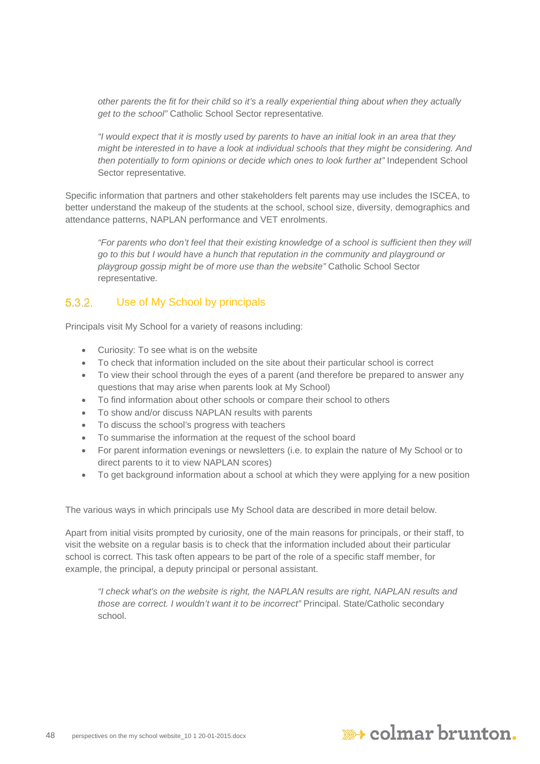*other parents the fit for their child so it's a really experiential thing about when they actually get to the school"* Catholic School Sector representative.

*"I would expect that it is mostly used by parents to have an initial look in an area that they might be interested in to have a look at individual schools that they might be considering. And then potentially to form opinions or decide which ones to look further at"* Independent School Sector representative.

Specific information that partners and other stakeholders felt parents may use includes the ISCEA, to better understand the makeup of the students at the school, school size, diversity, demographics and attendance patterns, NAPLAN performance and VET enrolments.

*"For parents who don't feel that their existing knowledge of a school is sufficient then they will go to this but I would have a hunch that reputation in the community and playground or playgroup gossip might be of more use than the website"* Catholic School Sector representative.

### 5.3.2. Use of My School by principals

Principals visit My School for a variety of reasons including:

- Curiosity: To see what is on the website
- To check that information included on the site about their particular school is correct
- To view their school through the eyes of a parent (and therefore be prepared to answer any questions that may arise when parents look at My School)
- To find information about other schools or compare their school to others
- To show and/or discuss NAPLAN results with parents
- To discuss the school's progress with teachers
- To summarise the information at the request of the school board
- For parent information evenings or newsletters (i.e. to explain the nature of My School or to direct parents to it to view NAPLAN scores)
- To get background information about a school at which they were applying for a new position

The various ways in which principals use My School data are described in more detail below.

Apart from initial visits prompted by curiosity, one of the main reasons for principals, or their staff, to visit the website on a regular basis is to check that the information included about their particular school is correct. This task often appears to be part of the role of a specific staff member, for example, the principal, a deputy principal or personal assistant.

*"I check what's on the website is right, the NAPLAN results are right, NAPLAN results and those are correct. I wouldn't want it to be incorrect"* Principal. State/Catholic secondary school.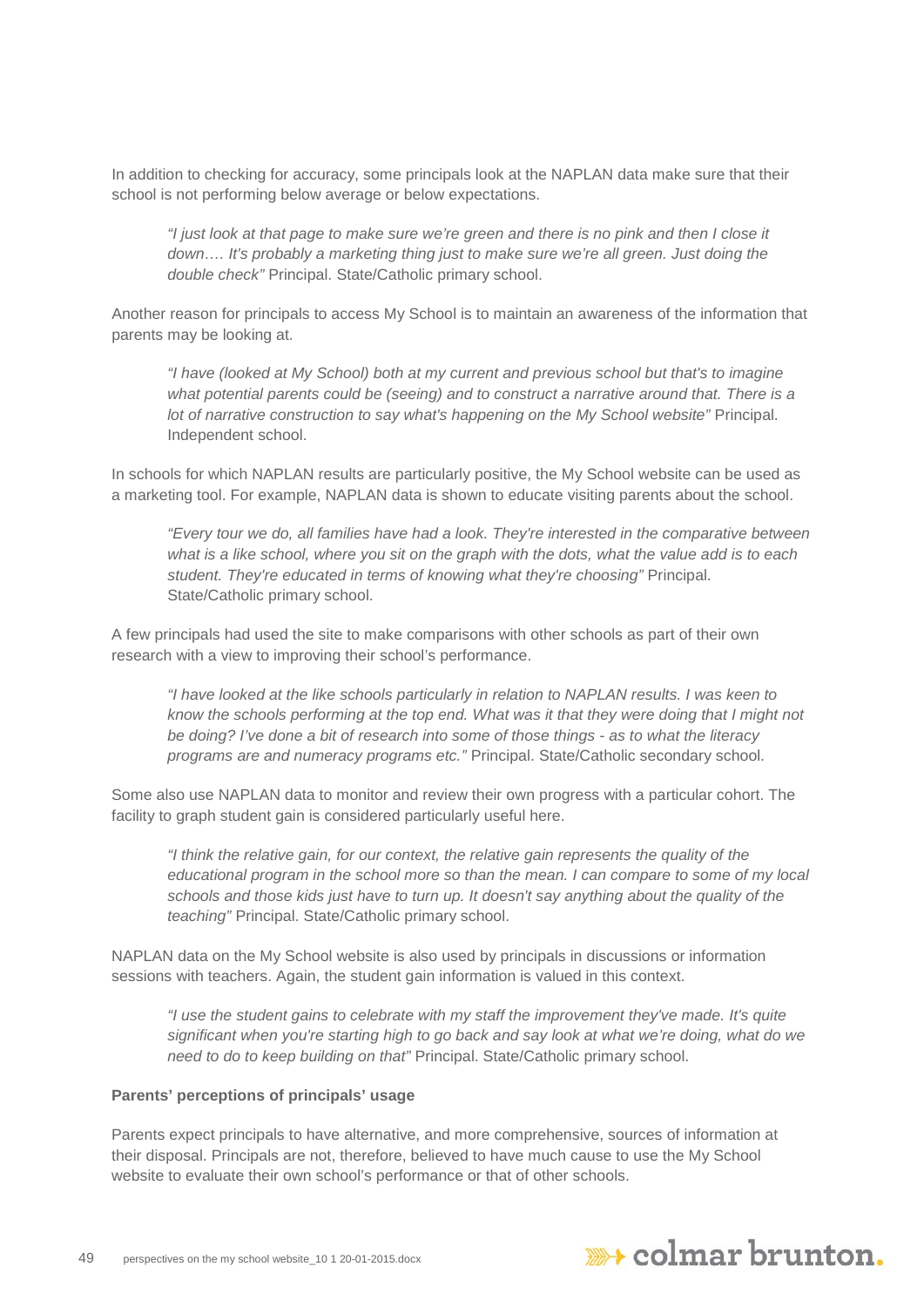In addition to checking for accuracy, some principals look at the NAPLAN data make sure that their school is not performing below average or below expectations.

> *"I just look at that page to make sure we're green and there is no pink and then I close it down…. It's probably a marketing thing just to make sure we're all green. Just doing the double check"* Principal. State/Catholic primary school.

Another reason for principals to access My School is to maintain an awareness of the information that parents may be looking at.

> *"I have (looked at My School) both at my current and previous school but that's to imagine what potential parents could be (seeing) and to construct a narrative around that. There is a lot of narrative construction to say what's happening on the My School website"* Principal. Independent school.

In schools for which NAPLAN results are particularly positive, the My School website can be used as a marketing tool. For example, NAPLAN data is shown to educate visiting parents about the school.

> *"Every tour we do, all families have had a look. They're interested in the comparative between what is a like school, where you sit on the graph with the dots, what the value add is to each student. They're educated in terms of knowing what they're choosing"* Principal. State/Catholic primary school.

A few principals had used the site to make comparisons with other schools as part of their own research with a view to improving their school's performance.

> *"I have looked at the like schools particularly in relation to NAPLAN results. I was keen to know the schools performing at the top end. What was it that they were doing that I might not be doing? I've done a bit of research into some of those things - as to what the literacy programs are and numeracy programs etc."* Principal. State/Catholic secondary school.

Some also use NAPLAN data to monitor and review their own progress with a particular cohort. The facility to graph student gain is considered particularly useful here.

> *"I think the relative gain, for our context, the relative gain represents the quality of the educational program in the school more so than the mean. I can compare to some of my local schools and those kids just have to turn up. It doesn't say anything about the quality of the teaching"* Principal. State/Catholic primary school.

NAPLAN data on the My School website is also used by principals in discussions or information sessions with teachers. Again, the student gain information is valued in this context.

> *"I use the student gains to celebrate with my staff the improvement they've made. It's quite significant when you're starting high to go back and say look at what we're doing, what do we need to do to keep building on that"* Principal. State/Catholic primary school.

**Parents' perceptions of principals' usage**

Parents expect principals to have alternative, and more comprehensive, sources of information at their disposal. Principals are not, therefore, believed to have much cause to use the My School website to evaluate their own school's performance or that of other schools.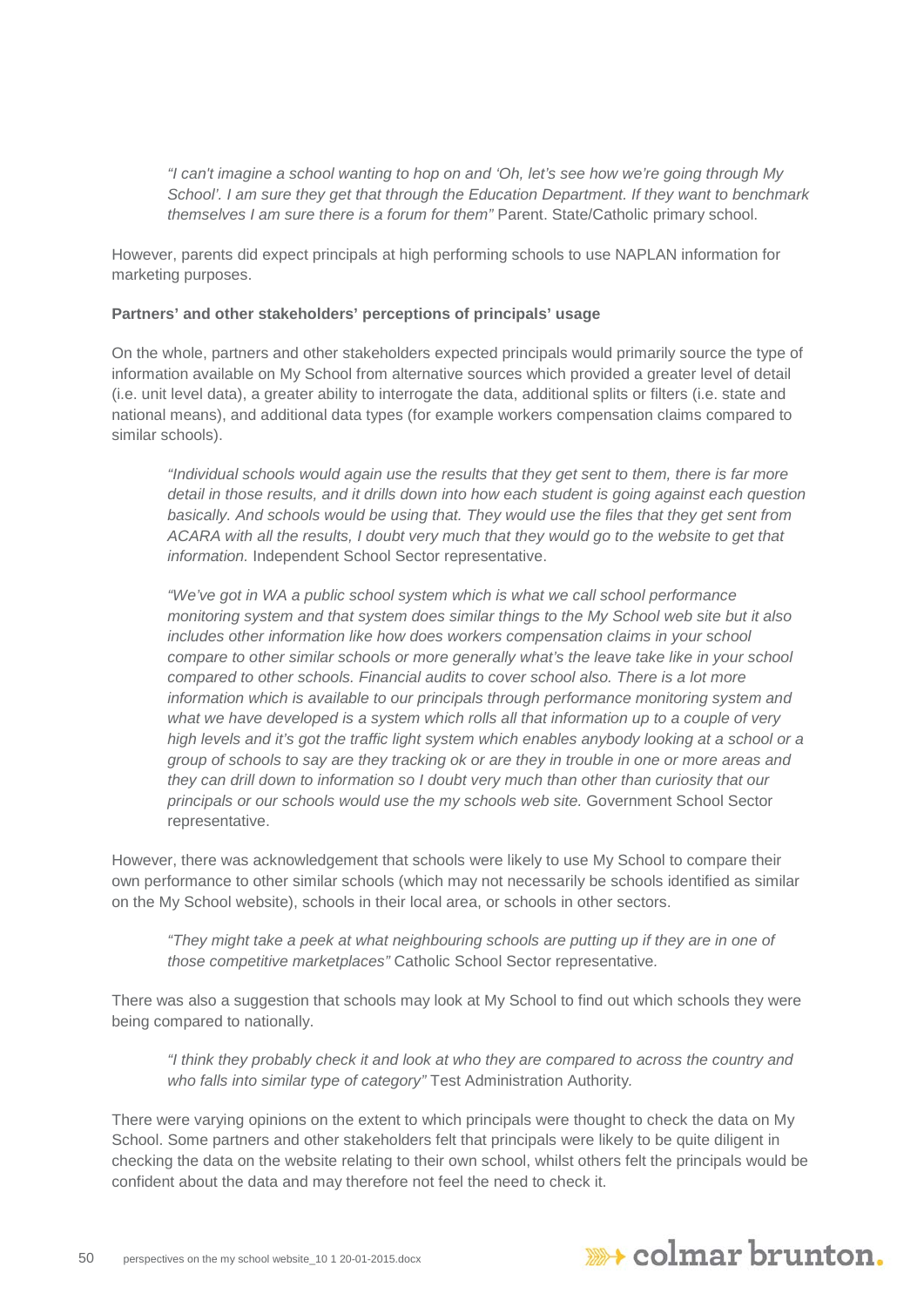> *"I can't imagine a school wanting to hop on and 'Oh, let's see how we're going through My School'. I am sure they get that through the Education Department. If they want to benchmark themselves I am sure there is a forum for them"* Parent. State/Catholic primary school.

However, parents did expect principals at high performing schools to use NAPLAN information for marketing purposes.

**Partners' and other stakeholders' perceptions of principals' usage**

On the whole, partners and other stakeholders expected principals would primarily source the type of information available on My School from alternative sources which provided a greater level of detail (i.e. unit level data), a greater ability to interrogate the data, additional splits or filters (i.e. state and national means), and additional data types (for example workers compensation claims compared to similar schools).

> *"Individual schools would again use the results that they get sent to them, there is far more detail in those results, and it drills down into how each student is going against each question basically. And schools would be using that. They would use the files that they get sent from ACARA with all the results, I doubt very much that they would go to the website to get that information.* Independent School Sector representative.

> *"We've got in WA a public school system which is what we call school performance monitoring system and that system does similar things to the My School web site but it also includes other information like how does workers compensation claims in your school compare to other similar schools or more generally what's the leave take like in your school compared to other schools. Financial audits to cover school also. There is a lot more information which is available to our principals through performance monitoring system and what we have developed is a system which rolls all that information up to a couple of very high levels and it's got the traffic light system which enables anybody looking at a school or a group of schools to say are they tracking ok or are they in trouble in one or more areas and they can drill down to information so I doubt very much than other than curiosity that our principals or our schools would use the my schools web site.* Government School Sector representative.

However, there was acknowledgement that schools were likely to use My School to compare their own performance to other similar schools (which may not necessarily be schools identified as similar on the My School website), schools in their local area, or schools in other sectors.

> *"They might take a peek at what neighbouring schools are putting up if they are in one of those competitive marketplaces"* Catholic School Sector representative.

There was also a suggestion that schools may look at My School to find out which schools they were being compared to nationally.

> *"I think they probably check it and look at who they are compared to across the country and who falls into similar type of category"* Test Administration Authority.

There were varying opinions on the extent to which principals were thought to check the data on My School. Some partners and other stakeholders felt that principals were likely to be quite diligent in checking the data on the website relating to their own school, whilst others felt the principals would be confident about the data and may therefore not feel the need to check it.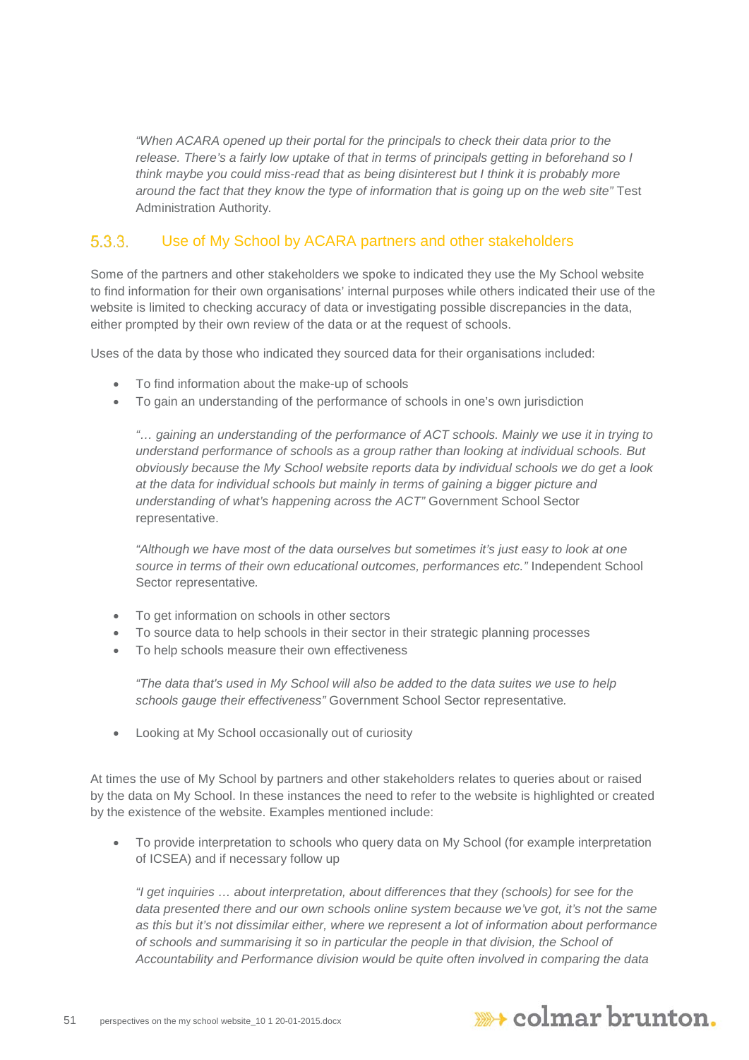*"When ACARA opened up their portal for the principals to check their data prior to the release. There's a fairly low uptake of that in terms of principals getting in beforehand so I think maybe you could miss-read that as being disinterest but I think it is probably more around the fact that they know the type of information that is going up on the web site"* Test Administration Authority.

### 5.3.3. Use of My School by ACARA partners and other stakeholders

Some of the partners and other stakeholders we spoke to indicated they use the My School website to find information for their own organisations' internal purposes while others indicated their use of the website is limited to checking accuracy of data or investigating possible discrepancies in the data, either prompted by their own review of the data or at the request of schools.

Uses of the data by those who indicated they sourced data for their organisations included:

- To find information about the make-up of schools
- To gain an understanding of the performance of schools in one's own jurisdiction

  *"… gaining an understanding of the performance of ACT schools. Mainly we use it in trying to understand performance of schools as a group rather than looking at individual schools. But obviously because the My School website reports data by individual schools we do get a look at the data for individual schools but mainly in terms of gaining a bigger picture and understanding of what's happening across the ACT"* Government School Sector representative.

  *"Although we have most of the data ourselves but sometimes it's just easy to look at one source in terms of their own educational outcomes, performances etc."* Independent School Sector representative.

- To get information on schools in other sectors
- To source data to help schools in their sector in their strategic planning processes
- To help schools measure their own effectiveness

  *"The data that's used in My School will also be added to the data suites we use to help schools gauge their effectiveness"* Government School Sector representative.

- Looking at My School occasionally out of curiosity

At times the use of My School by partners and other stakeholders relates to queries about or raised by the data on My School. In these instances the need to refer to the website is highlighted or created by the existence of the website. Examples mentioned include:

- To provide interpretation to schools who query data on My School (for example interpretation of ICSEA) and if necessary follow up

  *"I get inquiries … about interpretation, about differences that they (schools) for see for the data presented there and our own schools online system because we've got, it's not the same as this but it's not dissimilar either, where we represent a lot of information about performance of schools and summarising it so in particular the people in that division, the School of Accountability and Performance division would be quite often involved in comparing the data*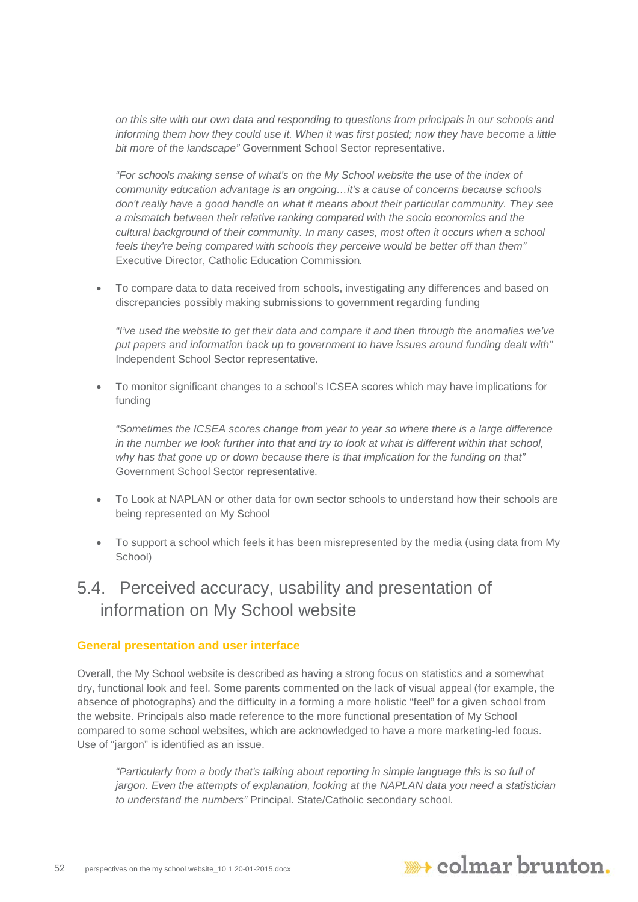*on this site with our own data and responding to questions from principals in our schools and informing them how they could use it. When it was first posted; now they have become a little bit more of the landscape"* Government School Sector representative.

*"For schools making sense of what's on the My School website the use of the index of community education advantage is an ongoing…it's a cause of concerns because schools don't really have a good handle on what it means about their particular community. They see a mismatch between their relative ranking compared with the socio economics and the cultural background of their community. In many cases, most often it occurs when a school feels they're being compared with schools they perceive would be better off than them"* Executive Director, Catholic Education Commission.

- To compare data to data received from schools, investigating any differences and based on discrepancies possibly making submissions to government regarding funding

*"I've used the website to get their data and compare it and then through the anomalies we've put papers and information back up to government to have issues around funding dealt with"* Independent School Sector representative.

- To monitor significant changes to a school's ICSEA scores which may have implications for funding

*"Sometimes the ICSEA scores change from year to year so where there is a large difference in the number we look further into that and try to look at what is different within that school, why has that gone up or down because there is that implication for the funding on that"* Government School Sector representative.

- To Look at NAPLAN or other data for own sector schools to understand how their schools are being represented on My School
- To support a school which feels it has been misrepresented by the media (using data from My School)

## 5.4. Perceived accuracy, usability and presentation of information on My School website

### General presentation and user interface

Overall, the My School website is described as having a strong focus on statistics and a somewhat dry, functional look and feel. Some parents commented on the lack of visual appeal (for example, the absence of photographs) and the difficulty in a forming a more holistic "feel" for a given school from the website. Principals also made reference to the more functional presentation of My School compared to some school websites, which are acknowledged to have a more marketing-led focus. Use of "jargon" is identified as an issue.

*"Particularly from a body that's talking about reporting in simple language this is so full of jargon. Even the attempts of explanation, looking at the NAPLAN data you need a statistician to understand the numbers"* Principal. State/Catholic secondary school.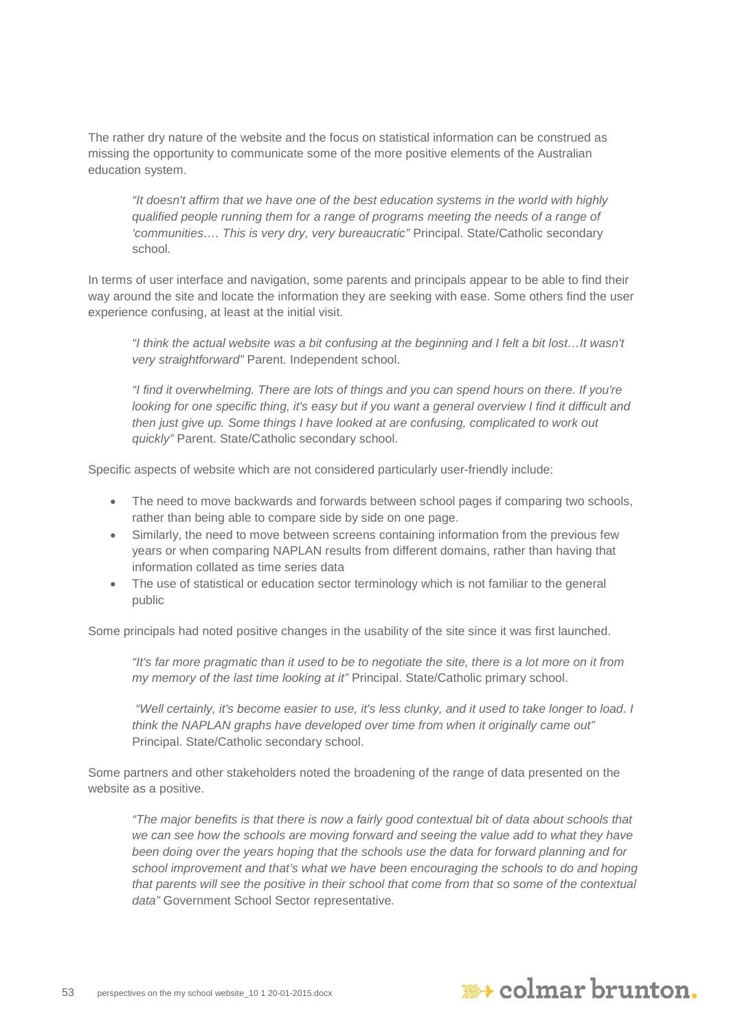The rather dry nature of the website and the focus on statistical information can be construed as missing the opportunity to communicate some of the more positive elements of the Australian education system.

> *"It doesn't affirm that we have one of the best education systems in the world with highly qualified people running them for a range of programs meeting the needs of a range of 'communities…. This is very dry, very bureaucratic"* Principal. State/Catholic secondary school.

In terms of user interface and navigation, some parents and principals appear to be able to find their way around the site and locate the information they are seeking with ease. Some others find the user experience confusing, at least at the initial visit.

> *"I think the actual website was a bit confusing at the beginning and I felt a bit lost…It wasn't very straightforward"* Parent. Independent school.

> *"I find it overwhelming. There are lots of things and you can spend hours on there. If you're looking for one specific thing, it's easy but if you want a general overview I find it difficult and then just give up. Some things I have looked at are confusing, complicated to work out quickly"* Parent. State/Catholic secondary school.

Specific aspects of website which are not considered particularly user-friendly include:

- The need to move backwards and forwards between school pages if comparing two schools, rather than being able to compare side by side on one page.
- Similarly, the need to move between screens containing information from the previous few years or when comparing NAPLAN results from different domains, rather than having that information collated as time series data
- The use of statistical or education sector terminology which is not familiar to the general public

Some principals had noted positive changes in the usability of the site since it was first launched.

> *"It's far more pragmatic than it used to be to negotiate the site, there is a lot more on it from my memory of the last time looking at it"* Principal. State/Catholic primary school.

> *"Well certainly, it's become easier to use, it's less clunky, and it used to take longer to load. I think the NAPLAN graphs have developed over time from when it originally came out"* Principal. State/Catholic secondary school.

Some partners and other stakeholders noted the broadening of the range of data presented on the website as a positive.

> *"The major benefits is that there is now a fairly good contextual bit of data about schools that we can see how the schools are moving forward and seeing the value add to what they have been doing over the years hoping that the schools use the data for forward planning and for school improvement and that's what we have been encouraging the schools to do and hoping that parents will see the positive in their school that come from that so some of the contextual data"* Government School Sector representative.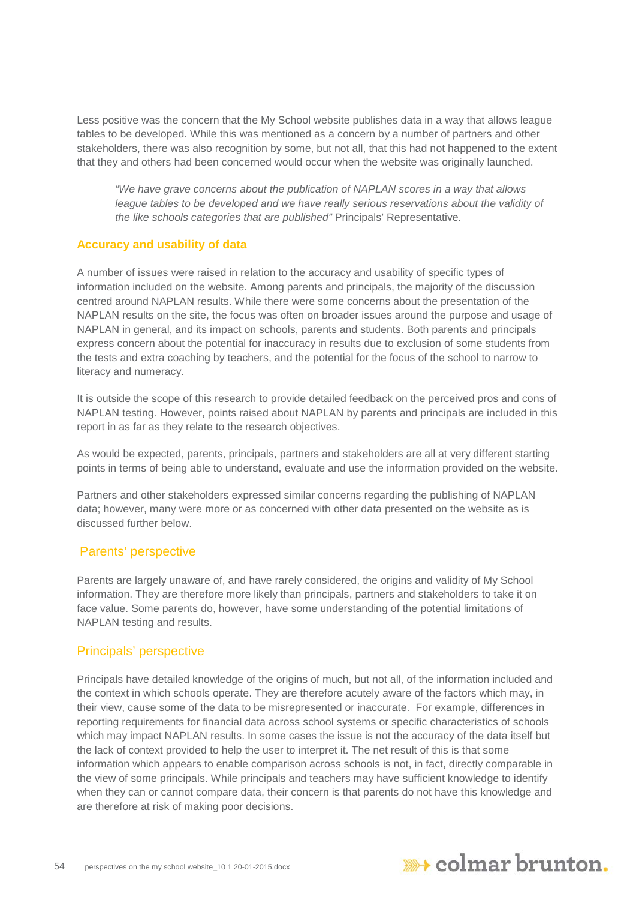Less positive was the concern that the My School website publishes data in a way that allows league tables to be developed. While this was mentioned as a concern by a number of partners and other stakeholders, there was also recognition by some, but not all, that this had not happened to the extent that they and others had been concerned would occur when the website was originally launched.

> *"We have grave concerns about the publication of NAPLAN scores in a way that allows league tables to be developed and we have really serious reservations about the validity of the like schools categories that are published"* Principals' Representative.

### Accuracy and usability of data

A number of issues were raised in relation to the accuracy and usability of specific types of information included on the website. Among parents and principals, the majority of the discussion centred around NAPLAN results. While there were some concerns about the presentation of the NAPLAN results on the site, the focus was often on broader issues around the purpose and usage of NAPLAN in general, and its impact on schools, parents and students. Both parents and principals express concern about the potential for inaccuracy in results due to exclusion of some students from the tests and extra coaching by teachers, and the potential for the focus of the school to narrow to literacy and numeracy.

It is outside the scope of this research to provide detailed feedback on the perceived pros and cons of NAPLAN testing. However, points raised about NAPLAN by parents and principals are included in this report in as far as they relate to the research objectives.

As would be expected, parents, principals, partners and stakeholders are all at very different starting points in terms of being able to understand, evaluate and use the information provided on the website.

Partners and other stakeholders expressed similar concerns regarding the publishing of NAPLAN data; however, many were more or as concerned with other data presented on the website as is discussed further below.

#### Parents' perspective

Parents are largely unaware of, and have rarely considered, the origins and validity of My School information. They are therefore more likely than principals, partners and stakeholders to take it on face value. Some parents do, however, have some understanding of the potential limitations of NAPLAN testing and results.

#### Principals' perspective

Principals have detailed knowledge of the origins of much, but not all, of the information included and the context in which schools operate. They are therefore acutely aware of the factors which may, in their view, cause some of the data to be misrepresented or inaccurate. For example, differences in reporting requirements for financial data across school systems or specific characteristics of schools which may impact NAPLAN results. In some cases the issue is not the accuracy of the data itself but the lack of context provided to help the user to interpret it. The net result of this is that some information which appears to enable comparison across schools is not, in fact, directly comparable in the view of some principals. While principals and teachers may have sufficient knowledge to identify when they can or cannot compare data, their concern is that parents do not have this knowledge and are therefore at risk of making poor decisions.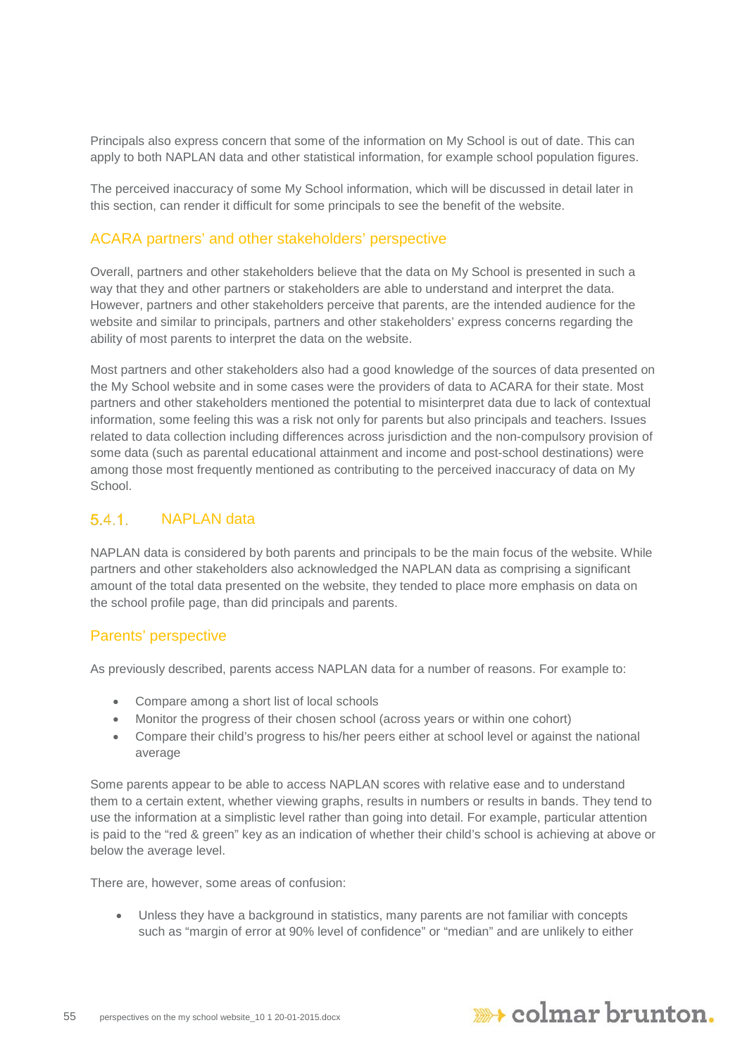Principals also express concern that some of the information on My School is out of date. This can apply to both NAPLAN data and other statistical information, for example school population figures.

The perceived inaccuracy of some My School information, which will be discussed in detail later in this section, can render it difficult for some principals to see the benefit of the website.

### ACARA partners' and other stakeholders' perspective

Overall, partners and other stakeholders believe that the data on My School is presented in such a way that they and other partners or stakeholders are able to understand and interpret the data. However, partners and other stakeholders perceive that parents, are the intended audience for the website and similar to principals, partners and other stakeholders' express concerns regarding the ability of most parents to interpret the data on the website.

Most partners and other stakeholders also had a good knowledge of the sources of data presented on the My School website and in some cases were the providers of data to ACARA for their state. Most partners and other stakeholders mentioned the potential to misinterpret data due to lack of contextual information, some feeling this was a risk not only for parents but also principals and teachers. Issues related to data collection including differences across jurisdiction and the non-compulsory provision of some data (such as parental educational attainment and income and post-school destinations) were among those most frequently mentioned as contributing to the perceived inaccuracy of data on My School.

## 5.4.1. NAPLAN data

NAPLAN data is considered by both parents and principals to be the main focus of the website. While partners and other stakeholders also acknowledged the NAPLAN data as comprising a significant amount of the total data presented on the website, they tended to place more emphasis on data on the school profile page, than did principals and parents.

### Parents' perspective

As previously described, parents access NAPLAN data for a number of reasons. For example to:

- Compare among a short list of local schools
- Monitor the progress of their chosen school (across years or within one cohort)
- Compare their child's progress to his/her peers either at school level or against the national average

Some parents appear to be able to access NAPLAN scores with relative ease and to understand them to a certain extent, whether viewing graphs, results in numbers or results in bands. They tend to use the information at a simplistic level rather than going into detail. For example, particular attention is paid to the "red & green" key as an indication of whether their child's school is achieving at above or below the average level.

There are, however, some areas of confusion:

- Unless they have a background in statistics, many parents are not familiar with concepts such as "margin of error at 90% level of confidence" or "median" and are unlikely to either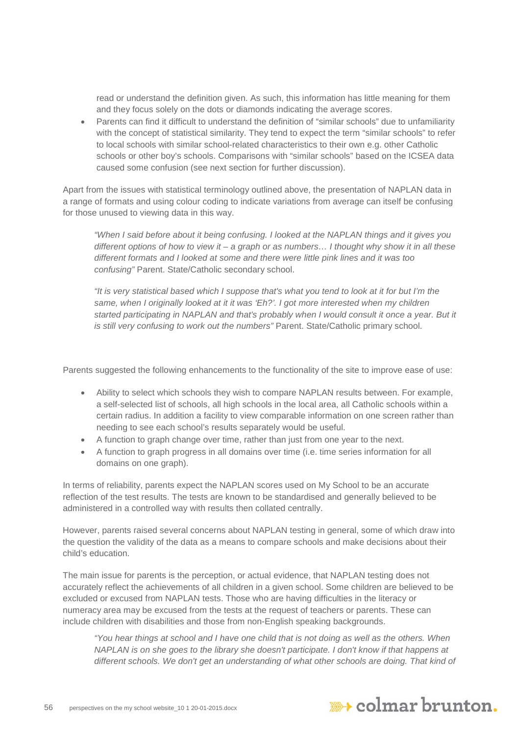read or understand the definition given. As such, this information has little meaning for them and they focus solely on the dots or diamonds indicating the average scores.

- Parents can find it difficult to understand the definition of “similar schools” due to unfamiliarity with the concept of statistical similarity. They tend to expect the term “similar schools” to refer to local schools with similar school-related characteristics to their own e.g. other Catholic schools or other boy’s schools. Comparisons with “similar schools” based on the ICSEA data caused some confusion (see next section for further discussion).

Apart from the issues with statistical terminology outlined above, the presentation of NAPLAN data in a range of formats and using colour coding to indicate variations from average can itself be confusing for those unused to viewing data in this way.

> *“When I said before about it being confusing. I looked at the NAPLAN things and it gives you different options of how to view it – a graph or as numbers… I thought why show it in all these different formats and I looked at some and there were little pink lines and it was too confusing”* Parent. State/Catholic secondary school.

> *“It is very statistical based which I suppose that's what you tend to look at it for but I’m the same, when I originally looked at it it was ‘Eh?’. I got more interested when my children started participating in NAPLAN and that's probably when I would consult it once a year. But it is still very confusing to work out the numbers”* Parent. State/Catholic primary school.

Parents suggested the following enhancements to the functionality of the site to improve ease of use:

- Ability to select which schools they wish to compare NAPLAN results between. For example, a self-selected list of schools, all high schools in the local area, all Catholic schools within a certain radius. In addition a facility to view comparable information on one screen rather than needing to see each school’s results separately would be useful.
- A function to graph change over time, rather than just from one year to the next.
- A function to graph progress in all domains over time (i.e. time series information for all domains on one graph).

In terms of reliability, parents expect the NAPLAN scores used on My School to be an accurate reflection of the test results. The tests are known to be standardised and generally believed to be administered in a controlled way with results then collated centrally.

However, parents raised several concerns about NAPLAN testing in general, some of which draw into the question the validity of the data as a means to compare schools and make decisions about their child’s education.

The main issue for parents is the perception, or actual evidence, that NAPLAN testing does not accurately reflect the achievements of all children in a given school. Some children are believed to be excluded or excused from NAPLAN tests. Those who are having difficulties in the literacy or numeracy area may be excused from the tests at the request of teachers or parents. These can include children with disabilities and those from non-English speaking backgrounds.

> *“You hear things at school and I have one child that is not doing as well as the others. When NAPLAN is on she goes to the library she doesn't participate. I don't know if that happens at different schools. We don't get an understanding of what other schools are doing. That kind of*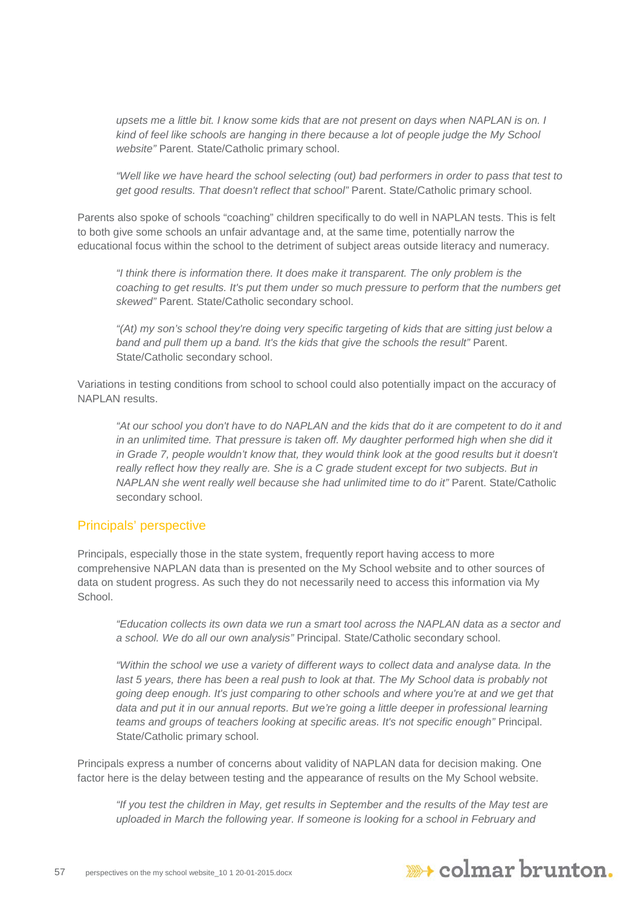*upsets me a little bit. I know some kids that are not present on days when NAPLAN is on. I kind of feel like schools are hanging in there because a lot of people judge the My School website"* Parent. State/Catholic primary school.

*"Well like we have heard the school selecting (out) bad performers in order to pass that test to get good results. That doesn't reflect that school"* Parent. State/Catholic primary school.

Parents also spoke of schools "coaching" children specifically to do well in NAPLAN tests. This is felt to both give some schools an unfair advantage and, at the same time, potentially narrow the educational focus within the school to the detriment of subject areas outside literacy and numeracy.

*"I think there is information there. It does make it transparent. The only problem is the coaching to get results. It's put them under so much pressure to perform that the numbers get skewed"* Parent. State/Catholic secondary school.

*"(At) my son's school they're doing very specific targeting of kids that are sitting just below a band and pull them up a band. It's the kids that give the schools the result"* Parent. State/Catholic secondary school.

Variations in testing conditions from school to school could also potentially impact on the accuracy of NAPLAN results.

*"At our school you don't have to do NAPLAN and the kids that do it are competent to do it and in an unlimited time. That pressure is taken off. My daughter performed high when she did it in Grade 7, people wouldn't know that, they would think look at the good results but it doesn't really reflect how they really are. She is a C grade student except for two subjects. But in NAPLAN she went really well because she had unlimited time to do it"* Parent. State/Catholic secondary school.

## Principals' perspective

Principals, especially those in the state system, frequently report having access to more comprehensive NAPLAN data than is presented on the My School website and to other sources of data on student progress. As such they do not necessarily need to access this information via My School.

*"Education collects its own data we run a smart tool across the NAPLAN data as a sector and a school. We do all our own analysis"* Principal. State/Catholic secondary school.

*"Within the school we use a variety of different ways to collect data and analyse data. In the last 5 years, there has been a real push to look at that. The My School data is probably not going deep enough. It's just comparing to other schools and where you're at and we get that data and put it in our annual reports. But we're going a little deeper in professional learning teams and groups of teachers looking at specific areas. It's not specific enough"* Principal. State/Catholic primary school.

Principals express a number of concerns about validity of NAPLAN data for decision making. One factor here is the delay between testing and the appearance of results on the My School website.

*"If you test the children in May, get results in September and the results of the May test are uploaded in March the following year. If someone is looking for a school in February and*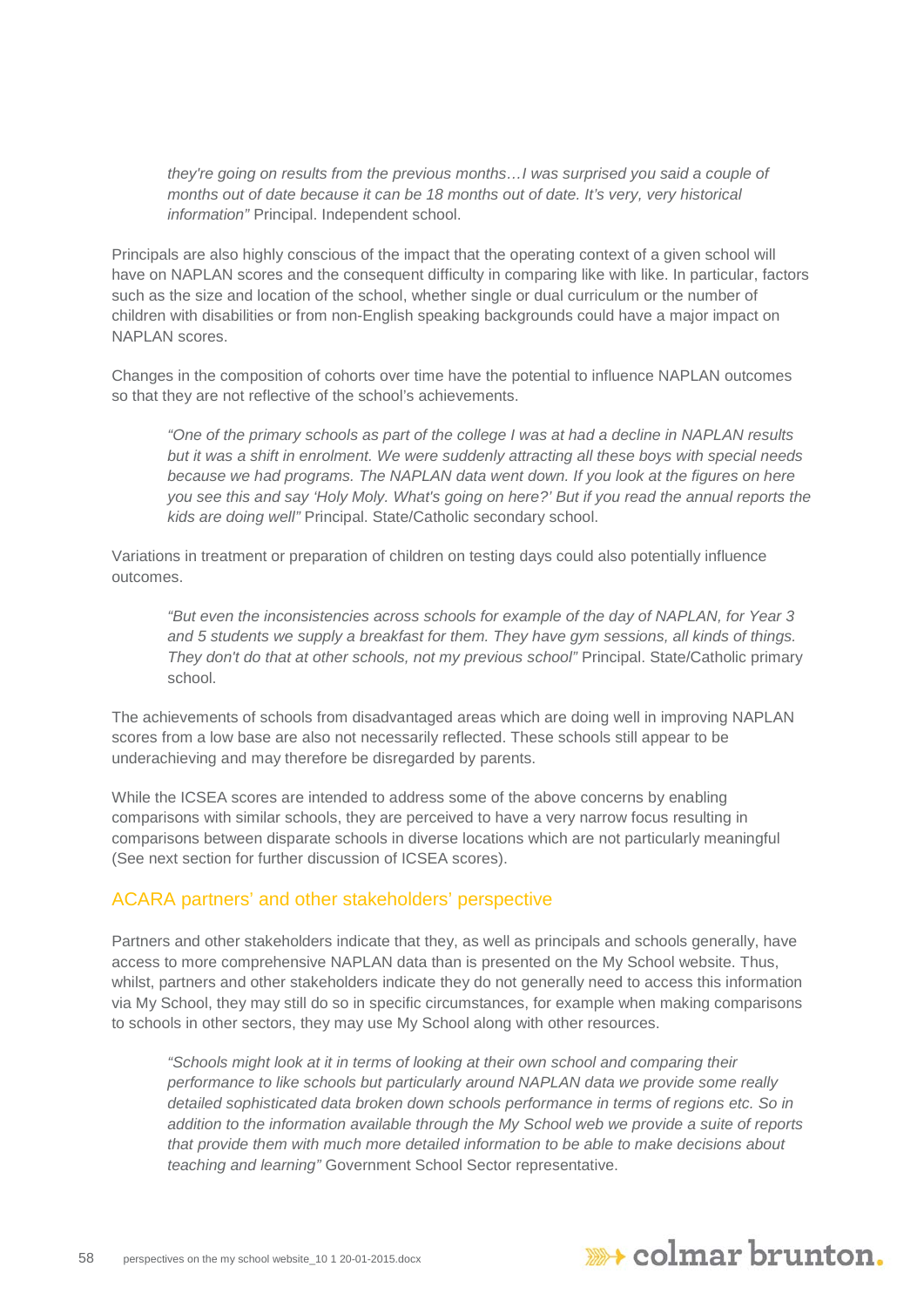*they're going on results from the previous months…I was surprised you said a couple of months out of date because it can be 18 months out of date. It's very, very historical information"* Principal. Independent school.

Principals are also highly conscious of the impact that the operating context of a given school will have on NAPLAN scores and the consequent difficulty in comparing like with like. In particular, factors such as the size and location of the school, whether single or dual curriculum or the number of children with disabilities or from non-English speaking backgrounds could have a major impact on NAPLAN scores.

Changes in the composition of cohorts over time have the potential to influence NAPLAN outcomes so that they are not reflective of the school's achievements.

> *"One of the primary schools as part of the college I was at had a decline in NAPLAN results but it was a shift in enrolment. We were suddenly attracting all these boys with special needs because we had programs. The NAPLAN data went down. If you look at the figures on here you see this and say 'Holy Moly. What's going on here?' But if you read the annual reports the kids are doing well"* Principal. State/Catholic secondary school.

Variations in treatment or preparation of children on testing days could also potentially influence outcomes.

> *"But even the inconsistencies across schools for example of the day of NAPLAN, for Year 3 and 5 students we supply a breakfast for them. They have gym sessions, all kinds of things. They don't do that at other schools, not my previous school"* Principal. State/Catholic primary school.

The achievements of schools from disadvantaged areas which are doing well in improving NAPLAN scores from a low base are also not necessarily reflected. These schools still appear to be underachieving and may therefore be disregarded by parents.

While the ICSEA scores are intended to address some of the above concerns by enabling comparisons with similar schools, they are perceived to have a very narrow focus resulting in comparisons between disparate schools in diverse locations which are not particularly meaningful (See next section for further discussion of ICSEA scores).

## ACARA partners' and other stakeholders' perspective

Partners and other stakeholders indicate that they, as well as principals and schools generally, have access to more comprehensive NAPLAN data than is presented on the My School website. Thus, whilst, partners and other stakeholders indicate they do not generally need to access this information via My School, they may still do so in specific circumstances, for example when making comparisons to schools in other sectors, they may use My School along with other resources.

> *"Schools might look at it in terms of looking at their own school and comparing their performance to like schools but particularly around NAPLAN data we provide some really detailed sophisticated data broken down schools performance in terms of regions etc. So in addition to the information available through the My School web we provide a suite of reports that provide them with much more detailed information to be able to make decisions about teaching and learning"* Government School Sector representative.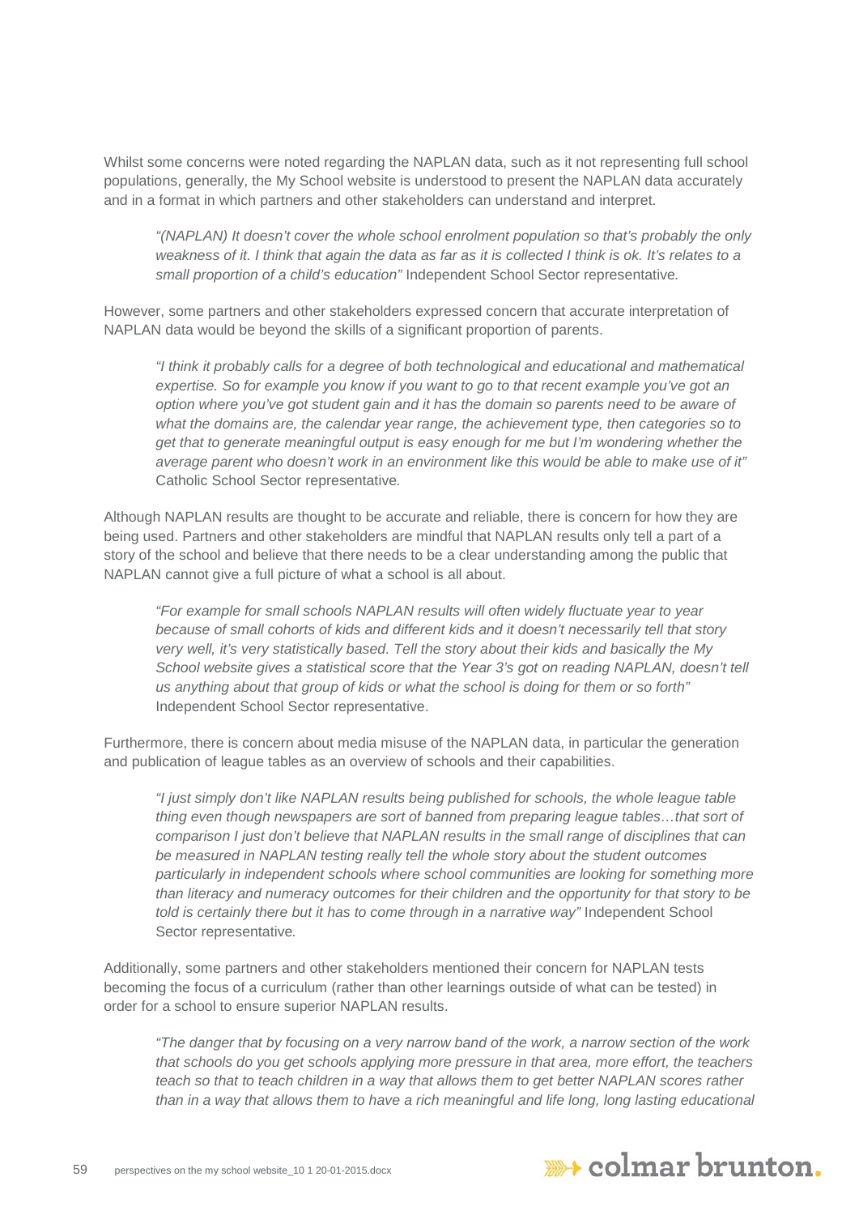Whilst some concerns were noted regarding the NAPLAN data, such as it not representing full school populations, generally, the My School website is understood to present the NAPLAN data accurately and in a format in which partners and other stakeholders can understand and interpret.

> *"(NAPLAN) It doesn't cover the whole school enrolment population so that's probably the only weakness of it. I think that again the data as far as it is collected I think is ok. It's relates to a small proportion of a child's education"* Independent School Sector representative.

However, some partners and other stakeholders expressed concern that accurate interpretation of NAPLAN data would be beyond the skills of a significant proportion of parents.

> *"I think it probably calls for a degree of both technological and educational and mathematical expertise. So for example you know if you want to go to that recent example you've got an option where you've got student gain and it has the domain so parents need to be aware of what the domains are, the calendar year range, the achievement type, then categories so to get that to generate meaningful output is easy enough for me but I'm wondering whether the average parent who doesn't work in an environment like this would be able to make use of it"* Catholic School Sector representative.

Although NAPLAN results are thought to be accurate and reliable, there is concern for how they are being used. Partners and other stakeholders are mindful that NAPLAN results only tell a part of a story of the school and believe that there needs to be a clear understanding among the public that NAPLAN cannot give a full picture of what a school is all about.

> *"For example for small schools NAPLAN results will often widely fluctuate year to year because of small cohorts of kids and different kids and it doesn't necessarily tell that story very well, it's very statistically based. Tell the story about their kids and basically the My School website gives a statistical score that the Year 3's got on reading NAPLAN, doesn't tell us anything about that group of kids or what the school is doing for them or so forth"* Independent School Sector representative.

Furthermore, there is concern about media misuse of the NAPLAN data, in particular the generation and publication of league tables as an overview of schools and their capabilities.

> *"I just simply don't like NAPLAN results being published for schools, the whole league table thing even though newspapers are sort of banned from preparing league tables…that sort of comparison I just don't believe that NAPLAN results in the small range of disciplines that can be measured in NAPLAN testing really tell the whole story about the student outcomes particularly in independent schools where school communities are looking for something more than literacy and numeracy outcomes for their children and the opportunity for that story to be told is certainly there but it has to come through in a narrative way"* Independent School Sector representative.

Additionally, some partners and other stakeholders mentioned their concern for NAPLAN tests becoming the focus of a curriculum (rather than other learnings outside of what can be tested) in order for a school to ensure superior NAPLAN results.

> *"The danger that by focusing on a very narrow band of the work, a narrow section of the work that schools do you get schools applying more pressure in that area, more effort, the teachers teach so that to teach children in a way that allows them to get better NAPLAN scores rather than in a way that allows them to have a rich meaningful and life long, long lasting educational*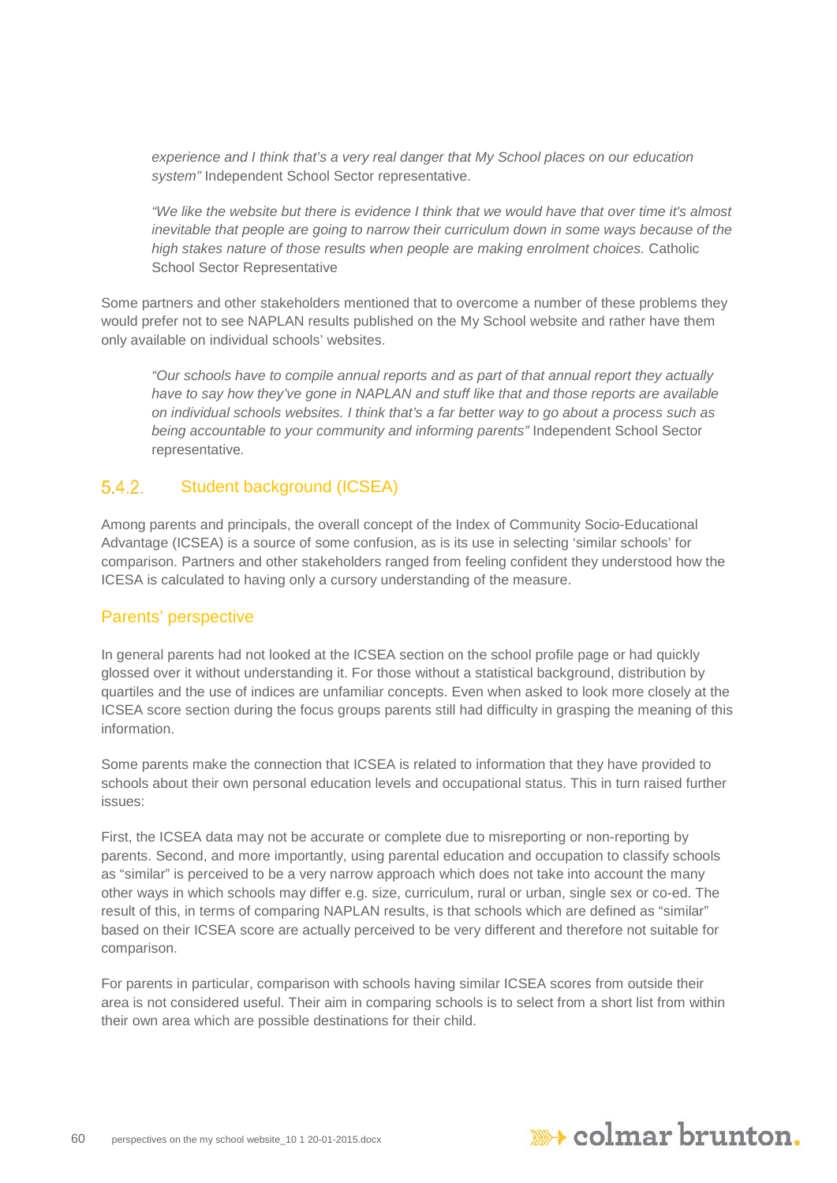*experience and I think that's a very real danger that My School places on our education system"* Independent School Sector representative.

> *"We like the website but there is evidence I think that we would have that over time it's almost inevitable that people are going to narrow their curriculum down in some ways because of the high stakes nature of those results when people are making enrolment choices.* Catholic School Sector Representative

Some partners and other stakeholders mentioned that to overcome a number of these problems they would prefer not to see NAPLAN results published on the My School website and rather have them only available on individual schools' websites.

> *"Our schools have to compile annual reports and as part of that annual report they actually have to say how they've gone in NAPLAN and stuff like that and those reports are available on individual schools websites. I think that's a far better way to go about a process such as being accountable to your community and informing parents"* Independent School Sector representative.

### 5.4.2. Student background (ICSEA)

Among parents and principals, the overall concept of the Index of Community Socio-Educational Advantage (ICSEA) is a source of some confusion, as is its use in selecting 'similar schools' for comparison. Partners and other stakeholders ranged from feeling confident they understood how the ICESA is calculated to having only a cursory understanding of the measure.

#### Parents' perspective

In general parents had not looked at the ICSEA section on the school profile page or had quickly glossed over it without understanding it. For those without a statistical background, distribution by quartiles and the use of indices are unfamiliar concepts. Even when asked to look more closely at the ICSEA score section during the focus groups parents still had difficulty in grasping the meaning of this information.

Some parents make the connection that ICSEA is related to information that they have provided to schools about their own personal education levels and occupational status. This in turn raised further issues:

First, the ICSEA data may not be accurate or complete due to misreporting or non-reporting by parents. Second, and more importantly, using parental education and occupation to classify schools as "similar" is perceived to be a very narrow approach which does not take into account the many other ways in which schools may differ e.g. size, curriculum, rural or urban, single sex or co-ed. The result of this, in terms of comparing NAPLAN results, is that schools which are defined as "similar" based on their ICSEA score are actually perceived to be very different and therefore not suitable for comparison.

For parents in particular, comparison with schools having similar ICSEA scores from outside their area is not considered useful. Their aim in comparing schools is to select from a short list from within their own area which are possible destinations for their child.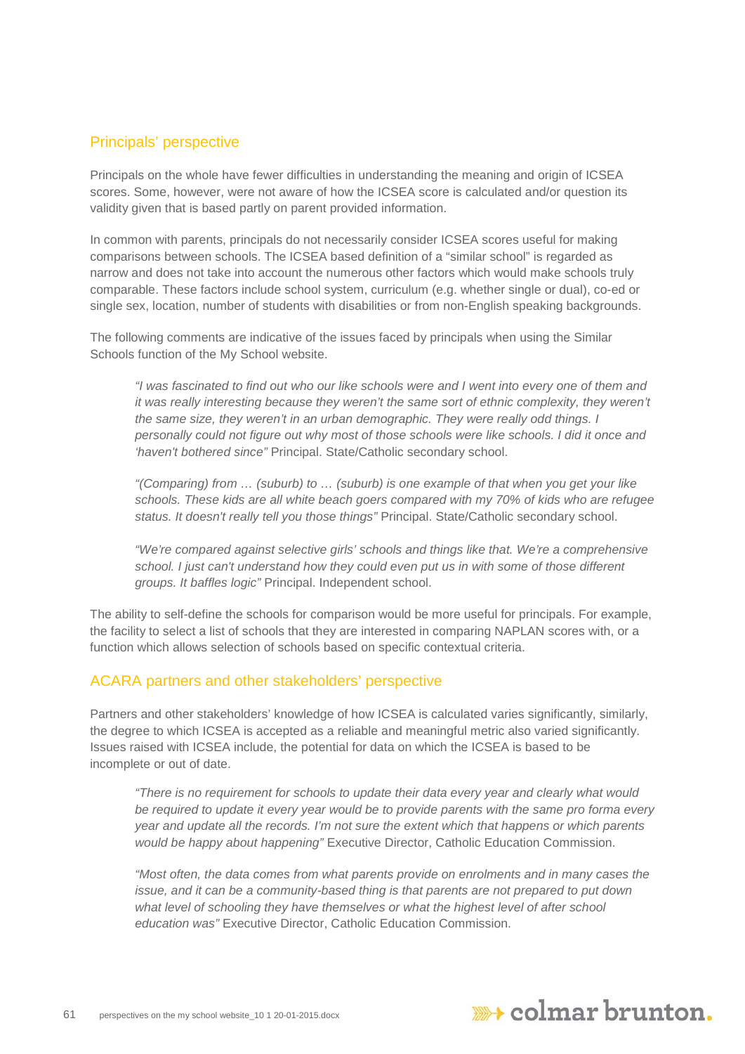## Principals' perspective

Principals on the whole have fewer difficulties in understanding the meaning and origin of ICSEA scores. Some, however, were not aware of how the ICSEA score is calculated and/or question its validity given that is based partly on parent provided information.

In common with parents, principals do not necessarily consider ICSEA scores useful for making comparisons between schools. The ICSEA based definition of a "similar school" is regarded as narrow and does not take into account the numerous other factors which would make schools truly comparable. These factors include school system, curriculum (e.g. whether single or dual), co-ed or single sex, location, number of students with disabilities or from non-English speaking backgrounds.

The following comments are indicative of the issues faced by principals when using the Similar Schools function of the My School website.

> *"I was fascinated to find out who our like schools were and I went into every one of them and it was really interesting because they weren't the same sort of ethnic complexity, they weren't the same size, they weren't in an urban demographic. They were really odd things. I personally could not figure out why most of those schools were like schools. I did it once and 'haven't bothered since"* Principal. State/Catholic secondary school.

> *"(Comparing) from … (suburb) to … (suburb) is one example of that when you get your like schools. These kids are all white beach goers compared with my 70% of kids who are refugee status. It doesn't really tell you those things"* Principal. State/Catholic secondary school.

> *"We're compared against selective girls' schools and things like that. We're a comprehensive school. I just can't understand how they could even put us in with some of those different groups. It baffles logic"* Principal. Independent school.

The ability to self-define the schools for comparison would be more useful for principals. For example, the facility to select a list of schools that they are interested in comparing NAPLAN scores with, or a function which allows selection of schools based on specific contextual criteria.

## ACARA partners and other stakeholders' perspective

Partners and other stakeholders' knowledge of how ICSEA is calculated varies significantly, similarly, the degree to which ICSEA is accepted as a reliable and meaningful metric also varied significantly. Issues raised with ICSEA include, the potential for data on which the ICSEA is based to be incomplete or out of date.

> *"There is no requirement for schools to update their data every year and clearly what would be required to update it every year would be to provide parents with the same pro forma every year and update all the records. I'm not sure the extent which that happens or which parents would be happy about happening"* Executive Director, Catholic Education Commission.

> *"Most often, the data comes from what parents provide on enrolments and in many cases the issue, and it can be a community-based thing is that parents are not prepared to put down what level of schooling they have themselves or what the highest level of after school education was"* Executive Director, Catholic Education Commission.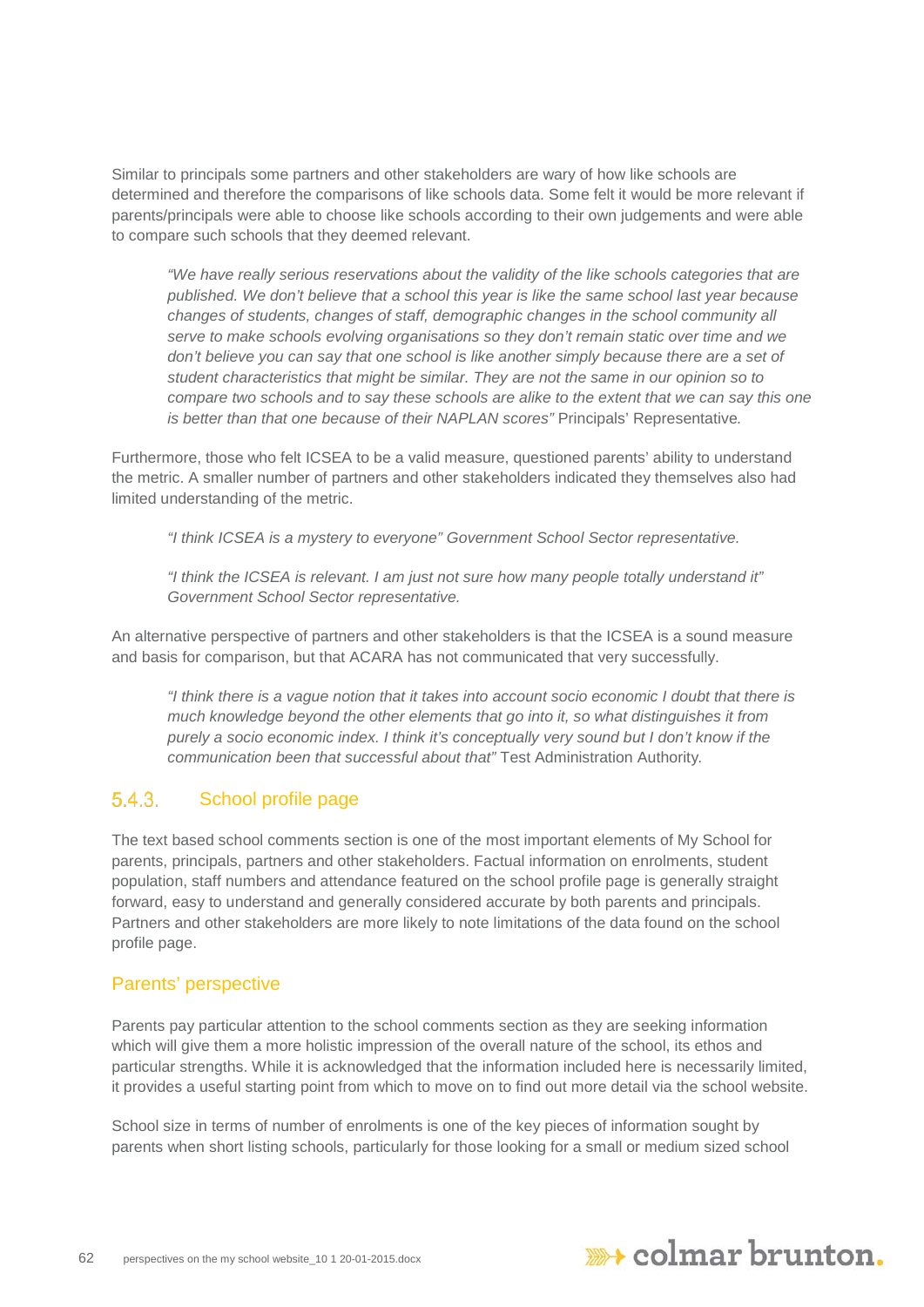Similar to principals some partners and other stakeholders are wary of how like schools are determined and therefore the comparisons of like schools data. Some felt it would be more relevant if parents/principals were able to choose like schools according to their own judgements and were able to compare such schools that they deemed relevant.

> *"We have really serious reservations about the validity of the like schools categories that are published. We don't believe that a school this year is like the same school last year because changes of students, changes of staff, demographic changes in the school community all serve to make schools evolving organisations so they don't remain static over time and we don't believe you can say that one school is like another simply because there are a set of student characteristics that might be similar. They are not the same in our opinion so to compare two schools and to say these schools are alike to the extent that we can say this one is better than that one because of their NAPLAN scores"* Principals' Representative.

Furthermore, those who felt ICSEA to be a valid measure, questioned parents' ability to understand the metric. A smaller number of partners and other stakeholders indicated they themselves also had limited understanding of the metric.

> *"I think ICSEA is a mystery to everyone" Government School Sector representative.*

> *"I think the ICSEA is relevant. I am just not sure how many people totally understand it" Government School Sector representative.*

An alternative perspective of partners and other stakeholders is that the ICSEA is a sound measure and basis for comparison, but that ACARA has not communicated that very successfully.

> *"I think there is a vague notion that it takes into account socio economic I doubt that there is much knowledge beyond the other elements that go into it, so what distinguishes it from purely a socio economic index. I think it's conceptually very sound but I don't know if the communication been that successful about that"* Test Administration Authority.

### 5.4.3. School profile page

The text based school comments section is one of the most important elements of My School for parents, principals, partners and other stakeholders. Factual information on enrolments, student population, staff numbers and attendance featured on the school profile page is generally straight forward, easy to understand and generally considered accurate by both parents and principals. Partners and other stakeholders are more likely to note limitations of the data found on the school profile page.

#### Parents' perspective

Parents pay particular attention to the school comments section as they are seeking information which will give them a more holistic impression of the overall nature of the school, its ethos and particular strengths. While it is acknowledged that the information included here is necessarily limited, it provides a useful starting point from which to move on to find out more detail via the school website.

School size in terms of number of enrolments is one of the key pieces of information sought by parents when short listing schools, particularly for those looking for a small or medium sized school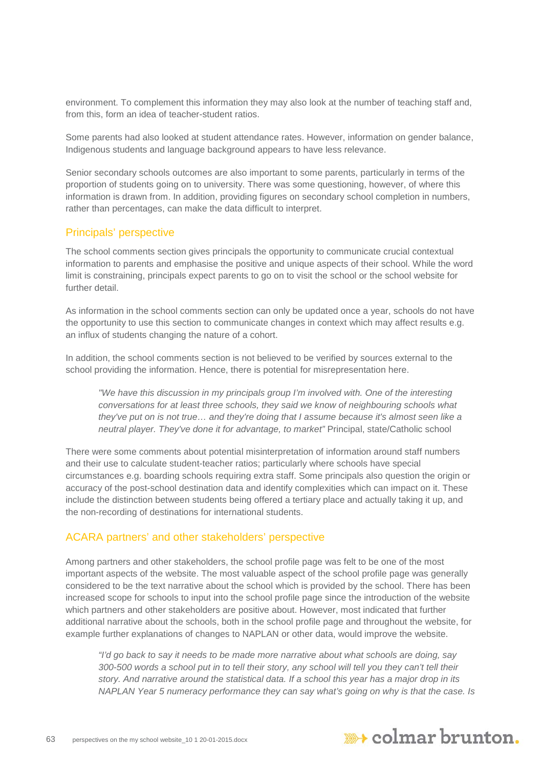environment. To complement this information they may also look at the number of teaching staff and, from this, form an idea of teacher-student ratios.

Some parents had also looked at student attendance rates. However, information on gender balance, Indigenous students and language background appears to have less relevance.

Senior secondary schools outcomes are also important to some parents, particularly in terms of the proportion of students going on to university. There was some questioning, however, of where this information is drawn from. In addition, providing figures on secondary school completion in numbers, rather than percentages, can make the data difficult to interpret.

## Principals' perspective

The school comments section gives principals the opportunity to communicate crucial contextual information to parents and emphasise the positive and unique aspects of their school. While the word limit is constraining, principals expect parents to go on to visit the school or the school website for further detail.

As information in the school comments section can only be updated once a year, schools do not have the opportunity to use this section to communicate changes in context which may affect results e.g. an influx of students changing the nature of a cohort.

In addition, the school comments section is not believed to be verified by sources external to the school providing the information. Hence, there is potential for misrepresentation here.

> *"We have this discussion in my principals group I'm involved with. One of the interesting conversations for at least three schools, they said we know of neighbouring schools what they've put on is not true… and they're doing that I assume because it's almost seen like a neutral player. They've done it for advantage, to market"* Principal, state/Catholic school

There were some comments about potential misinterpretation of information around staff numbers and their use to calculate student-teacher ratios; particularly where schools have special circumstances e.g. boarding schools requiring extra staff. Some principals also question the origin or accuracy of the post-school destination data and identify complexities which can impact on it. These include the distinction between students being offered a tertiary place and actually taking it up, and the non-recording of destinations for international students.

## ACARA partners' and other stakeholders' perspective

Among partners and other stakeholders, the school profile page was felt to be one of the most important aspects of the website. The most valuable aspect of the school profile page was generally considered to be the text narrative about the school which is provided by the school. There has been increased scope for schools to input into the school profile page since the introduction of the website which partners and other stakeholders are positive about. However, most indicated that further additional narrative about the schools, both in the school profile page and throughout the website, for example further explanations of changes to NAPLAN or other data, would improve the website.

> *"I'd go back to say it needs to be made more narrative about what schools are doing, say 300-500 words a school put in to tell their story, any school will tell you they can't tell their story. And narrative around the statistical data. If a school this year has a major drop in its NAPLAN Year 5 numeracy performance they can say what's going on why is that the case. Is*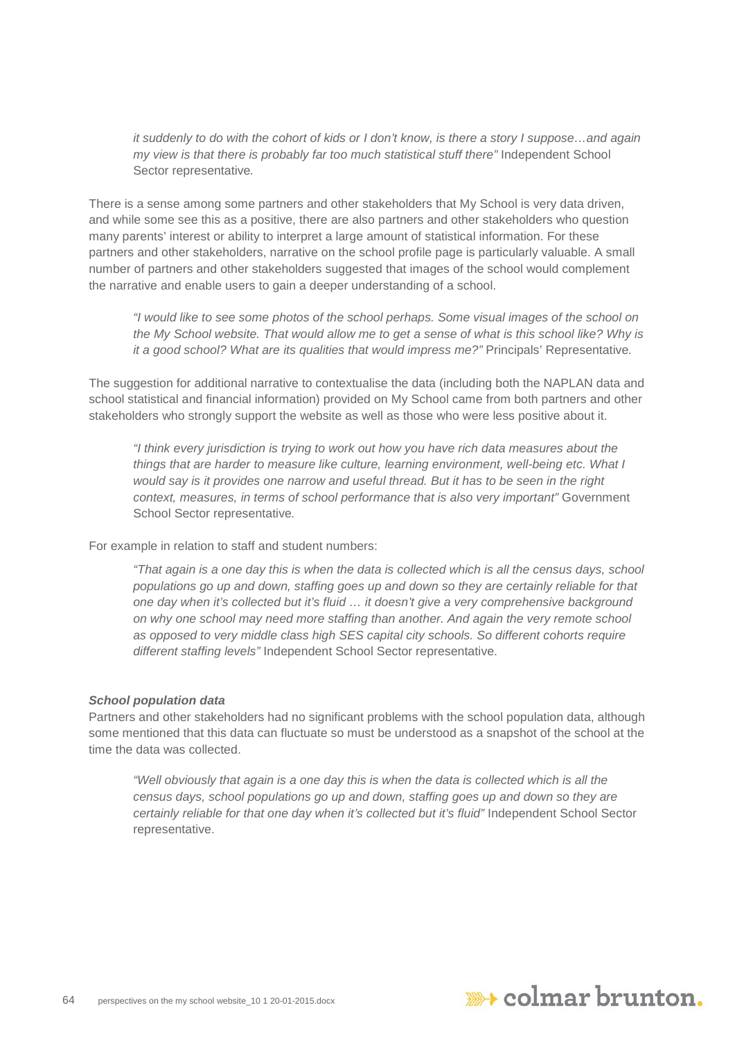*it suddenly to do with the cohort of kids or I don't know, is there a story I suppose…and again my view is that there is probably far too much statistical stuff there"* Independent School Sector representative.

There is a sense among some partners and other stakeholders that My School is very data driven, and while some see this as a positive, there are also partners and other stakeholders who question many parents' interest or ability to interpret a large amount of statistical information. For these partners and other stakeholders, narrative on the school profile page is particularly valuable. A small number of partners and other stakeholders suggested that images of the school would complement the narrative and enable users to gain a deeper understanding of a school.

> *"I would like to see some photos of the school perhaps. Some visual images of the school on the My School website. That would allow me to get a sense of what is this school like? Why is it a good school? What are its qualities that would impress me?"* Principals' Representative.

The suggestion for additional narrative to contextualise the data (including both the NAPLAN data and school statistical and financial information) provided on My School came from both partners and other stakeholders who strongly support the website as well as those who were less positive about it.

> *"I think every jurisdiction is trying to work out how you have rich data measures about the things that are harder to measure like culture, learning environment, well-being etc. What I would say is it provides one narrow and useful thread. But it has to be seen in the right context, measures, in terms of school performance that is also very important"* Government School Sector representative.

For example in relation to staff and student numbers:

> *"That again is a one day this is when the data is collected which is all the census days, school populations go up and down, staffing goes up and down so they are certainly reliable for that one day when it's collected but it's fluid … it doesn't give a very comprehensive background on why one school may need more staffing than another. And again the very remote school as opposed to very middle class high SES capital city schools. So different cohorts require different staffing levels"* Independent School Sector representative.

***School population data***

Partners and other stakeholders had no significant problems with the school population data, although some mentioned that this data can fluctuate so must be understood as a snapshot of the school at the time the data was collected.

> *"Well obviously that again is a one day this is when the data is collected which is all the census days, school populations go up and down, staffing goes up and down so they are certainly reliable for that one day when it's collected but it's fluid"* Independent School Sector representative.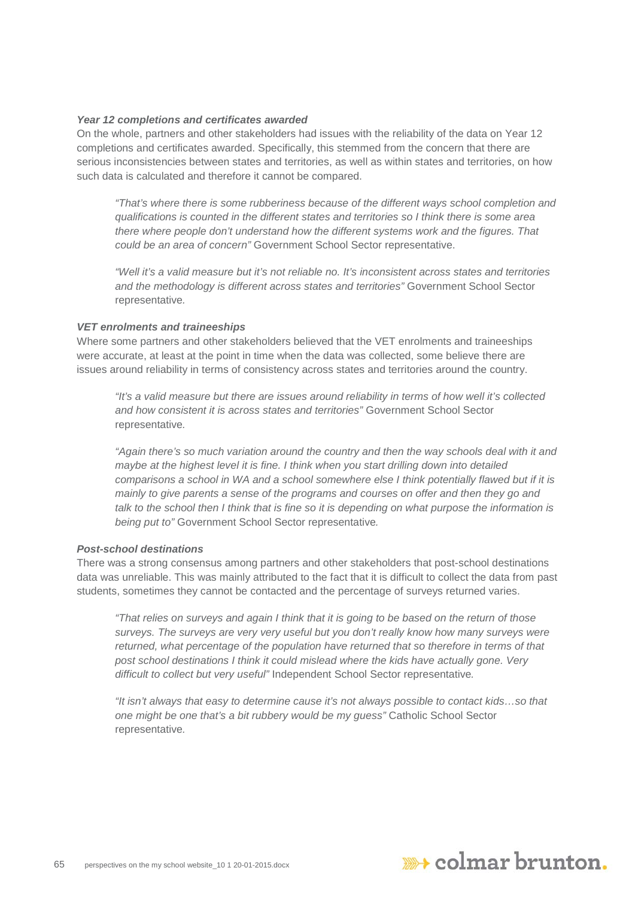***Year 12 completions and certificates awarded***

On the whole, partners and other stakeholders had issues with the reliability of the data on Year 12 completions and certificates awarded. Specifically, this stemmed from the concern that there are serious inconsistencies between states and territories, as well as within states and territories, on how such data is calculated and therefore it cannot be compared.

> *"That's where there is some rubberiness because of the different ways school completion and qualifications is counted in the different states and territories so I think there is some area there where people don't understand how the different systems work and the figures. That could be an area of concern"* Government School Sector representative.

> *"Well it's a valid measure but it's not reliable no. It's inconsistent across states and territories and the methodology is different across states and territories"* Government School Sector representative.

***VET enrolments and traineeships***

Where some partners and other stakeholders believed that the VET enrolments and traineeships were accurate, at least at the point in time when the data was collected, some believe there are issues around reliability in terms of consistency across states and territories around the country.

> *"It's a valid measure but there are issues around reliability in terms of how well it's collected and how consistent it is across states and territories"* Government School Sector representative.

> *"Again there's so much variation around the country and then the way schools deal with it and maybe at the highest level it is fine. I think when you start drilling down into detailed comparisons a school in WA and a school somewhere else I think potentially flawed but if it is mainly to give parents a sense of the programs and courses on offer and then they go and talk to the school then I think that is fine so it is depending on what purpose the information is being put to"* Government School Sector representative.

***Post-school destinations***

There was a strong consensus among partners and other stakeholders that post-school destinations data was unreliable. This was mainly attributed to the fact that it is difficult to collect the data from past students, sometimes they cannot be contacted and the percentage of surveys returned varies.

> *"That relies on surveys and again I think that it is going to be based on the return of those surveys. The surveys are very very useful but you don't really know how many surveys were returned, what percentage of the population have returned that so therefore in terms of that post school destinations I think it could mislead where the kids have actually gone. Very difficult to collect but very useful"* Independent School Sector representative.

> *"It isn't always that easy to determine cause it's not always possible to contact kids…so that one might be one that's a bit rubbery would be my guess"* Catholic School Sector representative.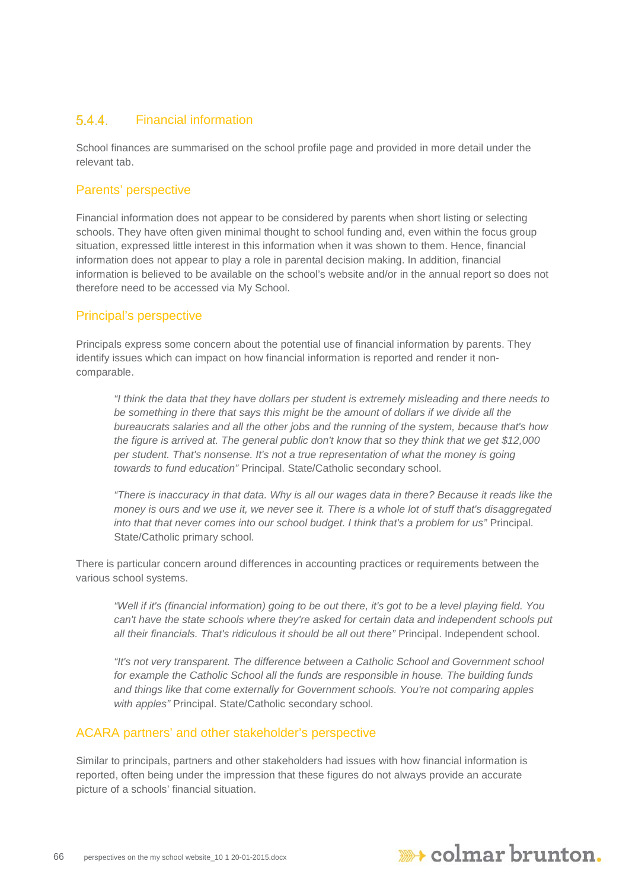### 5.4.4. Financial information

School finances are summarised on the school profile page and provided in more detail under the relevant tab.

#### Parents' perspective

Financial information does not appear to be considered by parents when short listing or selecting schools. They have often given minimal thought to school funding and, even within the focus group situation, expressed little interest in this information when it was shown to them. Hence, financial information does not appear to play a role in parental decision making. In addition, financial information is believed to be available on the school's website and/or in the annual report so does not therefore need to be accessed via My School.

#### Principal's perspective

Principals express some concern about the potential use of financial information by parents. They identify issues which can impact on how financial information is reported and render it non-comparable.

> *"I think the data that they have dollars per student is extremely misleading and there needs to be something in there that says this might be the amount of dollars if we divide all the bureaucrats salaries and all the other jobs and the running of the system, because that's how the figure is arrived at. The general public don't know that so they think that we get $12,000 per student. That's nonsense. It's not a true representation of what the money is going towards to fund education"* Principal. State/Catholic secondary school.

> *"There is inaccuracy in that data. Why is all our wages data in there? Because it reads like the money is ours and we use it, we never see it. There is a whole lot of stuff that's disaggregated into that that never comes into our school budget. I think that's a problem for us"* Principal. State/Catholic primary school.

There is particular concern around differences in accounting practices or requirements between the various school systems.

> *"Well if it's (financial information) going to be out there, it's got to be a level playing field. You can't have the state schools where they're asked for certain data and independent schools put all their financials. That's ridiculous it should be all out there"* Principal. Independent school.

> *"It's not very transparent. The difference between a Catholic School and Government school for example the Catholic School all the funds are responsible in house. The building funds and things like that come externally for Government schools. You're not comparing apples with apples"* Principal. State/Catholic secondary school.

#### ACARA partners' and other stakeholder's perspective

Similar to principals, partners and other stakeholders had issues with how financial information is reported, often being under the impression that these figures do not always provide an accurate picture of a schools' financial situation.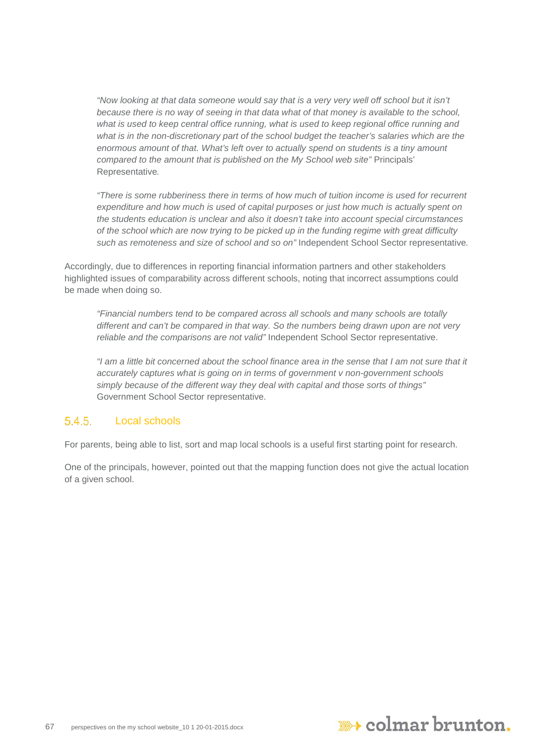*"Now looking at that data someone would say that is a very very well off school but it isn't because there is no way of seeing in that data what of that money is available to the school, what is used to keep central office running, what is used to keep regional office running and what is in the non-discretionary part of the school budget the teacher's salaries which are the enormous amount of that. What's left over to actually spend on students is a tiny amount compared to the amount that is published on the My School web site"* Principals' Representative.

*"There is some rubberiness there in terms of how much of tuition income is used for recurrent expenditure and how much is used of capital purposes or just how much is actually spent on the students education is unclear and also it doesn't take into account special circumstances of the school which are now trying to be picked up in the funding regime with great difficulty such as remoteness and size of school and so on"* Independent School Sector representative.

Accordingly, due to differences in reporting financial information partners and other stakeholders highlighted issues of comparability across different schools, noting that incorrect assumptions could be made when doing so.

*"Financial numbers tend to be compared across all schools and many schools are totally different and can't be compared in that way. So the numbers being drawn upon are not very reliable and the comparisons are not valid"* Independent School Sector representative.

*"I am a little bit concerned about the school finance area in the sense that I am not sure that it accurately captures what is going on in terms of government v non-government schools simply because of the different way they deal with capital and those sorts of things"* Government School Sector representative.

### 5.4.5. Local schools

For parents, being able to list, sort and map local schools is a useful first starting point for research.

One of the principals, however, pointed out that the mapping function does not give the actual location of a given school.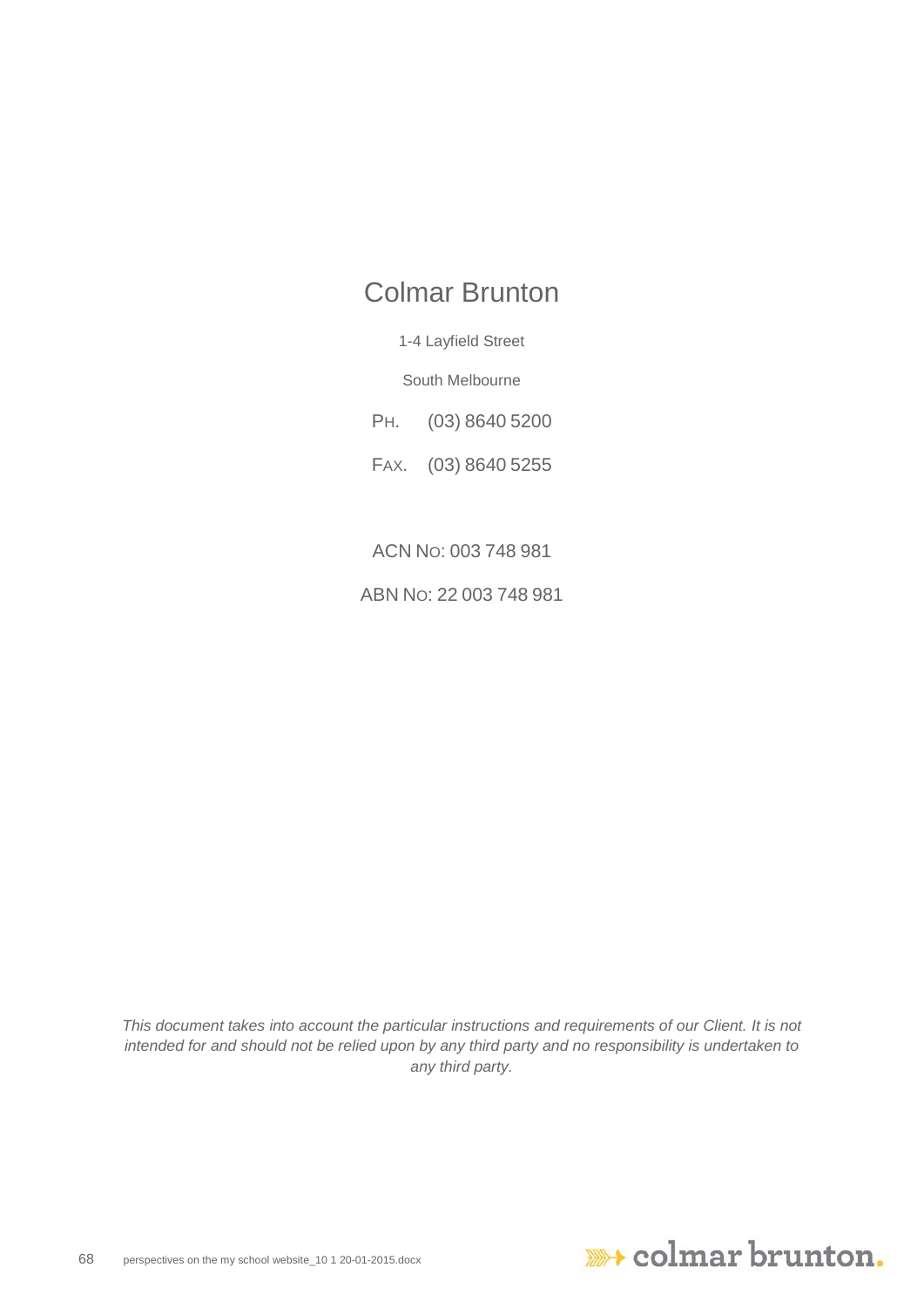# Colmar Brunton

1-4 Layfield Street

South Melbourne

PH. (03) 8640 5200

FAX. (03) 8640 5255

ACN NO: 003 748 981

ABN NO: 22 003 748 981

*This document takes into account the particular instructions and requirements of our Client. It is not intended for and should not be relied upon by any third party and no responsibility is undertaken to any third party.*